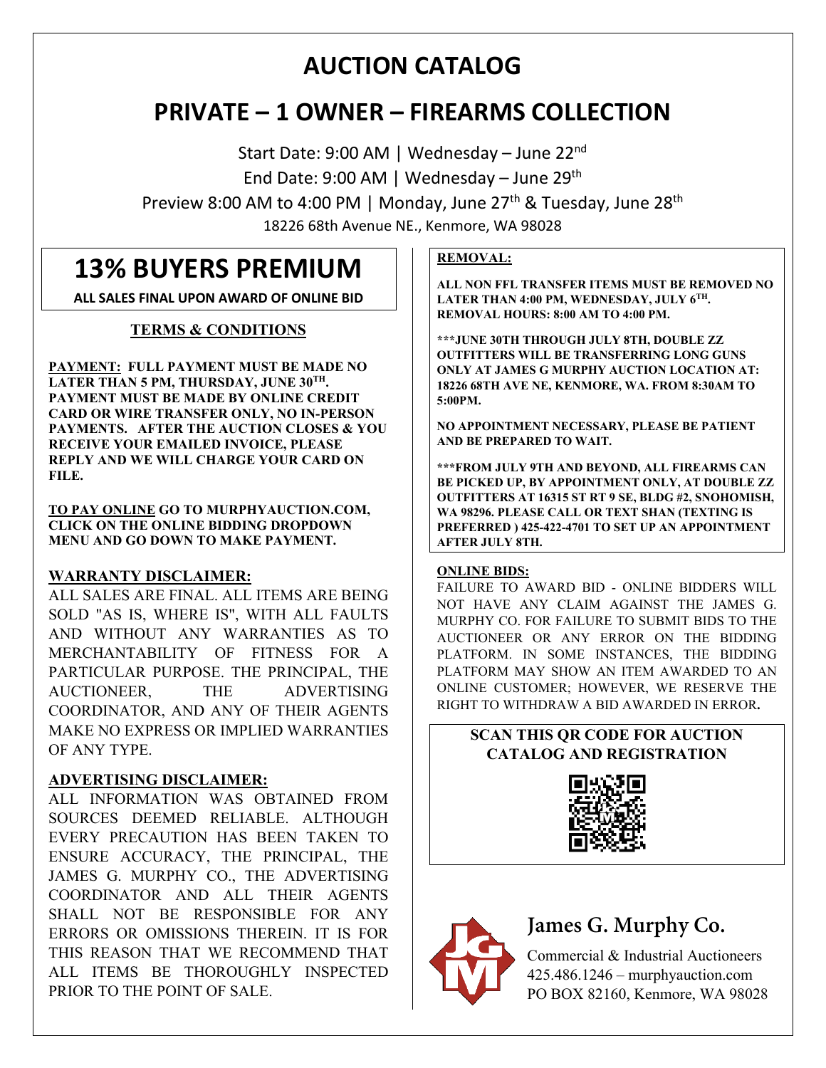# AUCTION CATALOG

## PRIVATE – 1 OWNER – FIREARMS COLLECTION

Start Date: 9:00 AM | Wednesday – June 22nd

End Date: 9:00 AM | Wednesday – June 29th

Preview 8:00 AM to 4:00 PM | Monday, June 27th & Tuesday, June 28th

18226 68th Avenue NE., Kenmore, WA 98028

## 13% BUYERS PREMIUM

**ALL SALES FINAL UPON AWARD OF ONLINE BID**

### TERMS & CONDITIONS

**PAYMENT: FULL PAYMENT MUST BE MADE NO LATER THAN 5 PM, THURSDAY, JUNE 30TH. PAYMENT MUST BE MADE BY ONLINE CREDIT CARD OR WIRE TRANSFER ONLY, NO IN-PERSON PAYMENTS. AFTER THE AUCTION CLOSES & YOU RECEIVE YOUR EMAILED INVOICE, PLEASE REPLY AND WE WILL CHARGE YOUR CARD ON FILE.**

**TO PAY ONLINE GO TO MURPHYAUCTION.COM, CLICK ON THE ONLINE BIDDING DROPDOWN MENU AND GO DOWN TO MAKE PAYMENT.**

**WARRANTY DISCLAIMER:**

ALL SALES ARE FINAL. ALL ITEMS ARE BEING SOLD "AS IS, WHERE IS", WITH ALL FAULTS AND WITHOUT ANY WARRANTIES AS TO MERCHANTABILITY OF FITNESS FOR A PARTICULAR PURPOSE. THE PRINCIPAL, THE AUCTIONEER, THE ADVERTISING COORDINATOR, AND ANY OF THEIR AGENTS MAKE NO EXPRESS OR IMPLIED WARRANTIES OF ANY TYPE.

**ADVERTISING DISCLAIMER:**

ALL INFORMATION WAS OBTAINED FROM SOURCES DEEMED RELIABLE. ALTHOUGH EVERY PRECAUTION HAS BEEN TAKEN TO ENSURE ACCURACY, THE PRINCIPAL, THE JAMES G. MURPHY CO., THE ADVERTISING COORDINATOR AND ALL THEIR AGENTS SHALL NOT BE RESPONSIBLE FOR ANY ERRORS OR OMISSIONS THEREIN. IT IS FOR THIS REASON THAT WE RECOMMEND THAT ALL ITEMS BE THOROUGHLY INSPECTED PRIOR TO THE POINT OF SALE.

**REMOVAL:**

**ALL NON FFL TRANSFER ITEMS MUST BE REMOVED NO LATER THAN 4:00 PM, WEDNESDAY, JULY 6TH. REMOVAL HOURS: 8:00 AM TO 4:00 PM.**

**\*\*\*JUNE 30TH THROUGH JULY 8TH, DOUBLE ZZ OUTFITTERS WILL BE TRANSFERRING LONG GUNS ONLY AT JAMES G MURPHY AUCTION LOCATION AT: 18226 68TH AVE NE, KENMORE, WA. FROM 8:30AM TO 5:00PM.**

**NO APPOINTMENT NECESSARY, PLEASE BE PATIENT AND BE PREPARED TO WAIT.**

**\*\*\*FROM JULY 9TH AND BEYOND, ALL FIREARMS CAN BE PICKED UP, BY APPOINTMENT ONLY, AT DOUBLE ZZ OUTFITTERS AT 16315 ST RT 9 SE, BLDG #2, SNOHOMISH, WA 98296. PLEASE CALL OR TEXT SHAN (TEXTING IS PREFERRED ) 425-422-4701 TO SET UP AN APPOINTMENT AFTER JULY 8TH.**

**ONLINE BIDS:**

FAILURE TO AWARD BID - ONLINE BIDDERS WILL NOT HAVE ANY CLAIM AGAINST THE JAMES G. MURPHY CO. FOR FAILURE TO SUBMIT BIDS TO THE AUCTIONEER OR ANY ERROR ON THE BIDDING PLATFORM. IN SOME INSTANCES, THE BIDDING PLATFORM MAY SHOW AN ITEM AWARDED TO AN ONLINE CUSTOMER; HOWEVER, WE RESERVE THE RIGHT TO WITHDRAW A BID AWARDED IN ERROR.

**SCAN THIS QR CODE FOR AUCTION CATALOG AND REGISTRATION**

**James G. Murphy Co.**

Commercial & Industrial Auctioneers
425.486.1246 – murphyauction.com
PO BOX 82160, Kenmore, WA 98028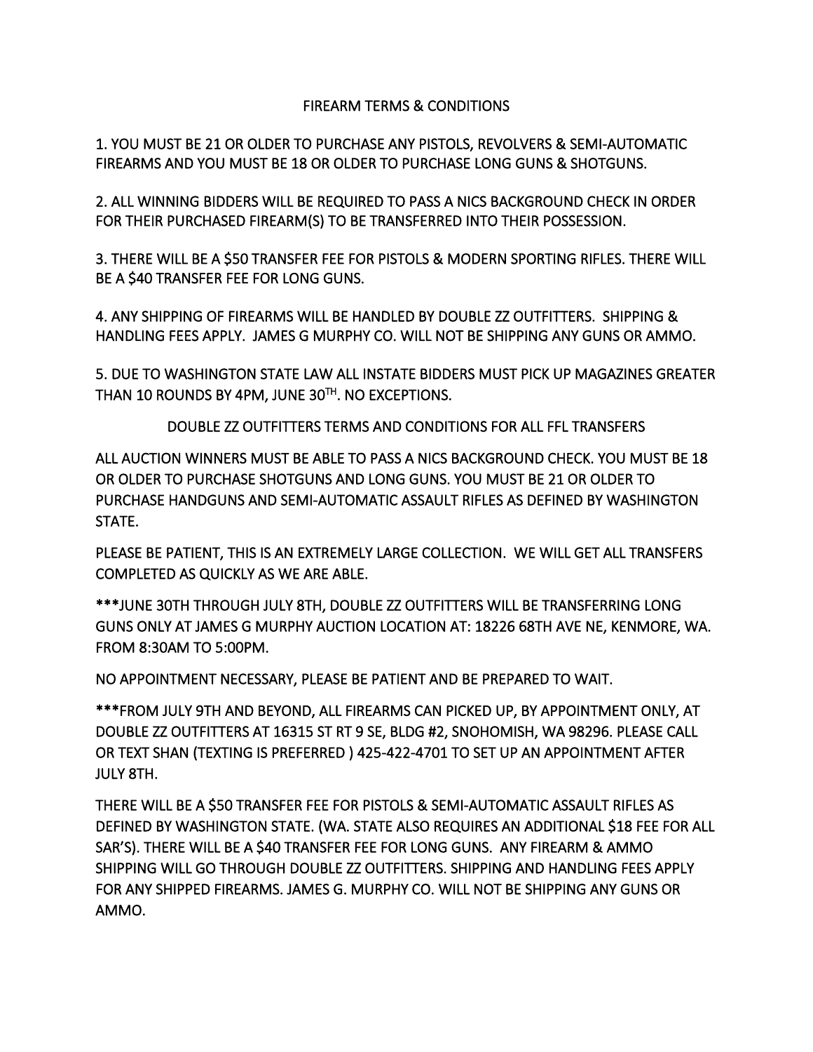# FIREARM TERMS & CONDITIONS

1. YOU MUST BE 21 OR OLDER TO PURCHASE ANY PISTOLS, REVOLVERS & SEMI-AUTOMATIC FIREARMS AND YOU MUST BE 18 OR OLDER TO PURCHASE LONG GUNS & SHOTGUNS.

2. ALL WINNING BIDDERS WILL BE REQUIRED TO PASS A NICS BACKGROUND CHECK IN ORDER FOR THEIR PURCHASED FIREARM(S) TO BE TRANSFERRED INTO THEIR POSSESSION.

3. THERE WILL BE A $50 TRANSFER FEE FOR PISTOLS & MODERN SPORTING RIFLES. THERE WILL BE A $40 TRANSFER FEE FOR LONG GUNS.

4. ANY SHIPPING OF FIREARMS WILL BE HANDLED BY DOUBLE ZZ OUTFITTERS. SHIPPING & HANDLING FEES APPLY. JAMES G MURPHY CO. WILL NOT BE SHIPPING ANY GUNS OR AMMO.

5. DUE TO WASHINGTON STATE LAW ALL INSTATE BIDDERS MUST PICK UP MAGAZINES GREATER THAN 10 ROUNDS BY 4PM, JUNE 30TH. NO EXCEPTIONS.

## DOUBLE ZZ OUTFITTERS TERMS AND CONDITIONS FOR ALL FFL TRANSFERS

ALL AUCTION WINNERS MUST BE ABLE TO PASS A NICS BACKGROUND CHECK. YOU MUST BE 18 OR OLDER TO PURCHASE SHOTGUNS AND LONG GUNS. YOU MUST BE 21 OR OLDER TO PURCHASE HANDGUNS AND SEMI-AUTOMATIC ASSAULT RIFLES AS DEFINED BY WASHINGTON STATE.

PLEASE BE PATIENT, THIS IS AN EXTREMELY LARGE COLLECTION. WE WILL GET ALL TRANSFERS COMPLETED AS QUICKLY AS WE ARE ABLE.

***JUNE 30TH THROUGH JULY 8TH, DOUBLE ZZ OUTFITTERS WILL BE TRANSFERRING LONG GUNS ONLY AT JAMES G MURPHY AUCTION LOCATION AT: 18226 68TH AVE NE, KENMORE, WA. FROM 8:30AM TO 5:00PM.

NO APPOINTMENT NECESSARY, PLEASE BE PATIENT AND BE PREPARED TO WAIT.

***FROM JULY 9TH AND BEYOND, ALL FIREARMS CAN PICKED UP, BY APPOINTMENT ONLY, AT DOUBLE ZZ OUTFITTERS AT 16315 ST RT 9 SE, BLDG #2, SNOHOMISH, WA 98296. PLEASE CALL OR TEXT SHAN (TEXTING IS PREFERRED ) 425-422-4701 TO SET UP AN APPOINTMENT AFTER JULY 8TH.

THERE WILL BE A $50 TRANSFER FEE FOR PISTOLS & SEMI-AUTOMATIC ASSAULT RIFLES AS DEFINED BY WASHINGTON STATE. (WA. STATE ALSO REQUIRES AN ADDITIONAL $18 FEE FOR ALL SAR'S). THERE WILL BE A $40 TRANSFER FEE FOR LONG GUNS. ANY FIREARM & AMMO SHIPPING WILL GO THROUGH DOUBLE ZZ OUTFITTERS. SHIPPING AND HANDLING FEES APPLY FOR ANY SHIPPED FIREARMS. JAMES G. MURPHY CO. WILL NOT BE SHIPPING ANY GUNS OR AMMO.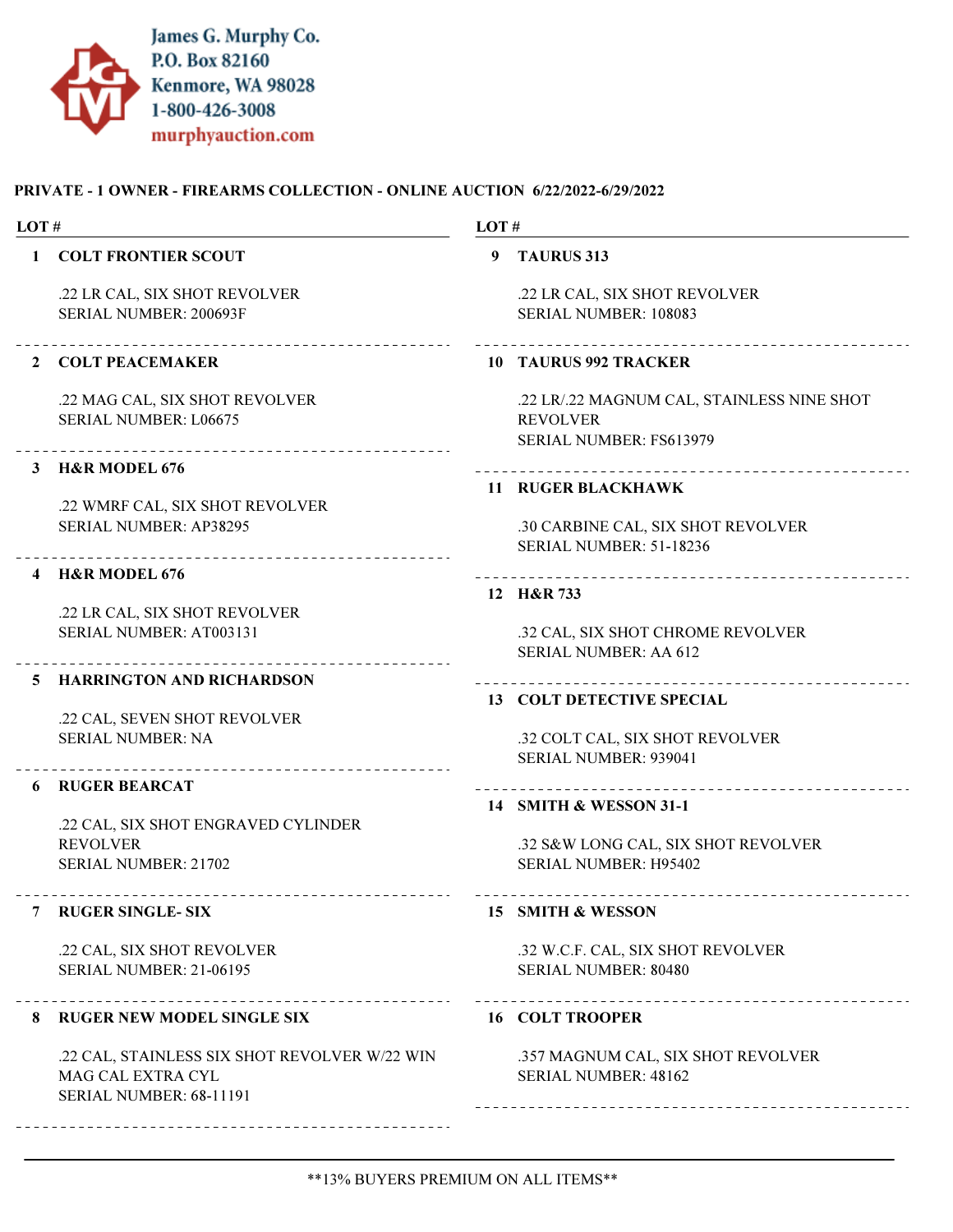James G. Murphy Co.
P.O. Box 82160
Kenmore, WA 98028
1-800-426-3008
murphyauction.com

## PRIVATE - 1 OWNER - FIREARMS COLLECTION - ONLINE AUCTION 6/22/2022-6/29/2022

| LOT # | |
|---|---|
| **1** | **COLT FRONTIER SCOUT** |
| | .22 LR CAL, SIX SHOT REVOLVER<br>SERIAL NUMBER: 200693F |
| **2** | **COLT PEACEMAKER** |
| | .22 MAG CAL, SIX SHOT REVOLVER<br>SERIAL NUMBER: L06675 |
| **3** | **H&R MODEL 676** |
| | .22 WMRF CAL, SIX SHOT REVOLVER<br>SERIAL NUMBER: AP38295 |
| **4** | **H&R MODEL 676** |
| | .22 LR CAL, SIX SHOT REVOLVER<br>SERIAL NUMBER: AT003131 |
| **5** | **HARRINGTON AND RICHARDSON** |
| | .22 CAL, SEVEN SHOT REVOLVER<br>SERIAL NUMBER: NA |
| **6** | **RUGER BEARCAT** |
| | .22 CAL, SIX SHOT ENGRAVED CYLINDER REVOLVER<br>SERIAL NUMBER: 21702 |
| **7** | **RUGER SINGLE- SIX** |
| | .22 CAL, SIX SHOT REVOLVER<br>SERIAL NUMBER: 21-06195 |
| **8** | **RUGER NEW MODEL SINGLE SIX** |
| | .22 CAL, STAINLESS SIX SHOT REVOLVER W/22 WIN MAG CAL EXTRA CYL<br>SERIAL NUMBER: 68-11191 |
| **9** | **TAURUS 313** |
| | .22 LR CAL, SIX SHOT REVOLVER<br>SERIAL NUMBER: 108083 |
| **10** | **TAURUS 992 TRACKER** |
| | .22 LR/.22 MAGNUM CAL, STAINLESS NINE SHOT REVOLVER<br>SERIAL NUMBER: FS613979 |
| **11** | **RUGER BLACKHAWK** |
| | .30 CARBINE CAL, SIX SHOT REVOLVER<br>SERIAL NUMBER: 51-18236 |
| **12** | **H&R 733** |
| | .32 CAL, SIX SHOT CHROME REVOLVER<br>SERIAL NUMBER: AA 612 |
| **13** | **COLT DETECTIVE SPECIAL** |
| | .32 COLT CAL, SIX SHOT REVOLVER<br>SERIAL NUMBER: 939041 |
| **14** | **SMITH & WESSON 31-1** |
| | .32 S&W LONG CAL, SIX SHOT REVOLVER<br>SERIAL NUMBER: H95402 |
| **15** | **SMITH & WESSON** |
| | .32 W.C.F. CAL, SIX SHOT REVOLVER<br>SERIAL NUMBER: 80480 |
| **16** | **COLT TROOPER** |
| | .357 MAGNUM CAL, SIX SHOT REVOLVER<br>SERIAL NUMBER: 48162 |

**13% BUYERS PREMIUM ON ALL ITEMS**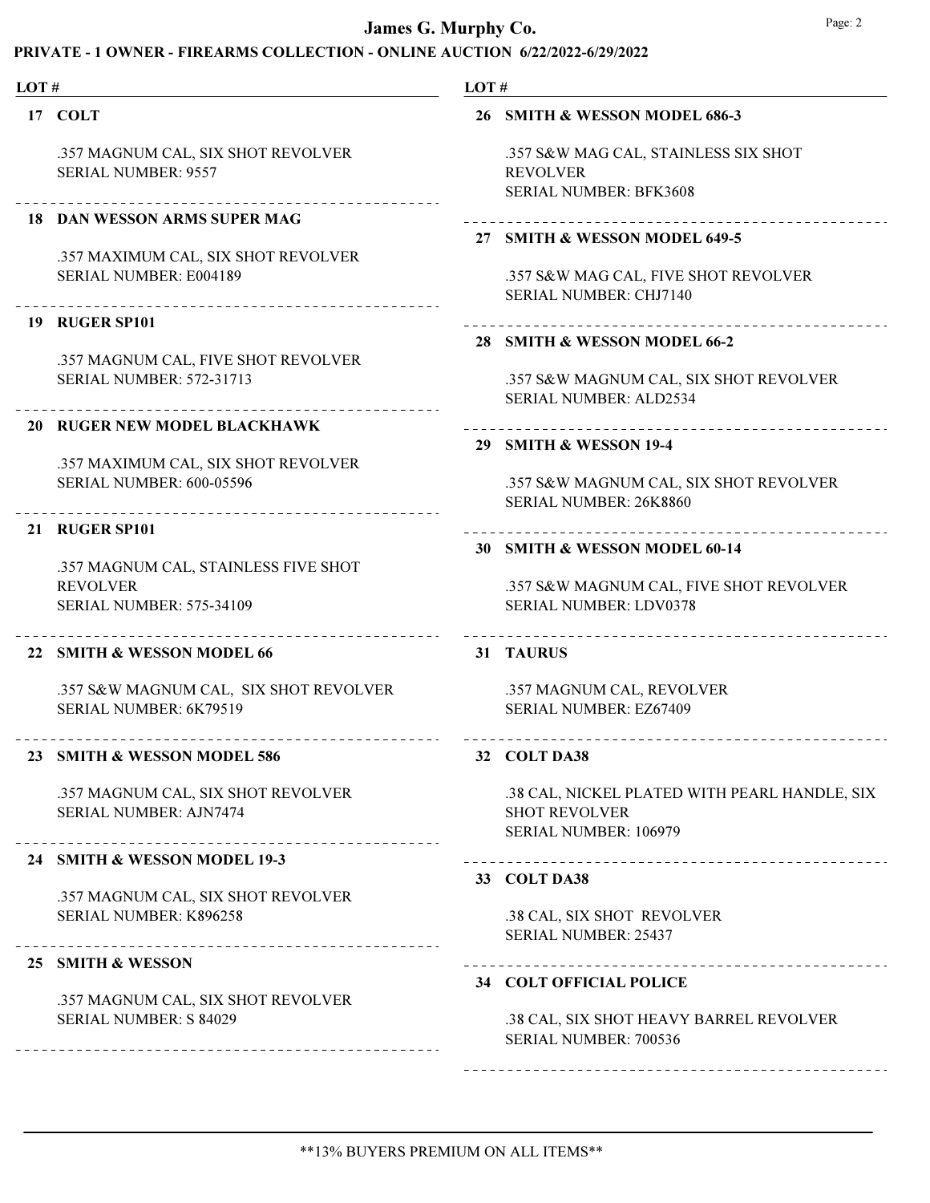# James G. Murphy Co.

## PRIVATE - 1 OWNER - FIREARMS COLLECTION - ONLINE AUCTION 6/22/2022-6/29/2022

LOT #

**17 COLT**

.357 MAGNUM CAL, SIX SHOT REVOLVER
SERIAL NUMBER: 9557

---

**18 DAN WESSON ARMS SUPER MAG**

.357 MAXIMUM CAL, SIX SHOT REVOLVER
SERIAL NUMBER: E004189

---

**19 RUGER SP101**

.357 MAGNUM CAL, FIVE SHOT REVOLVER
SERIAL NUMBER: 572-31713

---

**20 RUGER NEW MODEL BLACKHAWK**

.357 MAXIMUM CAL, SIX SHOT REVOLVER
SERIAL NUMBER: 600-05596

---

**21 RUGER SP101**

.357 MAGNUM CAL, STAINLESS FIVE SHOT REVOLVER
SERIAL NUMBER: 575-34109

---

**22 SMITH & WESSON MODEL 66**

.357 S&W MAGNUM CAL, SIX SHOT REVOLVER
SERIAL NUMBER: 6K79519

---

**23 SMITH & WESSON MODEL 586**

.357 MAGNUM CAL, SIX SHOT REVOLVER
SERIAL NUMBER: AJN7474

---

**24 SMITH & WESSON MODEL 19-3**

.357 MAGNUM CAL, SIX SHOT REVOLVER
SERIAL NUMBER: K896258

---

**25 SMITH & WESSON**

.357 MAGNUM CAL, SIX SHOT REVOLVER
SERIAL NUMBER: S 84029

---

**26 SMITH & WESSON MODEL 686-3**

.357 S&W MAG CAL, STAINLESS SIX SHOT REVOLVER
SERIAL NUMBER: BFK3608

---

**27 SMITH & WESSON MODEL 649-5**

.357 S&W MAG CAL, FIVE SHOT REVOLVER
SERIAL NUMBER: CHJ7140

---

**28 SMITH & WESSON MODEL 66-2**

.357 S&W MAGNUM CAL, SIX SHOT REVOLVER
SERIAL NUMBER: ALD2534

---

**29 SMITH & WESSON 19-4**

.357 S&W MAGNUM CAL, SIX SHOT REVOLVER
SERIAL NUMBER: 26K8860

---

**30 SMITH & WESSON MODEL 60-14**

.357 S&W MAGNUM CAL, FIVE SHOT REVOLVER
SERIAL NUMBER: LDV0378

---

**31 TAURUS**

.357 MAGNUM CAL, REVOLVER
SERIAL NUMBER: EZ67409

---

**32 COLT DA38**

.38 CAL, NICKEL PLATED WITH PEARL HANDLE, SIX SHOT REVOLVER
SERIAL NUMBER: 106979

---

**33 COLT DA38**

.38 CAL, SIX SHOT REVOLVER
SERIAL NUMBER: 25437

---

**34 COLT OFFICIAL POLICE**

.38 CAL, SIX SHOT HEAVY BARREL REVOLVER
SERIAL NUMBER: 700536

---

**13% BUYERS PREMIUM ON ALL ITEMS**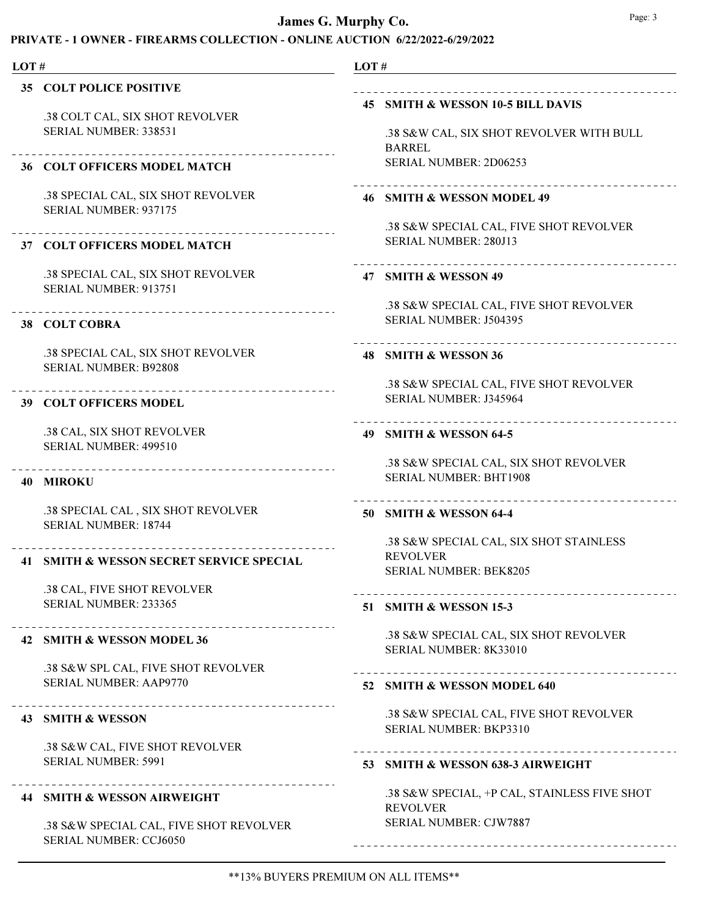# James G. Murphy Co.

## PRIVATE - 1 OWNER - FIREARMS COLLECTION - ONLINE AUCTION 6/22/2022-6/29/2022

LOT #

**35 COLT POLICE POSITIVE**

.38 COLT CAL, SIX SHOT REVOLVER
SERIAL NUMBER: 338531

**36 COLT OFFICERS MODEL MATCH**

.38 SPECIAL CAL, SIX SHOT REVOLVER
SERIAL NUMBER: 937175

**37 COLT OFFICERS MODEL MATCH**

.38 SPECIAL CAL, SIX SHOT REVOLVER
SERIAL NUMBER: 913751

**38 COLT COBRA**

.38 SPECIAL CAL, SIX SHOT REVOLVER
SERIAL NUMBER: B92808

**39 COLT OFFICERS MODEL**

.38 CAL, SIX SHOT REVOLVER
SERIAL NUMBER: 499510

**40 MIROKU**

.38 SPECIAL CAL , SIX SHOT REVOLVER
SERIAL NUMBER: 18744

**41 SMITH & WESSON SECRET SERVICE SPECIAL**

.38 CAL, FIVE SHOT REVOLVER
SERIAL NUMBER: 233365

**42 SMITH & WESSON MODEL 36**

.38 S&W SPL CAL, FIVE SHOT REVOLVER
SERIAL NUMBER: AAP9770

**43 SMITH & WESSON**

.38 S&W CAL, FIVE SHOT REVOLVER
SERIAL NUMBER: 5991

**44 SMITH & WESSON AIRWEIGHT**

.38 S&W SPECIAL CAL, FIVE SHOT REVOLVER
SERIAL NUMBER: CCJ6050

**45 SMITH & WESSON 10-5 BILL DAVIS**

.38 S&W CAL, SIX SHOT REVOLVER WITH BULL BARREL
SERIAL NUMBER: 2D06253

**46 SMITH & WESSON MODEL 49**

.38 S&W SPECIAL CAL, FIVE SHOT REVOLVER
SERIAL NUMBER: 280J13

**47 SMITH & WESSON 49**

.38 S&W SPECIAL CAL, FIVE SHOT REVOLVER
SERIAL NUMBER: J504395

**48 SMITH & WESSON 36**

.38 S&W SPECIAL CAL, FIVE SHOT REVOLVER
SERIAL NUMBER: J345964

**49 SMITH & WESSON 64-5**

.38 S&W SPECIAL CAL, SIX SHOT REVOLVER
SERIAL NUMBER: BHT1908

**50 SMITH & WESSON 64-4**

.38 S&W SPECIAL CAL, SIX SHOT STAINLESS REVOLVER
SERIAL NUMBER: BEK8205

**51 SMITH & WESSON 15-3**

.38 S&W SPECIAL CAL, SIX SHOT REVOLVER
SERIAL NUMBER: 8K33010

**52 SMITH & WESSON MODEL 640**

.38 S&W SPECIAL CAL, FIVE SHOT REVOLVER
SERIAL NUMBER: BKP3310

**53 SMITH & WESSON 638-3 AIRWEIGHT**

.38 S&W SPECIAL, +P CAL, STAINLESS FIVE SHOT REVOLVER
SERIAL NUMBER: CJW7887

**13% BUYERS PREMIUM ON ALL ITEMS**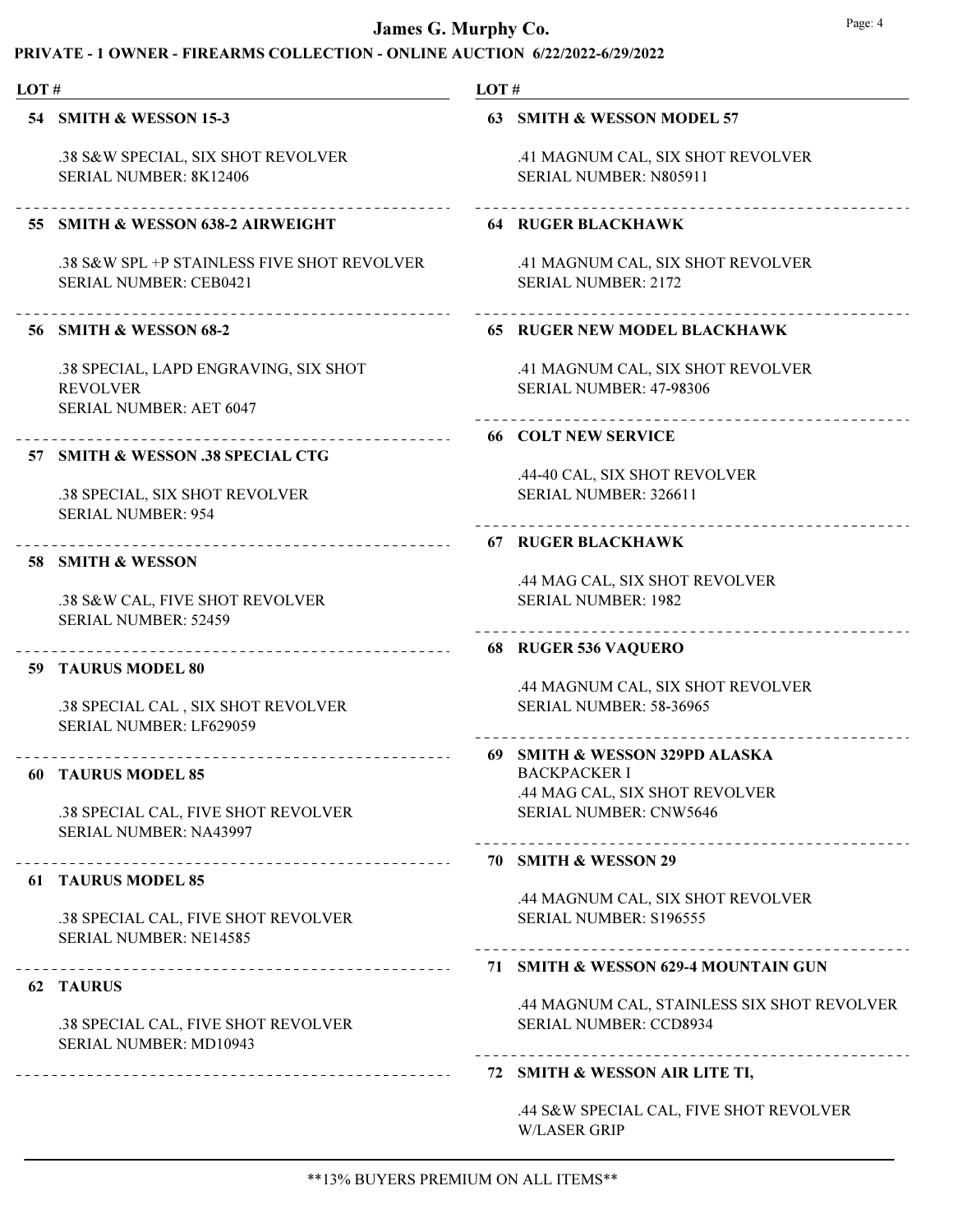# James G. Murphy Co.

## PRIVATE - 1 OWNER - FIREARMS COLLECTION - ONLINE AUCTION 6/22/2022-6/29/2022

**LOT #**

**54 SMITH & WESSON 15-3**

.38 S&W SPECIAL, SIX SHOT REVOLVER
SERIAL NUMBER: 8K12406

**55 SMITH & WESSON 638-2 AIRWEIGHT**

.38 S&W SPL +P STAINLESS FIVE SHOT REVOLVER
SERIAL NUMBER: CEB0421

**56 SMITH & WESSON 68-2**

.38 SPECIAL, LAPD ENGRAVING, SIX SHOT REVOLVER
SERIAL NUMBER: AET 6047

**57 SMITH & WESSON .38 SPECIAL CTG**

.38 SPECIAL, SIX SHOT REVOLVER
SERIAL NUMBER: 954

**58 SMITH & WESSON**

.38 S&W CAL, FIVE SHOT REVOLVER
SERIAL NUMBER: 52459

**59 TAURUS MODEL 80**

.38 SPECIAL CAL , SIX SHOT REVOLVER
SERIAL NUMBER: LF629059

**60 TAURUS MODEL 85**

.38 SPECIAL CAL, FIVE SHOT REVOLVER
SERIAL NUMBER: NA43997

**61 TAURUS MODEL 85**

.38 SPECIAL CAL, FIVE SHOT REVOLVER
SERIAL NUMBER: NE14585

**62 TAURUS**

.38 SPECIAL CAL, FIVE SHOT REVOLVER
SERIAL NUMBER: MD10943

**63 SMITH & WESSON MODEL 57**

.41 MAGNUM CAL, SIX SHOT REVOLVER
SERIAL NUMBER: N805911

**64 RUGER BLACKHAWK**

.41 MAGNUM CAL, SIX SHOT REVOLVER
SERIAL NUMBER: 2172

**65 RUGER NEW MODEL BLACKHAWK**

.41 MAGNUM CAL, SIX SHOT REVOLVER
SERIAL NUMBER: 47-98306

**66 COLT NEW SERVICE**

.44-40 CAL, SIX SHOT REVOLVER
SERIAL NUMBER: 326611

**67 RUGER BLACKHAWK**

.44 MAG CAL, SIX SHOT REVOLVER
SERIAL NUMBER: 1982

**68 RUGER 536 VAQUERO**

.44 MAGNUM CAL, SIX SHOT REVOLVER
SERIAL NUMBER: 58-36965

**69 SMITH & WESSON 329PD ALASKA BACKPACKER I**

.44 MAG CAL, SIX SHOT REVOLVER
SERIAL NUMBER: CNW5646

**70 SMITH & WESSON 29**

.44 MAGNUM CAL, SIX SHOT REVOLVER
SERIAL NUMBER: S196555

**71 SMITH & WESSON 629-4 MOUNTAIN GUN**

.44 MAGNUM CAL, STAINLESS SIX SHOT REVOLVER
SERIAL NUMBER: CCD8934

**72 SMITH & WESSON AIR LITE TI,**

.44 S&W SPECIAL CAL, FIVE SHOT REVOLVER W/LASER GRIP

\*\*13% BUYERS PREMIUM ON ALL ITEMS\*\*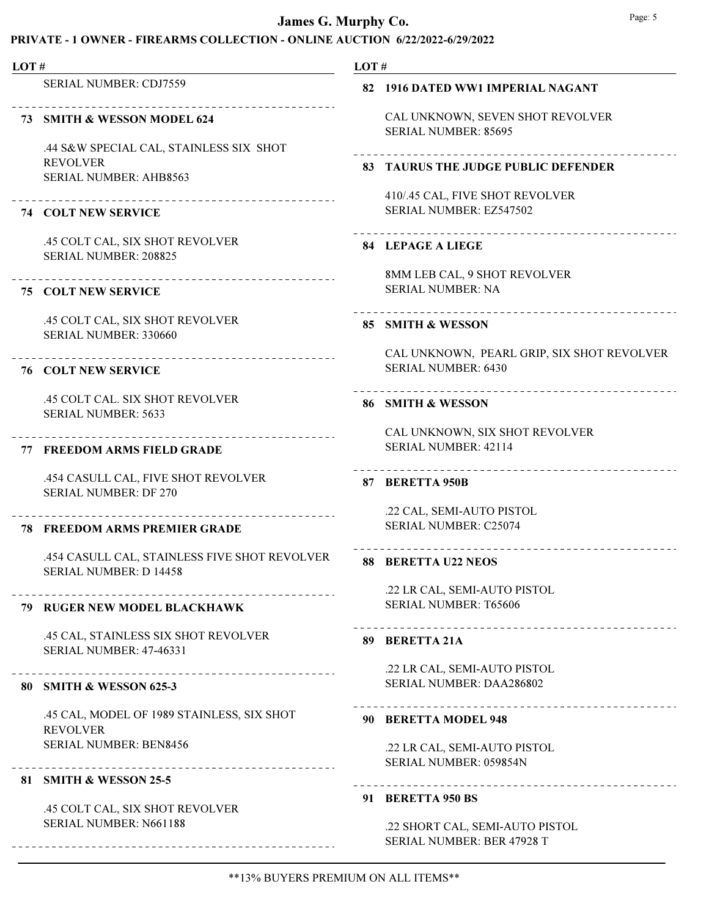SERIAL NUMBER: CDJ7559

**73 SMITH & WESSON MODEL 624**

.44 S&W SPECIAL CAL, STAINLESS SIX SHOT REVOLVER
SERIAL NUMBER: AHB8563

**74 COLT NEW SERVICE**

.45 COLT CAL, SIX SHOT REVOLVER
SERIAL NUMBER: 208825

**75 COLT NEW SERVICE**

.45 COLT CAL, SIX SHOT REVOLVER
SERIAL NUMBER: 330660

**76 COLT NEW SERVICE**

.45 COLT CAL. SIX SHOT REVOLVER
SERIAL NUMBER: 5633

**77 FREEDOM ARMS FIELD GRADE**

.454 CASULL CAL, FIVE SHOT REVOLVER
SERIAL NUMBER: DF 270

**78 FREEDOM ARMS PREMIER GRADE**

.454 CASULL CAL, STAINLESS FIVE SHOT REVOLVER
SERIAL NUMBER: D 14458

**79 RUGER NEW MODEL BLACKHAWK**

.45 CAL, STAINLESS SIX SHOT REVOLVER
SERIAL NUMBER: 47-46331

**80 SMITH & WESSON 625-3**

.45 CAL, MODEL OF 1989 STAINLESS, SIX SHOT REVOLVER
SERIAL NUMBER: BEN8456

**81 SMITH & WESSON 25-5**

.45 COLT CAL, SIX SHOT REVOLVER
SERIAL NUMBER: N661188

**82 1916 DATED WW1 IMPERIAL NAGANT**

CAL UNKNOWN, SEVEN SHOT REVOLVER
SERIAL NUMBER: 85695

**83 TAURUS THE JUDGE PUBLIC DEFENDER**

410/.45 CAL, FIVE SHOT REVOLVER
SERIAL NUMBER: EZ547502

**84 LEPAGE A LIEGE**

8MM LEB CAL, 9 SHOT REVOLVER
SERIAL NUMBER: NA

**85 SMITH & WESSON**

CAL UNKNOWN, PEARL GRIP, SIX SHOT REVOLVER
SERIAL NUMBER: 6430

**86 SMITH & WESSON**

CAL UNKNOWN, SIX SHOT REVOLVER
SERIAL NUMBER: 42114

**87 BERETTA 950B**

.22 CAL, SEMI-AUTO PISTOL
SERIAL NUMBER: C25074

**88 BERETTA U22 NEOS**

.22 LR CAL, SEMI-AUTO PISTOL
SERIAL NUMBER: T65606

**89 BERETTA 21A**

.22 LR CAL, SEMI-AUTO PISTOL
SERIAL NUMBER: DAA286802

**90 BERETTA MODEL 948**

.22 LR CAL, SEMI-AUTO PISTOL
SERIAL NUMBER: 059854N

**91 BERETTA 950 BS**

.22 SHORT CAL, SEMI-AUTO PISTOL
SERIAL NUMBER: BER 47928 T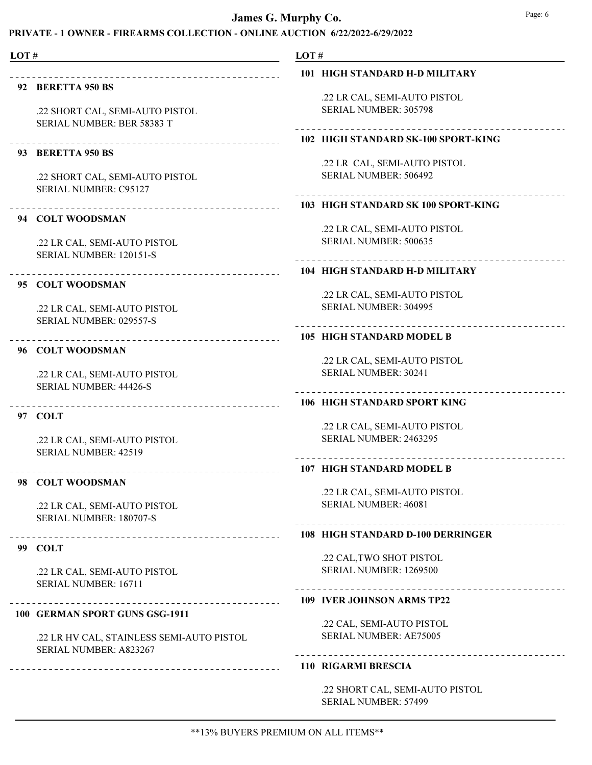# James G. Murphy Co.

## PRIVATE - 1 OWNER - FIREARMS COLLECTION - ONLINE AUCTION 6/22/2022-6/29/2022

**LOT #**

---

**92 BERETTA 950 BS**

.22 SHORT CAL, SEMI-AUTO PISTOL
SERIAL NUMBER: BER 58383 T

---

**93 BERETTA 950 BS**

.22 SHORT CAL, SEMI-AUTO PISTOL
SERIAL NUMBER: C95127

---

**94 COLT WOODSMAN**

.22 LR CAL, SEMI-AUTO PISTOL
SERIAL NUMBER: 120151-S

---

**95 COLT WOODSMAN**

.22 LR CAL, SEMI-AUTO PISTOL
SERIAL NUMBER: 029557-S

---

**96 COLT WOODSMAN**

.22 LR CAL, SEMI-AUTO PISTOL
SERIAL NUMBER: 44426-S

---

**97 COLT**

.22 LR CAL, SEMI-AUTO PISTOL
SERIAL NUMBER: 42519

---

**98 COLT WOODSMAN**

.22 LR CAL, SEMI-AUTO PISTOL
SERIAL NUMBER: 180707-S

---

**99 COLT**

.22 LR CAL, SEMI-AUTO PISTOL
SERIAL NUMBER: 16711

---

**100 GERMAN SPORT GUNS GSG-1911**

.22 LR HV CAL, STAINLESS SEMI-AUTO PISTOL
SERIAL NUMBER: A823267

---

**101 HIGH STANDARD H-D MILITARY**

.22 LR CAL, SEMI-AUTO PISTOL
SERIAL NUMBER: 305798

---

**102 HIGH STANDARD SK-100 SPORT-KING**

.22 LR CAL, SEMI-AUTO PISTOL
SERIAL NUMBER: 506492

---

**103 HIGH STANDARD SK 100 SPORT-KING**

.22 LR CAL, SEMI-AUTO PISTOL
SERIAL NUMBER: 500635

---

**104 HIGH STANDARD H-D MILITARY**

.22 LR CAL, SEMI-AUTO PISTOL
SERIAL NUMBER: 304995

---

**105 HIGH STANDARD MODEL B**

.22 LR CAL, SEMI-AUTO PISTOL
SERIAL NUMBER: 30241

---

**106 HIGH STANDARD SPORT KING**

.22 LR CAL, SEMI-AUTO PISTOL
SERIAL NUMBER: 2463295

---

**107 HIGH STANDARD MODEL B**

.22 LR CAL, SEMI-AUTO PISTOL
SERIAL NUMBER: 46081

---

**108 HIGH STANDARD D-100 DERRINGER**

.22 CAL,TWO SHOT PISTOL
SERIAL NUMBER: 1269500

---

**109 IVER JOHNSON ARMS TP22**

.22 CAL, SEMI-AUTO PISTOL
SERIAL NUMBER: AE75005

---

**110 RIGARMI BRESCIA**

.22 SHORT CAL, SEMI-AUTO PISTOL
SERIAL NUMBER: 57499

---

\*\*13% BUYERS PREMIUM ON ALL ITEMS\*\*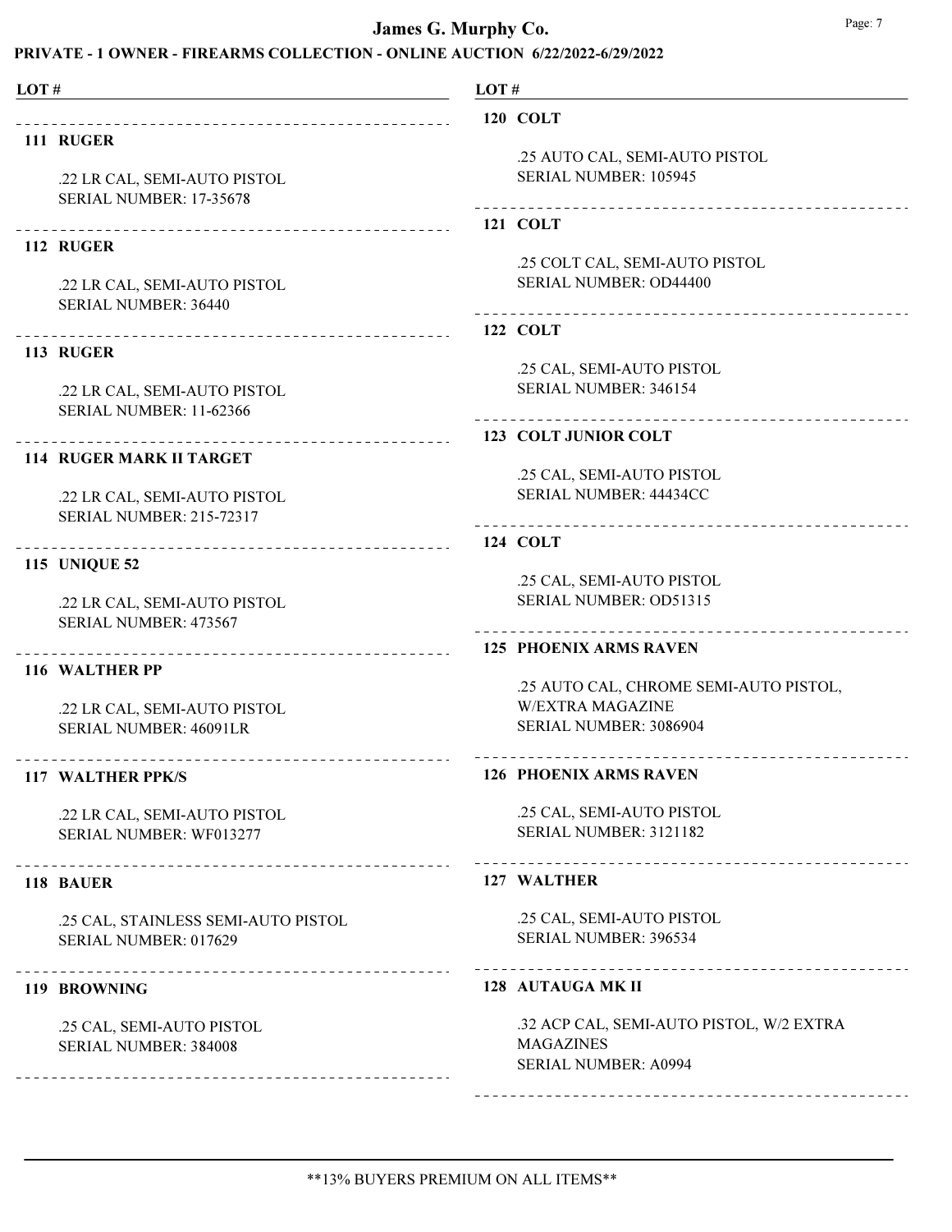**LOT #**

**111 RUGER**

.22 LR CAL, SEMI-AUTO PISTOL
SERIAL NUMBER: 17-35678

---

**112 RUGER**

.22 LR CAL, SEMI-AUTO PISTOL
SERIAL NUMBER: 36440

---

**113 RUGER**

.22 LR CAL, SEMI-AUTO PISTOL
SERIAL NUMBER: 11-62366

---

**114 RUGER MARK II TARGET**

.22 LR CAL, SEMI-AUTO PISTOL
SERIAL NUMBER: 215-72317

---

**115 UNIQUE 52**

.22 LR CAL, SEMI-AUTO PISTOL
SERIAL NUMBER: 473567

---

**116 WALTHER PP**

.22 LR CAL, SEMI-AUTO PISTOL
SERIAL NUMBER: 46091LR

---

**117 WALTHER PPK/S**

.22 LR CAL, SEMI-AUTO PISTOL
SERIAL NUMBER: WF013277

---

**118 BAUER**

.25 CAL, STAINLESS SEMI-AUTO PISTOL
SERIAL NUMBER: 017629

---

**119 BROWNING**

.25 CAL, SEMI-AUTO PISTOL
SERIAL NUMBER: 384008

---

**120 COLT**

.25 AUTO CAL, SEMI-AUTO PISTOL
SERIAL NUMBER: 105945

---

**121 COLT**

.25 COLT CAL, SEMI-AUTO PISTOL
SERIAL NUMBER: OD44400

---

**122 COLT**

.25 CAL, SEMI-AUTO PISTOL
SERIAL NUMBER: 346154

---

**123 COLT JUNIOR COLT**

.25 CAL, SEMI-AUTO PISTOL
SERIAL NUMBER: 44434CC

---

**124 COLT**

.25 CAL, SEMI-AUTO PISTOL
SERIAL NUMBER: OD51315

---

**125 PHOENIX ARMS RAVEN**

.25 AUTO CAL, CHROME SEMI-AUTO PISTOL,
W/EXTRA MAGAZINE
SERIAL NUMBER: 3086904

---

**126 PHOENIX ARMS RAVEN**

.25 CAL, SEMI-AUTO PISTOL
SERIAL NUMBER: 3121182

---

**127 WALTHER**

.25 CAL, SEMI-AUTO PISTOL
SERIAL NUMBER: 396534

---

**128 AUTAUGA MK II**

.32 ACP CAL, SEMI-AUTO PISTOL, W/2 EXTRA
MAGAZINES
SERIAL NUMBER: A0994

---

**13% BUYERS PREMIUM ON ALL ITEMS**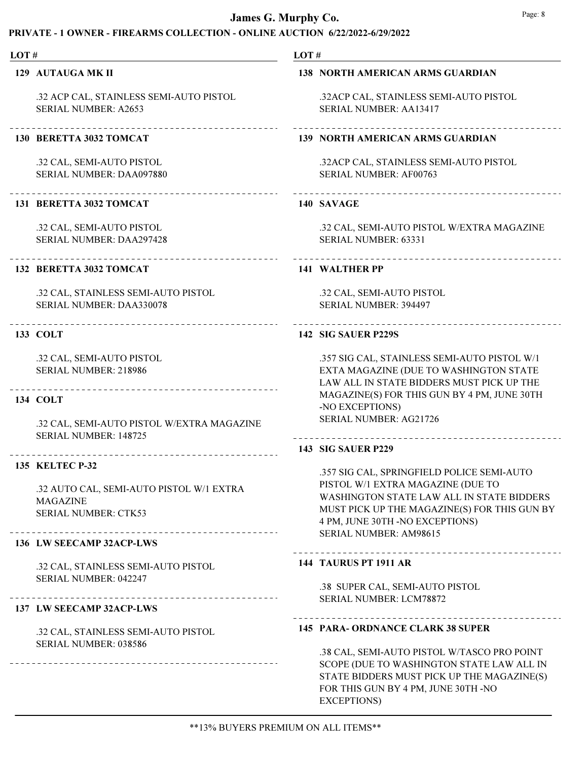# James G. Murphy Co.

## PRIVATE - 1 OWNER - FIREARMS COLLECTION - ONLINE AUCTION 6/22/2022-6/29/2022

**LOT #**

**129 AUTAUGA MK II**

.32 ACP CAL, STAINLESS SEMI-AUTO PISTOL
SERIAL NUMBER: A2653

---

**130 BERETTA 3032 TOMCAT**

.32 CAL, SEMI-AUTO PISTOL
SERIAL NUMBER: DAA097880

---

**131 BERETTA 3032 TOMCAT**

.32 CAL, SEMI-AUTO PISTOL
SERIAL NUMBER: DAA297428

---

**132 BERETTA 3032 TOMCAT**

.32 CAL, STAINLESS SEMI-AUTO PISTOL
SERIAL NUMBER: DAA330078

---

**133 COLT**

.32 CAL, SEMI-AUTO PISTOL
SERIAL NUMBER: 218986

---

**134 COLT**

.32 CAL, SEMI-AUTO PISTOL W/EXTRA MAGAZINE
SERIAL NUMBER: 148725

---

**135 KELTEC P-32**

.32 AUTO CAL, SEMI-AUTO PISTOL W/1 EXTRA MAGAZINE
SERIAL NUMBER: CTK53

---

**136 LW SEECAMP 32ACP-LWS**

.32 CAL, STAINLESS SEMI-AUTO PISTOL
SERIAL NUMBER: 042247

---

**137 LW SEECAMP 32ACP-LWS**

.32 CAL, STAINLESS SEMI-AUTO PISTOL
SERIAL NUMBER: 038586

---

**138 NORTH AMERICAN ARMS GUARDIAN**

.32ACP CAL, STAINLESS SEMI-AUTO PISTOL
SERIAL NUMBER: AA13417

---

**139 NORTH AMERICAN ARMS GUARDIAN**

.32ACP CAL, STAINLESS SEMI-AUTO PISTOL
SERIAL NUMBER: AF00763

---

**140 SAVAGE**

.32 CAL, SEMI-AUTO PISTOL W/EXTRA MAGAZINE
SERIAL NUMBER: 63331

---

**141 WALTHER PP**

.32 CAL, SEMI-AUTO PISTOL
SERIAL NUMBER: 394497

---

**142 SIG SAUER P229S**

.357 SIG CAL, STAINLESS SEMI-AUTO PISTOL W/1 EXTA MAGAZINE (DUE TO WASHINGTON STATE LAW ALL IN STATE BIDDERS MUST PICK UP THE MAGAZINE(S) FOR THIS GUN BY 4 PM, JUNE 30TH -NO EXCEPTIONS)
SERIAL NUMBER: AG21726

---

**143 SIG SAUER P229**

.357 SIG CAL, SPRINGFIELD POLICE SEMI-AUTO PISTOL W/1 EXTRA MAGAZINE (DUE TO WASHINGTON STATE LAW ALL IN STATE BIDDERS MUST PICK UP THE MAGAZINE(S) FOR THIS GUN BY 4 PM, JUNE 30TH -NO EXCEPTIONS)
SERIAL NUMBER: AM98615

---

**144 TAURUS PT 1911 AR**

.38 SUPER CAL, SEMI-AUTO PISTOL
SERIAL NUMBER: LCM78872

---

**145 PARA- ORDNANCE CLARK 38 SUPER**

.38 CAL, SEMI-AUTO PISTOL W/TASCO PRO POINT SCOPE (DUE TO WASHINGTON STATE LAW ALL IN STATE BIDDERS MUST PICK UP THE MAGAZINE(S) FOR THIS GUN BY 4 PM, JUNE 30TH -NO EXCEPTIONS)

**13% BUYERS PREMIUM ON ALL ITEMS**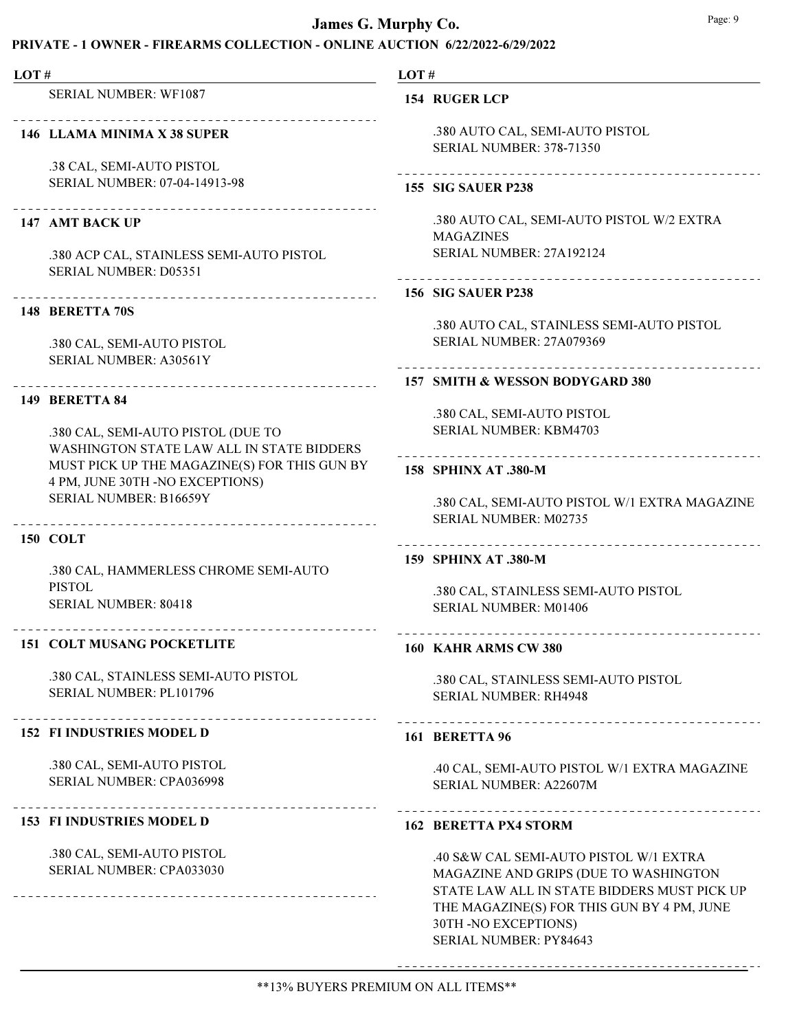SERIAL NUMBER: WF1087

---

**146 LLAMA MINIMA X 38 SUPER**

.38 CAL, SEMI-AUTO PISTOL
SERIAL NUMBER: 07-04-14913-98

---

**147 AMT BACK UP**

.380 ACP CAL, STAINLESS SEMI-AUTO PISTOL
SERIAL NUMBER: D05351

---

**148 BERETTA 70S**

.380 CAL, SEMI-AUTO PISTOL
SERIAL NUMBER: A30561Y

---

**149 BERETTA 84**

.380 CAL, SEMI-AUTO PISTOL (DUE TO WASHINGTON STATE LAW ALL IN STATE BIDDERS MUST PICK UP THE MAGAZINE(S) FOR THIS GUN BY 4 PM, JUNE 30TH -NO EXCEPTIONS)
SERIAL NUMBER: B16659Y

---

**150 COLT**

.380 CAL, HAMMERLESS CHROME SEMI-AUTO PISTOL
SERIAL NUMBER: 80418

---

**151 COLT MUSANG POCKETLITE**

.380 CAL, STAINLESS SEMI-AUTO PISTOL
SERIAL NUMBER: PL101796

---

**152 FI INDUSTRIES MODEL D**

.380 CAL, SEMI-AUTO PISTOL
SERIAL NUMBER: CPA036998

---

**153 FI INDUSTRIES MODEL D**

.380 CAL, SEMI-AUTO PISTOL
SERIAL NUMBER: CPA033030

---

**154 RUGER LCP**

.380 AUTO CAL, SEMI-AUTO PISTOL
SERIAL NUMBER: 378-71350

---

**155 SIG SAUER P238**

.380 AUTO CAL, SEMI-AUTO PISTOL W/2 EXTRA MAGAZINES
SERIAL NUMBER: 27A192124

---

**156 SIG SAUER P238**

.380 AUTO CAL, STAINLESS SEMI-AUTO PISTOL
SERIAL NUMBER: 27A079369

---

**157 SMITH & WESSON BODYGARD 380**

.380 CAL, SEMI-AUTO PISTOL
SERIAL NUMBER: KBM4703

---

**158 SPHINX AT .380-M**

.380 CAL, SEMI-AUTO PISTOL W/1 EXTRA MAGAZINE
SERIAL NUMBER: M02735

---

**159 SPHINX AT .380-M**

.380 CAL, STAINLESS SEMI-AUTO PISTOL
SERIAL NUMBER: M01406

---

**160 KAHR ARMS CW 380**

.380 CAL, STAINLESS SEMI-AUTO PISTOL
SERIAL NUMBER: RH4948

---

**161 BERETTA 96**

.40 CAL, SEMI-AUTO PISTOL W/1 EXTRA MAGAZINE
SERIAL NUMBER: A22607M

---

**162 BERETTA PX4 STORM**

.40 S&W CAL SEMI-AUTO PISTOL W/1 EXTRA MAGAZINE AND GRIPS (DUE TO WASHINGTON STATE LAW ALL IN STATE BIDDERS MUST PICK UP THE MAGAZINE(S) FOR THIS GUN BY 4 PM, JUNE 30TH -NO EXCEPTIONS)
SERIAL NUMBER: PY84643

---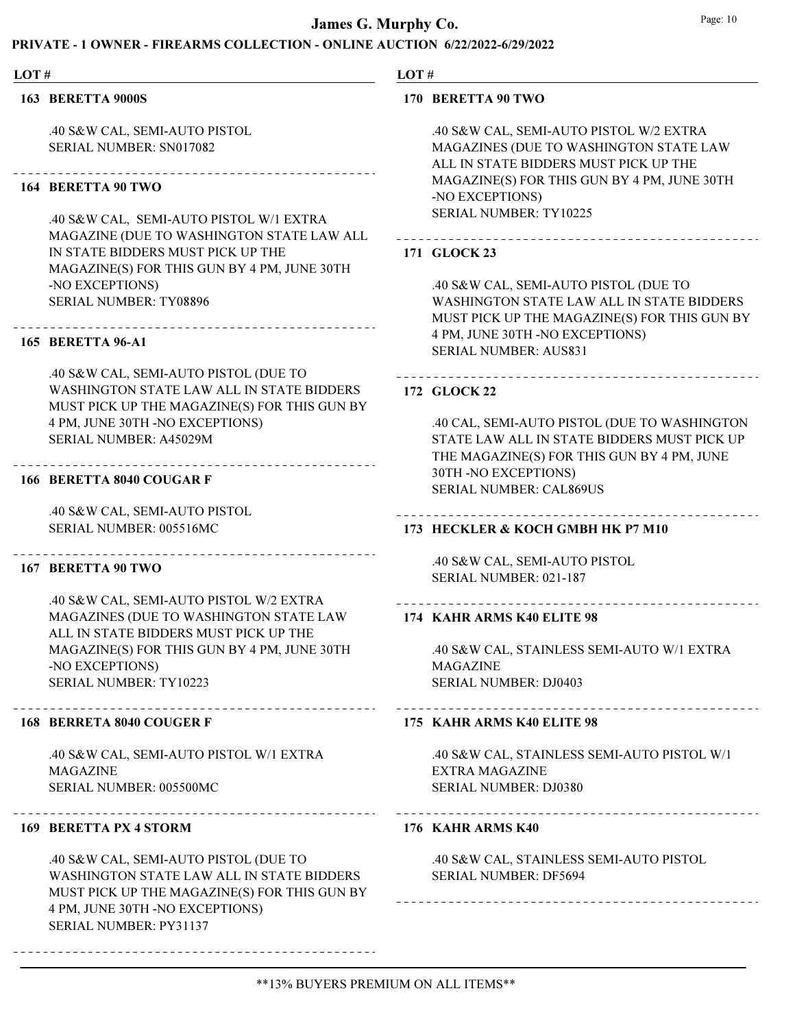## LOT #

### 163 BERETTA 9000S

.40 S&W CAL, SEMI-AUTO PISTOL
SERIAL NUMBER: SN017082

### 164 BERETTA 90 TWO

.40 S&W CAL, SEMI-AUTO PISTOL W/1 EXTRA MAGAZINE (DUE TO WASHINGTON STATE LAW ALL IN STATE BIDDERS MUST PICK UP THE MAGAZINE(S) FOR THIS GUN BY 4 PM, JUNE 30TH -NO EXCEPTIONS)
SERIAL NUMBER: TY08896

### 165 BERETTA 96-A1

.40 S&W CAL, SEMI-AUTO PISTOL (DUE TO WASHINGTON STATE LAW ALL IN STATE BIDDERS MUST PICK UP THE MAGAZINE(S) FOR THIS GUN BY 4 PM, JUNE 30TH -NO EXCEPTIONS)
SERIAL NUMBER: A45029M

### 166 BERETTA 8040 COUGAR F

.40 S&W CAL, SEMI-AUTO PISTOL
SERIAL NUMBER: 005516MC

### 167 BERETTA 90 TWO

.40 S&W CAL, SEMI-AUTO PISTOL W/2 EXTRA MAGAZINES (DUE TO WASHINGTON STATE LAW ALL IN STATE BIDDERS MUST PICK UP THE MAGAZINE(S) FOR THIS GUN BY 4 PM, JUNE 30TH -NO EXCEPTIONS)
SERIAL NUMBER: TY10223

### 168 BERRETA 8040 COUGER F

.40 S&W CAL, SEMI-AUTO PISTOL W/1 EXTRA MAGAZINE
SERIAL NUMBER: 005500MC

### 169 BERETTA PX 4 STORM

.40 S&W CAL, SEMI-AUTO PISTOL (DUE TO WASHINGTON STATE LAW ALL IN STATE BIDDERS MUST PICK UP THE MAGAZINE(S) FOR THIS GUN BY 4 PM, JUNE 30TH -NO EXCEPTIONS)
SERIAL NUMBER: PY31137

### 170 BERETTA 90 TWO

.40 S&W CAL, SEMI-AUTO PISTOL W/2 EXTRA MAGAZINES (DUE TO WASHINGTON STATE LAW ALL IN STATE BIDDERS MUST PICK UP THE MAGAZINE(S) FOR THIS GUN BY 4 PM, JUNE 30TH -NO EXCEPTIONS)
SERIAL NUMBER: TY10225

### 171 GLOCK 23

.40 S&W CAL, SEMI-AUTO PISTOL (DUE TO WASHINGTON STATE LAW ALL IN STATE BIDDERS MUST PICK UP THE MAGAZINE(S) FOR THIS GUN BY 4 PM, JUNE 30TH -NO EXCEPTIONS)
SERIAL NUMBER: AUS831

### 172 GLOCK 22

.40 CAL, SEMI-AUTO PISTOL (DUE TO WASHINGTON STATE LAW ALL IN STATE BIDDERS MUST PICK UP THE MAGAZINE(S) FOR THIS GUN BY 4 PM, JUNE 30TH -NO EXCEPTIONS)
SERIAL NUMBER: CAL869US

### 173 HECKLER & KOCH GMBH HK P7 M10

.40 S&W CAL, SEMI-AUTO PISTOL
SERIAL NUMBER: 021-187

### 174 KAHR ARMS K40 ELITE 98

.40 S&W CAL, STAINLESS SEMI-AUTO W/1 EXTRA MAGAZINE
SERIAL NUMBER: DJ0403

### 175 KAHR ARMS K40 ELITE 98

.40 S&W CAL, STAINLESS SEMI-AUTO PISTOL W/1 EXTRA MAGAZINE
SERIAL NUMBER: DJ0380

### 176 KAHR ARMS K40

.40 S&W CAL, STAINLESS SEMI-AUTO PISTOL
SERIAL NUMBER: DF5694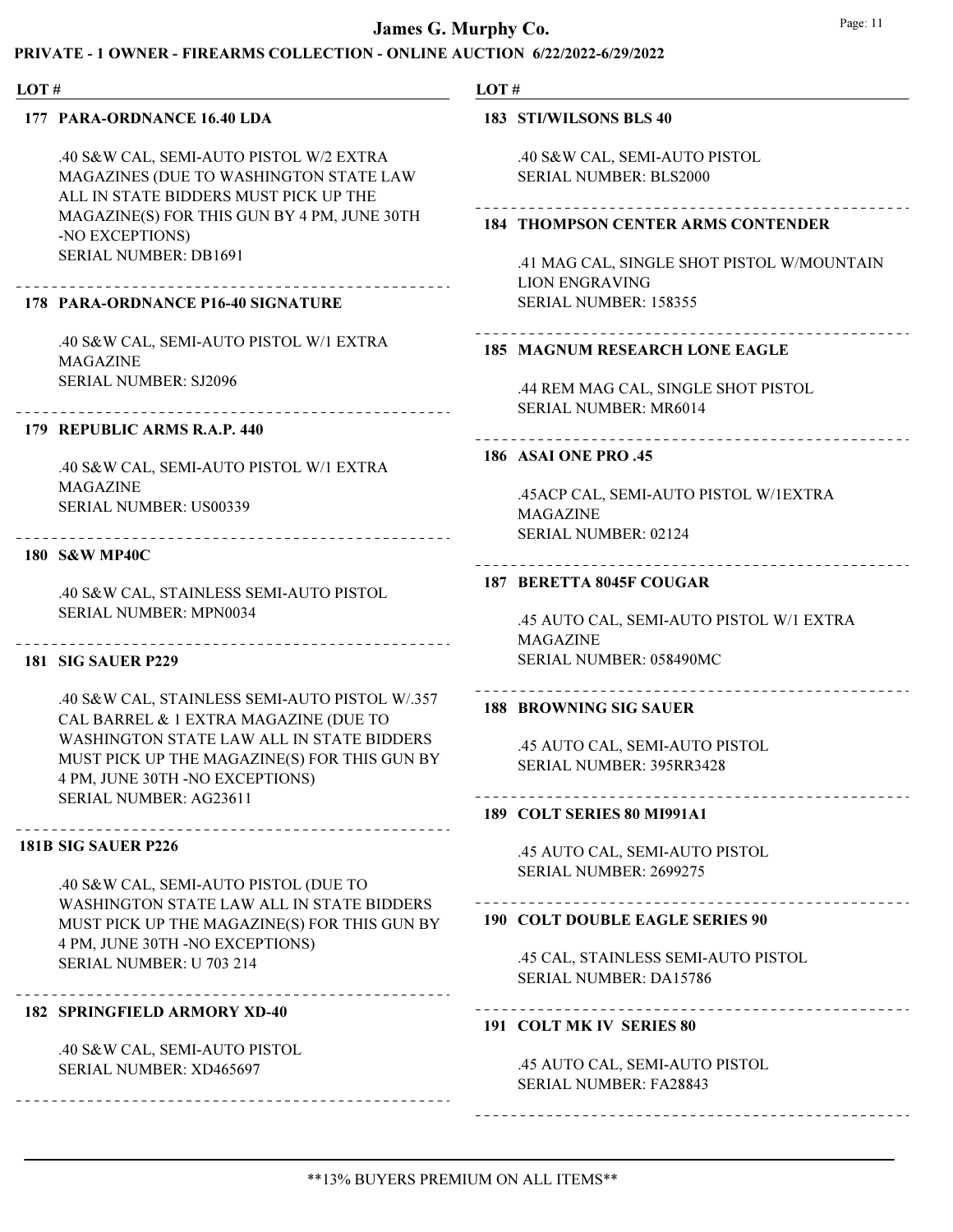# James G. Murphy Co.

## PRIVATE - 1 OWNER - FIREARMS COLLECTION - ONLINE AUCTION 6/22/2022-6/29/2022

LOT #

**177 PARA-ORDNANCE 16.40 LDA**

.40 S&W CAL, SEMI-AUTO PISTOL W/2 EXTRA MAGAZINES (DUE TO WASHINGTON STATE LAW ALL IN STATE BIDDERS MUST PICK UP THE MAGAZINE(S) FOR THIS GUN BY 4 PM, JUNE 30TH -NO EXCEPTIONS)
SERIAL NUMBER: DB1691

**178 PARA-ORDNANCE P16-40 SIGNATURE**

.40 S&W CAL, SEMI-AUTO PISTOL W/1 EXTRA MAGAZINE
SERIAL NUMBER: SJ2096

**179 REPUBLIC ARMS R.A.P. 440**

.40 S&W CAL, SEMI-AUTO PISTOL W/1 EXTRA MAGAZINE
SERIAL NUMBER: US00339

**180 S&W MP40C**

.40 S&W CAL, STAINLESS SEMI-AUTO PISTOL
SERIAL NUMBER: MPN0034

**181 SIG SAUER P229**

.40 S&W CAL, STAINLESS SEMI-AUTO PISTOL W/.357 CAL BARREL & 1 EXTRA MAGAZINE (DUE TO WASHINGTON STATE LAW ALL IN STATE BIDDERS MUST PICK UP THE MAGAZINE(S) FOR THIS GUN BY 4 PM, JUNE 30TH -NO EXCEPTIONS)
SERIAL NUMBER: AG23611

**181B SIG SAUER P226**

.40 S&W CAL, SEMI-AUTO PISTOL (DUE TO WASHINGTON STATE LAW ALL IN STATE BIDDERS MUST PICK UP THE MAGAZINE(S) FOR THIS GUN BY 4 PM, JUNE 30TH -NO EXCEPTIONS)
SERIAL NUMBER: U 703 214

**182 SPRINGFIELD ARMORY XD-40**

.40 S&W CAL, SEMI-AUTO PISTOL
SERIAL NUMBER: XD465697

**183 STI/WILSONS BLS 40**

.40 S&W CAL, SEMI-AUTO PISTOL
SERIAL NUMBER: BLS2000

**184 THOMPSON CENTER ARMS CONTENDER**

.41 MAG CAL, SINGLE SHOT PISTOL W/MOUNTAIN LION ENGRAVING
SERIAL NUMBER: 158355

**185 MAGNUM RESEARCH LONE EAGLE**

.44 REM MAG CAL, SINGLE SHOT PISTOL
SERIAL NUMBER: MR6014

**186 ASAI ONE PRO .45**

.45ACP CAL, SEMI-AUTO PISTOL W/1EXTRA MAGAZINE
SERIAL NUMBER: 02124

**187 BERETTA 8045F COUGAR**

.45 AUTO CAL, SEMI-AUTO PISTOL W/1 EXTRA MAGAZINE
SERIAL NUMBER: 058490MC

**188 BROWNING SIG SAUER**

.45 AUTO CAL, SEMI-AUTO PISTOL
SERIAL NUMBER: 395RR3428

**189 COLT SERIES 80 MI991A1**

.45 AUTO CAL, SEMI-AUTO PISTOL
SERIAL NUMBER: 2699275

**190 COLT DOUBLE EAGLE SERIES 90**

.45 CAL, STAINLESS SEMI-AUTO PISTOL
SERIAL NUMBER: DA15786

**191 COLT MK IV SERIES 80**

.45 AUTO CAL, SEMI-AUTO PISTOL
SERIAL NUMBER: FA28843

**13% BUYERS PREMIUM ON ALL ITEMS**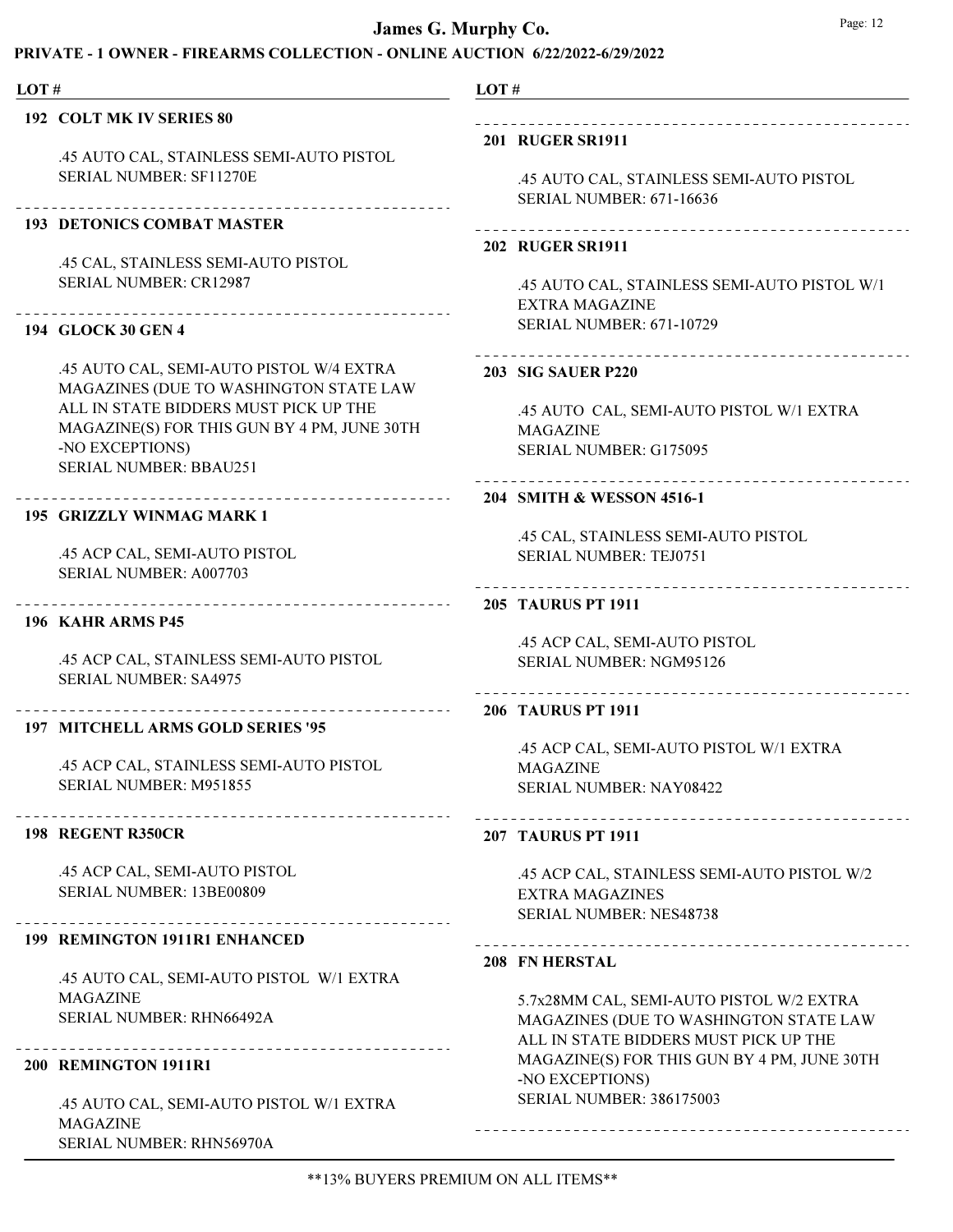# James G. Murphy Co.

## PRIVATE - 1 OWNER - FIREARMS COLLECTION - ONLINE AUCTION 6/22/2022-6/29/2022

LOT #

**192 COLT MK IV SERIES 80**

.45 AUTO CAL, STAINLESS SEMI-AUTO PISTOL
SERIAL NUMBER: SF11270E

---

**193 DETONICS COMBAT MASTER**

.45 CAL, STAINLESS SEMI-AUTO PISTOL
SERIAL NUMBER: CR12987

---

**194 GLOCK 30 GEN 4**

.45 AUTO CAL, SEMI-AUTO PISTOL W/4 EXTRA MAGAZINES (DUE TO WASHINGTON STATE LAW ALL IN STATE BIDDERS MUST PICK UP THE MAGAZINE(S) FOR THIS GUN BY 4 PM, JUNE 30TH -NO EXCEPTIONS)
SERIAL NUMBER: BBAU251

---

**195 GRIZZLY WINMAG MARK 1**

.45 ACP CAL, SEMI-AUTO PISTOL
SERIAL NUMBER: A007703

---

**196 KAHR ARMS P45**

.45 ACP CAL, STAINLESS SEMI-AUTO PISTOL
SERIAL NUMBER: SA4975

---

**197 MITCHELL ARMS GOLD SERIES '95**

.45 ACP CAL, STAINLESS SEMI-AUTO PISTOL
SERIAL NUMBER: M951855

---

**198 REGENT R350CR**

.45 ACP CAL, SEMI-AUTO PISTOL
SERIAL NUMBER: 13BE00809

---

**199 REMINGTON 1911R1 ENHANCED**

.45 AUTO CAL, SEMI-AUTO PISTOL W/1 EXTRA MAGAZINE
SERIAL NUMBER: RHN66492A

---

**200 REMINGTON 1911R1**

.45 AUTO CAL, SEMI-AUTO PISTOL W/1 EXTRA MAGAZINE
SERIAL NUMBER: RHN56970A

---

**201 RUGER SR1911**

.45 AUTO CAL, STAINLESS SEMI-AUTO PISTOL
SERIAL NUMBER: 671-16636

---

**202 RUGER SR1911**

.45 AUTO CAL, STAINLESS SEMI-AUTO PISTOL W/1 EXTRA MAGAZINE
SERIAL NUMBER: 671-10729

---

**203 SIG SAUER P220**

.45 AUTO CAL, SEMI-AUTO PISTOL W/1 EXTRA MAGAZINE
SERIAL NUMBER: G175095

---

**204 SMITH & WESSON 4516-1**

.45 CAL, STAINLESS SEMI-AUTO PISTOL
SERIAL NUMBER: TEJ0751

---

**205 TAURUS PT 1911**

.45 ACP CAL, SEMI-AUTO PISTOL
SERIAL NUMBER: NGM95126

---

**206 TAURUS PT 1911**

.45 ACP CAL, SEMI-AUTO PISTOL W/1 EXTRA MAGAZINE
SERIAL NUMBER: NAY08422

---

**207 TAURUS PT 1911**

.45 ACP CAL, STAINLESS SEMI-AUTO PISTOL W/2 EXTRA MAGAZINES
SERIAL NUMBER: NES48738

---

**208 FN HERSTAL**

5.7x28MM CAL, SEMI-AUTO PISTOL W/2 EXTRA MAGAZINES (DUE TO WASHINGTON STATE LAW ALL IN STATE BIDDERS MUST PICK UP THE MAGAZINE(S) FOR THIS GUN BY 4 PM, JUNE 30TH -NO EXCEPTIONS)
SERIAL NUMBER: 386175003

---

**13% BUYERS PREMIUM ON ALL ITEMS**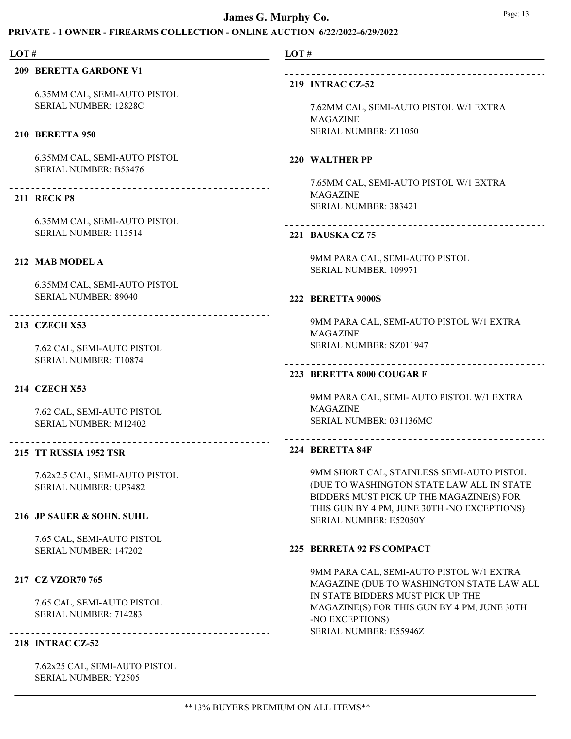# James G. Murphy Co.

## PRIVATE - 1 OWNER - FIREARMS COLLECTION - ONLINE AUCTION 6/22/2022-6/29/2022

LOT #

**209 BERETTA GARDONE V1**

6.35MM CAL, SEMI-AUTO PISTOL
SERIAL NUMBER: 12828C

---

**210 BERETTA 950**

6.35MM CAL, SEMI-AUTO PISTOL
SERIAL NUMBER: B53476

---

**211 RECK P8**

6.35MM CAL, SEMI-AUTO PISTOL
SERIAL NUMBER: 113514

---

**212 MAB MODEL A**

6.35MM CAL, SEMI-AUTO PISTOL
SERIAL NUMBER: 89040

---

**213 CZECH X53**

7.62 CAL, SEMI-AUTO PISTOL
SERIAL NUMBER: T10874

---

**214 CZECH X53**

7.62 CAL, SEMI-AUTO PISTOL
SERIAL NUMBER: M12402

---

**215 TT RUSSIA 1952 TSR**

7.62x2.5 CAL, SEMI-AUTO PISTOL
SERIAL NUMBER: UP3482

---

**216 JP SAUER & SOHN. SUHL**

7.65 CAL, SEMI-AUTO PISTOL
SERIAL NUMBER: 147202

---

**217 CZ VZOR70 765**

7.65 CAL, SEMI-AUTO PISTOL
SERIAL NUMBER: 714283

---

**218 INTRAC CZ-52**

7.62x25 CAL, SEMI-AUTO PISTOL
SERIAL NUMBER: Y2505

---

**219 INTRAC CZ-52**

7.62MM CAL, SEMI-AUTO PISTOL W/1 EXTRA MAGAZINE
SERIAL NUMBER: Z11050

---

**220 WALTHER PP**

7.65MM CAL, SEMI-AUTO PISTOL W/1 EXTRA MAGAZINE
SERIAL NUMBER: 383421

---

**221 BAUSKA CZ 75**

9MM PARA CAL, SEMI-AUTO PISTOL
SERIAL NUMBER: 109971

---

**222 BERETTA 9000S**

9MM PARA CAL, SEMI-AUTO PISTOL W/1 EXTRA MAGAZINE
SERIAL NUMBER: SZ011947

---

**223 BERETTA 8000 COUGAR F**

9MM PARA CAL, SEMI- AUTO PISTOL W/1 EXTRA MAGAZINE
SERIAL NUMBER: 031136MC

---

**224 BERETTA 84F**

9MM SHORT CAL, STAINLESS SEMI-AUTO PISTOL (DUE TO WASHINGTON STATE LAW ALL IN STATE BIDDERS MUST PICK UP THE MAGAZINE(S) FOR THIS GUN BY 4 PM, JUNE 30TH -NO EXCEPTIONS)
SERIAL NUMBER: E52050Y

---

**225 BERRETA 92 FS COMPACT**

9MM PARA CAL, SEMI-AUTO PISTOL W/1 EXTRA MAGAZINE (DUE TO WASHINGTON STATE LAW ALL IN STATE BIDDERS MUST PICK UP THE MAGAZINE(S) FOR THIS GUN BY 4 PM, JUNE 30TH -NO EXCEPTIONS)
SERIAL NUMBER: E55946Z

---

**13% BUYERS PREMIUM ON ALL ITEMS**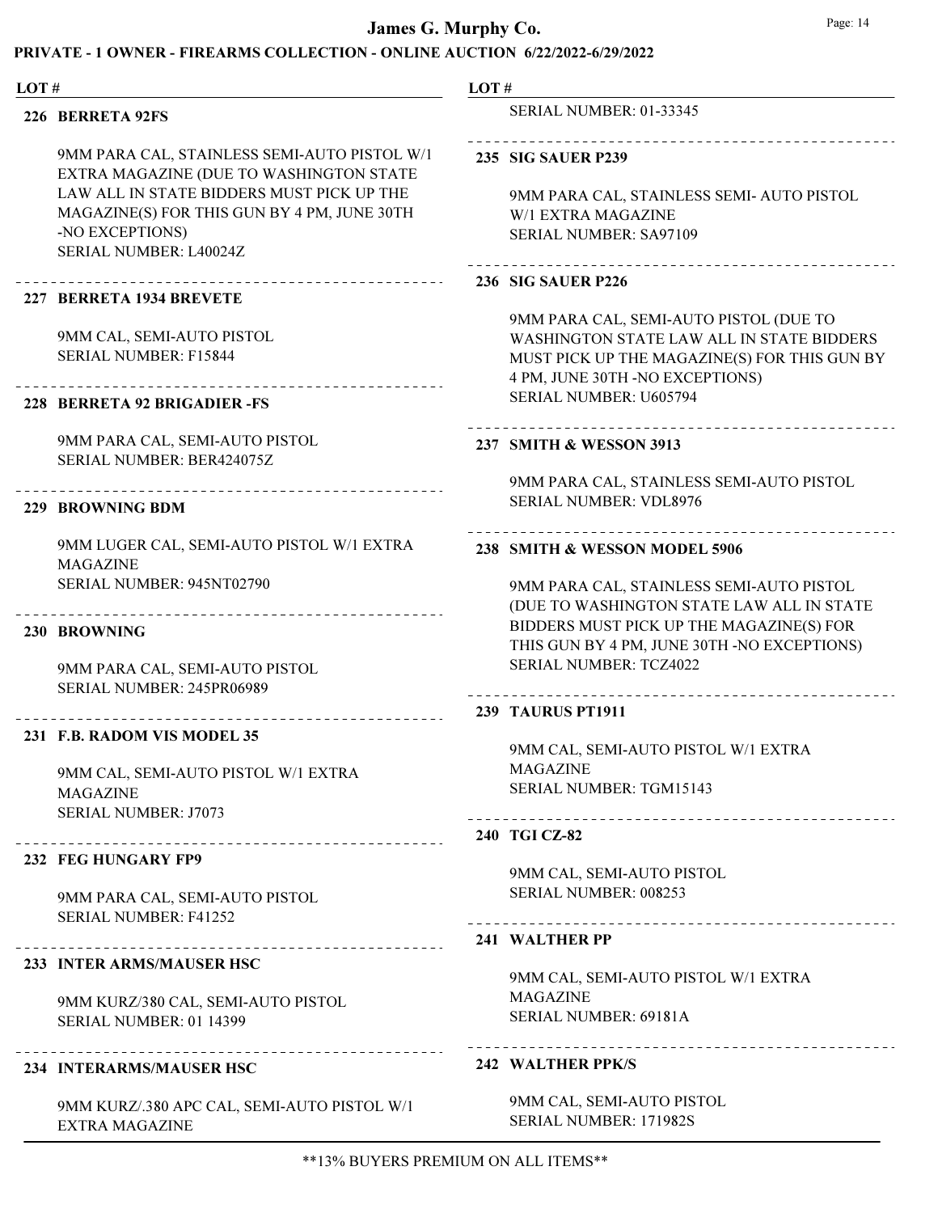**James G. Murphy Co.**

**PRIVATE - 1 OWNER - FIREARMS COLLECTION - ONLINE AUCTION 6/22/2022-6/29/2022**

**LOT #**

**226 BERRETA 92FS**

9MM PARA CAL, STAINLESS SEMI-AUTO PISTOL W/1 EXTRA MAGAZINE (DUE TO WASHINGTON STATE LAW ALL IN STATE BIDDERS MUST PICK UP THE MAGAZINE(S) FOR THIS GUN BY 4 PM, JUNE 30TH -NO EXCEPTIONS)
SERIAL NUMBER: L40024Z

---

**227 BERRETA 1934 BREVETE**

9MM CAL, SEMI-AUTO PISTOL
SERIAL NUMBER: F15844

---

**228 BERRETA 92 BRIGADIER -FS**

9MM PARA CAL, SEMI-AUTO PISTOL
SERIAL NUMBER: BER424075Z

---

**229 BROWNING BDM**

9MM LUGER CAL, SEMI-AUTO PISTOL W/1 EXTRA MAGAZINE
SERIAL NUMBER: 945NT02790

---

**230 BROWNING**

9MM PARA CAL, SEMI-AUTO PISTOL
SERIAL NUMBER: 245PR06989

---

**231 F.B. RADOM VIS MODEL 35**

9MM CAL, SEMI-AUTO PISTOL W/1 EXTRA MAGAZINE
SERIAL NUMBER: J7073

---

**232 FEG HUNGARY FP9**

9MM PARA CAL, SEMI-AUTO PISTOL
SERIAL NUMBER: F41252

---

**233 INTER ARMS/MAUSER HSC**

9MM KURZ/380 CAL, SEMI-AUTO PISTOL
SERIAL NUMBER: 01 14399

---

**234 INTERARMS/MAUSER HSC**

9MM KURZ/.380 APC CAL, SEMI-AUTO PISTOL W/1 EXTRA MAGAZINE
SERIAL NUMBER: 01-33345

---

**235 SIG SAUER P239**

9MM PARA CAL, STAINLESS SEMI- AUTO PISTOL W/1 EXTRA MAGAZINE
SERIAL NUMBER: SA97109

---

**236 SIG SAUER P226**

9MM PARA CAL, SEMI-AUTO PISTOL (DUE TO WASHINGTON STATE LAW ALL IN STATE BIDDERS MUST PICK UP THE MAGAZINE(S) FOR THIS GUN BY 4 PM, JUNE 30TH -NO EXCEPTIONS)
SERIAL NUMBER: U605794

---

**237 SMITH & WESSON 3913**

9MM PARA CAL, STAINLESS SEMI-AUTO PISTOL
SERIAL NUMBER: VDL8976

---

**238 SMITH & WESSON MODEL 5906**

9MM PARA CAL, STAINLESS SEMI-AUTO PISTOL (DUE TO WASHINGTON STATE LAW ALL IN STATE BIDDERS MUST PICK UP THE MAGAZINE(S) FOR THIS GUN BY 4 PM, JUNE 30TH -NO EXCEPTIONS)
SERIAL NUMBER: TCZ4022

---

**239 TAURUS PT1911**

9MM CAL, SEMI-AUTO PISTOL W/1 EXTRA MAGAZINE
SERIAL NUMBER: TGM15143

---

**240 TGI CZ-82**

9MM CAL, SEMI-AUTO PISTOL
SERIAL NUMBER: 008253

---

**241 WALTHER PP**

9MM CAL, SEMI-AUTO PISTOL W/1 EXTRA MAGAZINE
SERIAL NUMBER: 69181A

---

**242 WALTHER PPK/S**

9MM CAL, SEMI-AUTO PISTOL
SERIAL NUMBER: 171982S

**13% BUYERS PREMIUM ON ALL ITEMS**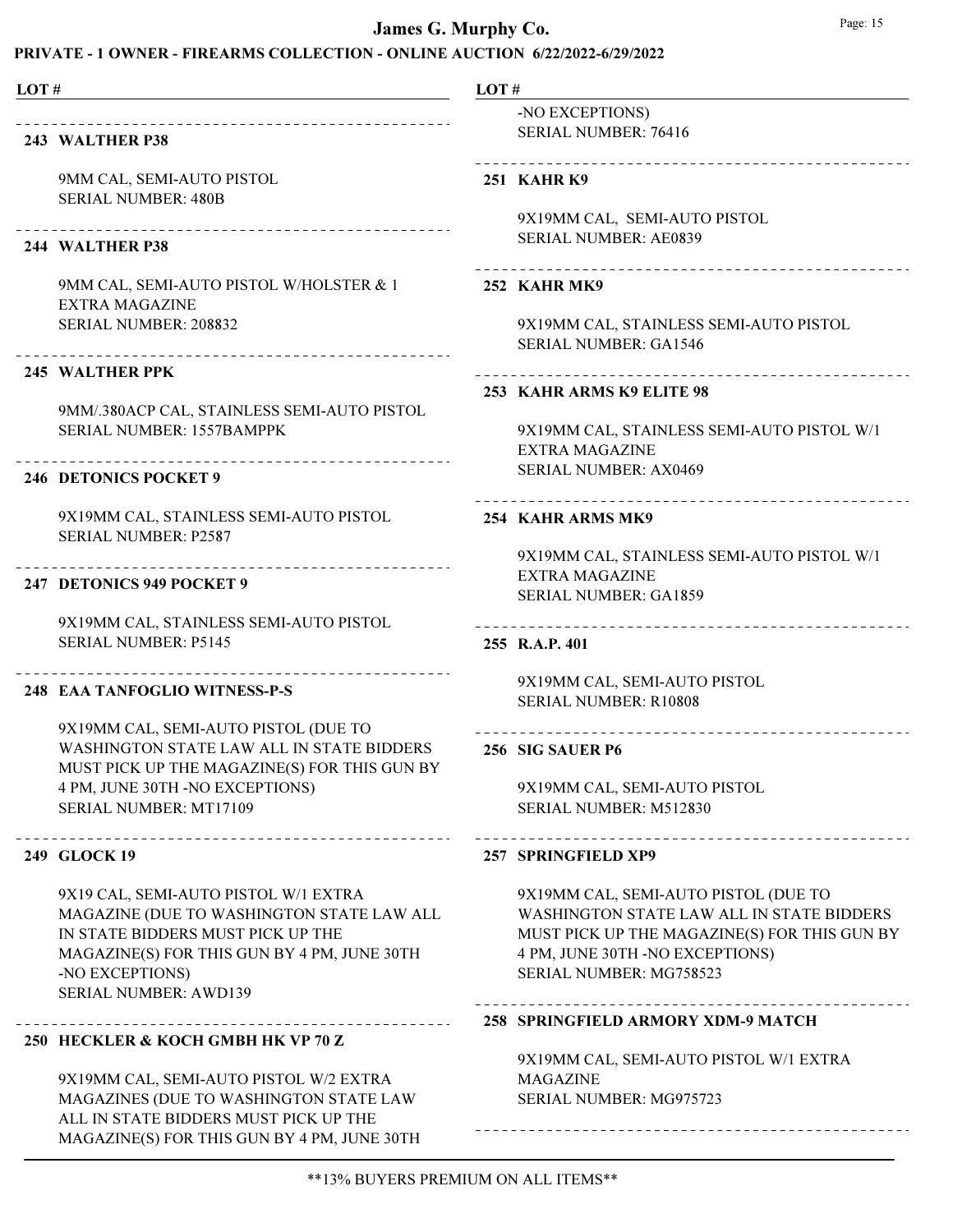## 243 WALTHER P38

9MM CAL, SEMI-AUTO PISTOL
SERIAL NUMBER: 480B

## 244 WALTHER P38

9MM CAL, SEMI-AUTO PISTOL W/HOLSTER & 1 EXTRA MAGAZINE
SERIAL NUMBER: 208832

## 245 WALTHER PPK

9MM/.380ACP CAL, STAINLESS SEMI-AUTO PISTOL
SERIAL NUMBER: 1557BAMPPK

## 246 DETONICS POCKET 9

9X19MM CAL, STAINLESS SEMI-AUTO PISTOL
SERIAL NUMBER: P2587

## 247 DETONICS 949 POCKET 9

9X19MM CAL, STAINLESS SEMI-AUTO PISTOL
SERIAL NUMBER: P5145

## 248 EAA TANFOGLIO WITNESS-P-S

9X19MM CAL, SEMI-AUTO PISTOL (DUE TO WASHINGTON STATE LAW ALL IN STATE BIDDERS MUST PICK UP THE MAGAZINE(S) FOR THIS GUN BY 4 PM, JUNE 30TH -NO EXCEPTIONS)
SERIAL NUMBER: MT17109

## 249 GLOCK 19

9X19 CAL, SEMI-AUTO PISTOL W/1 EXTRA MAGAZINE (DUE TO WASHINGTON STATE LAW ALL IN STATE BIDDERS MUST PICK UP THE MAGAZINE(S) FOR THIS GUN BY 4 PM, JUNE 30TH -NO EXCEPTIONS)
SERIAL NUMBER: AWD139

## 250 HECKLER & KOCH GMBH HK VP 70 Z

9X19MM CAL, SEMI-AUTO PISTOL W/2 EXTRA MAGAZINES (DUE TO WASHINGTON STATE LAW ALL IN STATE BIDDERS MUST PICK UP THE MAGAZINE(S) FOR THIS GUN BY 4 PM, JUNE 30TH -NO EXCEPTIONS)
SERIAL NUMBER: 76416

## 251 KAHR K9

9X19MM CAL, SEMI-AUTO PISTOL
SERIAL NUMBER: AE0839

## 252 KAHR MK9

9X19MM CAL, STAINLESS SEMI-AUTO PISTOL
SERIAL NUMBER: GA1546

## 253 KAHR ARMS K9 ELITE 98

9X19MM CAL, STAINLESS SEMI-AUTO PISTOL W/1 EXTRA MAGAZINE
SERIAL NUMBER: AX0469

## 254 KAHR ARMS MK9

9X19MM CAL, STAINLESS SEMI-AUTO PISTOL W/1 EXTRA MAGAZINE
SERIAL NUMBER: GA1859

## 255 R.A.P. 401

9X19MM CAL, SEMI-AUTO PISTOL
SERIAL NUMBER: R10808

## 256 SIG SAUER P6

9X19MM CAL, SEMI-AUTO PISTOL
SERIAL NUMBER: M512830

## 257 SPRINGFIELD XP9

9X19MM CAL, SEMI-AUTO PISTOL (DUE TO WASHINGTON STATE LAW ALL IN STATE BIDDERS MUST PICK UP THE MAGAZINE(S) FOR THIS GUN BY 4 PM, JUNE 30TH -NO EXCEPTIONS)
SERIAL NUMBER: MG758523

## 258 SPRINGFIELD ARMORY XDM-9 MATCH

9X19MM CAL, SEMI-AUTO PISTOL W/1 EXTRA MAGAZINE
SERIAL NUMBER: MG975723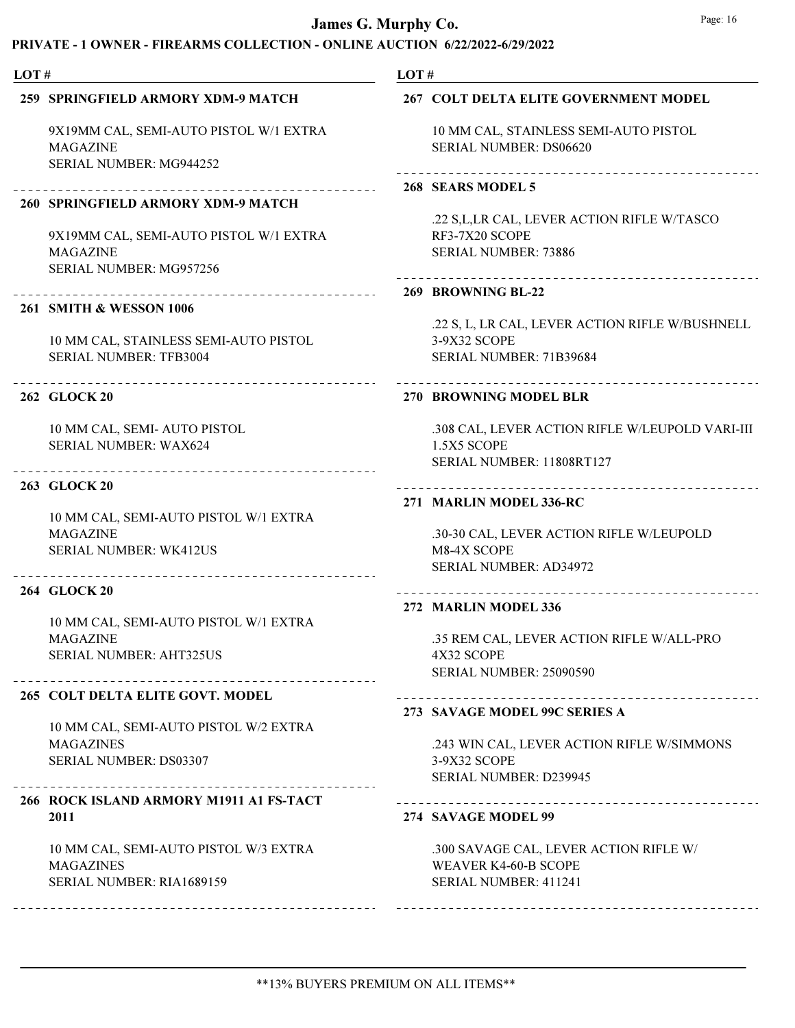# James G. Murphy Co.

## PRIVATE - 1 OWNER - FIREARMS COLLECTION - ONLINE AUCTION 6/22/2022-6/29/2022

LOT #

**259 SPRINGFIELD ARMORY XDM-9 MATCH**

9X19MM CAL, SEMI-AUTO PISTOL W/1 EXTRA MAGAZINE
SERIAL NUMBER: MG944252

---

**260 SPRINGFIELD ARMORY XDM-9 MATCH**

9X19MM CAL, SEMI-AUTO PISTOL W/1 EXTRA MAGAZINE
SERIAL NUMBER: MG957256

---

**261 SMITH & WESSON 1006**

10 MM CAL, STAINLESS SEMI-AUTO PISTOL
SERIAL NUMBER: TFB3004

---

**262 GLOCK 20**

10 MM CAL, SEMI- AUTO PISTOL
SERIAL NUMBER: WAX624

---

**263 GLOCK 20**

10 MM CAL, SEMI-AUTO PISTOL W/1 EXTRA MAGAZINE
SERIAL NUMBER: WK412US

---

**264 GLOCK 20**

10 MM CAL, SEMI-AUTO PISTOL W/1 EXTRA MAGAZINE
SERIAL NUMBER: AHT325US

---

**265 COLT DELTA ELITE GOVT. MODEL**

10 MM CAL, SEMI-AUTO PISTOL W/2 EXTRA MAGAZINES
SERIAL NUMBER: DS03307

---

**266 ROCK ISLAND ARMORY M1911 A1 FS-TACT 2011**

10 MM CAL, SEMI-AUTO PISTOL W/3 EXTRA MAGAZINES
SERIAL NUMBER: RIA1689159

---

**267 COLT DELTA ELITE GOVERNMENT MODEL**

10 MM CAL, STAINLESS SEMI-AUTO PISTOL
SERIAL NUMBER: DS06620

---

**268 SEARS MODEL 5**

.22 S,L,LR CAL, LEVER ACTION RIFLE W/TASCO RF3-7X20 SCOPE
SERIAL NUMBER: 73886

---

**269 BROWNING BL-22**

.22 S, L, LR CAL, LEVER ACTION RIFLE W/BUSHNELL 3-9X32 SCOPE
SERIAL NUMBER: 71B39684

---

**270 BROWNING MODEL BLR**

.308 CAL, LEVER ACTION RIFLE W/LEUPOLD VARI-III 1.5X5 SCOPE
SERIAL NUMBER: 11808RT127

---

**271 MARLIN MODEL 336-RC**

.30-30 CAL, LEVER ACTION RIFLE W/LEUPOLD M8-4X SCOPE
SERIAL NUMBER: AD34972

---

**272 MARLIN MODEL 336**

.35 REM CAL, LEVER ACTION RIFLE W/ALL-PRO 4X32 SCOPE
SERIAL NUMBER: 25090590

---

**273 SAVAGE MODEL 99C SERIES A**

.243 WIN CAL, LEVER ACTION RIFLE W/SIMMONS 3-9X32 SCOPE
SERIAL NUMBER: D239945

---

**274 SAVAGE MODEL 99**

.300 SAVAGE CAL, LEVER ACTION RIFLE W/ WEAVER K4-60-B SCOPE
SERIAL NUMBER: 411241

---

**13% BUYERS PREMIUM ON ALL ITEMS**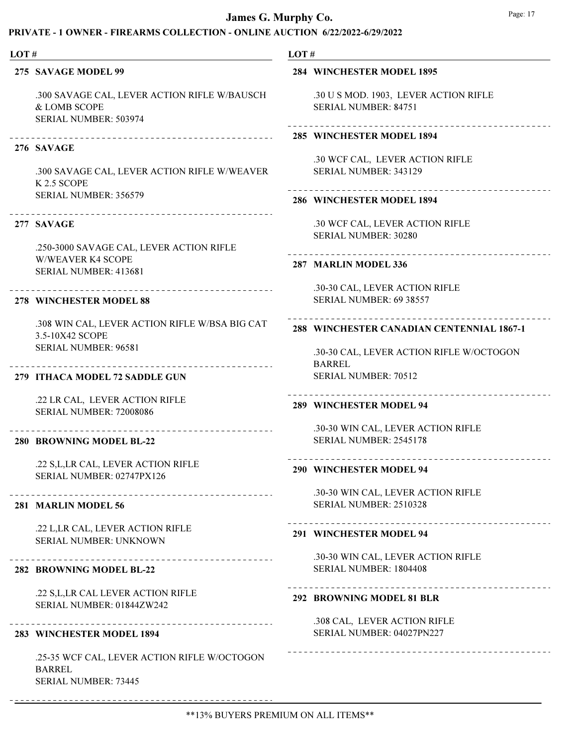**LOT #**

**275 SAVAGE MODEL 99**

.300 SAVAGE CAL, LEVER ACTION RIFLE W/BAUSCH & LOMB SCOPE
SERIAL NUMBER: 503974

**276 SAVAGE**

.300 SAVAGE CAL, LEVER ACTION RIFLE W/WEAVER K 2.5 SCOPE
SERIAL NUMBER: 356579

**277 SAVAGE**

.250-3000 SAVAGE CAL, LEVER ACTION RIFLE W/WEAVER K4 SCOPE
SERIAL NUMBER: 413681

**278 WINCHESTER MODEL 88**

.308 WIN CAL, LEVER ACTION RIFLE W/BSA BIG CAT 3.5-10X42 SCOPE
SERIAL NUMBER: 96581

**279 ITHACA MODEL 72 SADDLE GUN**

.22 LR CAL, LEVER ACTION RIFLE
SERIAL NUMBER: 72008086

**280 BROWNING MODEL BL-22**

.22 S,L,LR CAL, LEVER ACTION RIFLE
SERIAL NUMBER: 02747PX126

**281 MARLIN MODEL 56**

.22 L,LR CAL, LEVER ACTION RIFLE
SERIAL NUMBER: UNKNOWN

**282 BROWNING MODEL BL-22**

.22 S,L,LR CAL LEVER ACTION RIFLE
SERIAL NUMBER: 01844ZW242

**283 WINCHESTER MODEL 1894**

.25-35 WCF CAL, LEVER ACTION RIFLE W/OCTOGON BARREL
SERIAL NUMBER: 73445

**284 WINCHESTER MODEL 1895**

.30 U S MOD. 1903, LEVER ACTION RIFLE
SERIAL NUMBER: 84751

**285 WINCHESTER MODEL 1894**

.30 WCF CAL, LEVER ACTION RIFLE
SERIAL NUMBER: 343129

**286 WINCHESTER MODEL 1894**

.30 WCF CAL, LEVER ACTION RIFLE
SERIAL NUMBER: 30280

**287 MARLIN MODEL 336**

.30-30 CAL, LEVER ACTION RIFLE
SERIAL NUMBER: 69 38557

**288 WINCHESTER CANADIAN CENTENNIAL 1867-1**

.30-30 CAL, LEVER ACTION RIFLE W/OCTOGON BARREL
SERIAL NUMBER: 70512

**289 WINCHESTER MODEL 94**

.30-30 WIN CAL, LEVER ACTION RIFLE
SERIAL NUMBER: 2545178

**290 WINCHESTER MODEL 94**

.30-30 WIN CAL, LEVER ACTION RIFLE
SERIAL NUMBER: 2510328

**291 WINCHESTER MODEL 94**

.30-30 WIN CAL, LEVER ACTION RIFLE
SERIAL NUMBER: 1804408

**292 BROWNING MODEL 81 BLR**

.308 CAL, LEVER ACTION RIFLE
SERIAL NUMBER: 04027PN227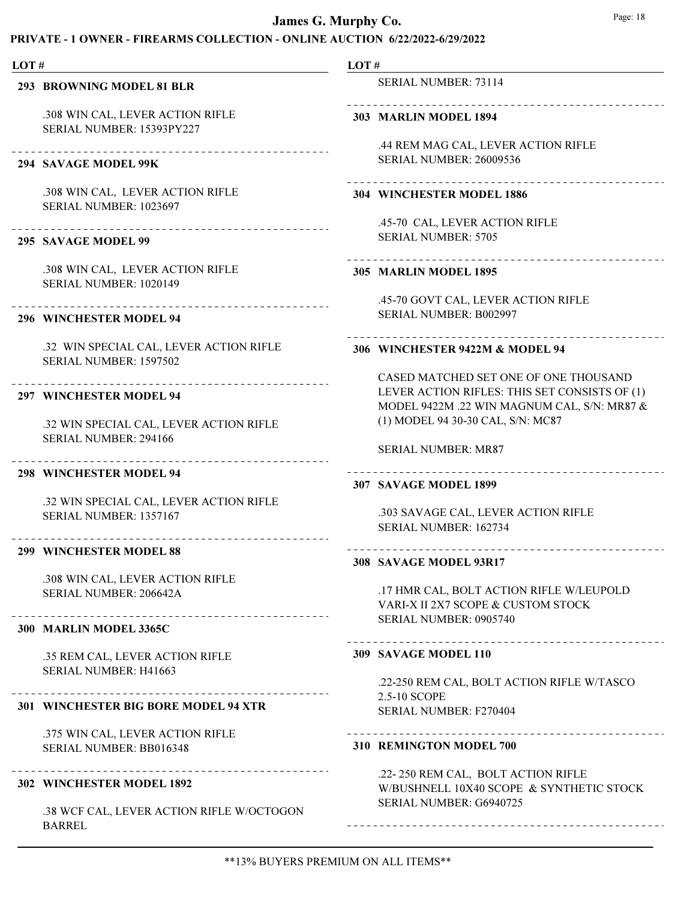# James G. Murphy Co.

## PRIVATE - 1 OWNER - FIREARMS COLLECTION - ONLINE AUCTION 6/22/2022-6/29/2022

LOT #

**293 BROWNING MODEL 81 BLR**

.308 WIN CAL, LEVER ACTION RIFLE
SERIAL NUMBER: 15393PY227

---

**294 SAVAGE MODEL 99K**

.308 WIN CAL, LEVER ACTION RIFLE
SERIAL NUMBER: 1023697

---

**295 SAVAGE MODEL 99**

.308 WIN CAL, LEVER ACTION RIFLE
SERIAL NUMBER: 1020149

---

**296 WINCHESTER MODEL 94**

.32 WIN SPECIAL CAL, LEVER ACTION RIFLE
SERIAL NUMBER: 1597502

---

**297 WINCHESTER MODEL 94**

.32 WIN SPECIAL CAL, LEVER ACTION RIFLE
SERIAL NUMBER: 294166

---

**298 WINCHESTER MODEL 94**

.32 WIN SPECIAL CAL, LEVER ACTION RIFLE
SERIAL NUMBER: 1357167

---

**299 WINCHESTER MODEL 88**

.308 WIN CAL, LEVER ACTION RIFLE
SERIAL NUMBER: 206642A

---

**300 MARLIN MODEL 3365C**

.35 REM CAL, LEVER ACTION RIFLE
SERIAL NUMBER: H41663

---

**301 WINCHESTER BIG BORE MODEL 94 XTR**

.375 WIN CAL, LEVER ACTION RIFLE
SERIAL NUMBER: BB016348

---

**302 WINCHESTER MODEL 1892**

.38 WCF CAL, LEVER ACTION RIFLE W/OCTOGON BARREL
SERIAL NUMBER: 73114

---

**303 MARLIN MODEL 1894**

.44 REM MAG CAL, LEVER ACTION RIFLE
SERIAL NUMBER: 26009536

---

**304 WINCHESTER MODEL 1886**

.45-70 CAL, LEVER ACTION RIFLE
SERIAL NUMBER: 5705

---

**305 MARLIN MODEL 1895**

.45-70 GOVT CAL, LEVER ACTION RIFLE
SERIAL NUMBER: B002997

---

**306 WINCHESTER 9422M & MODEL 94**

CASED MATCHED SET ONE OF ONE THOUSAND LEVER ACTION RIFLES: THIS SET CONSISTS OF (1) MODEL 9422M .22 WIN MAGNUM CAL, S/N: MR87 & (1) MODEL 94 30-30 CAL, S/N: MC87

SERIAL NUMBER: MR87

---

**307 SAVAGE MODEL 1899**

.303 SAVAGE CAL, LEVER ACTION RIFLE
SERIAL NUMBER: 162734

---

**308 SAVAGE MODEL 93R17**

.17 HMR CAL, BOLT ACTION RIFLE W/LEUPOLD VARI-X II 2X7 SCOPE & CUSTOM STOCK
SERIAL NUMBER: 0905740

---

**309 SAVAGE MODEL 110**

.22-250 REM CAL, BOLT ACTION RIFLE W/TASCO 2.5-10 SCOPE
SERIAL NUMBER: F270404

---

**310 REMINGTON MODEL 700**

.22- 250 REM CAL, BOLT ACTION RIFLE W/BUSHNELL 10X40 SCOPE & SYNTHETIC STOCK
SERIAL NUMBER: G6940725

---

**13% BUYERS PREMIUM ON ALL ITEMS**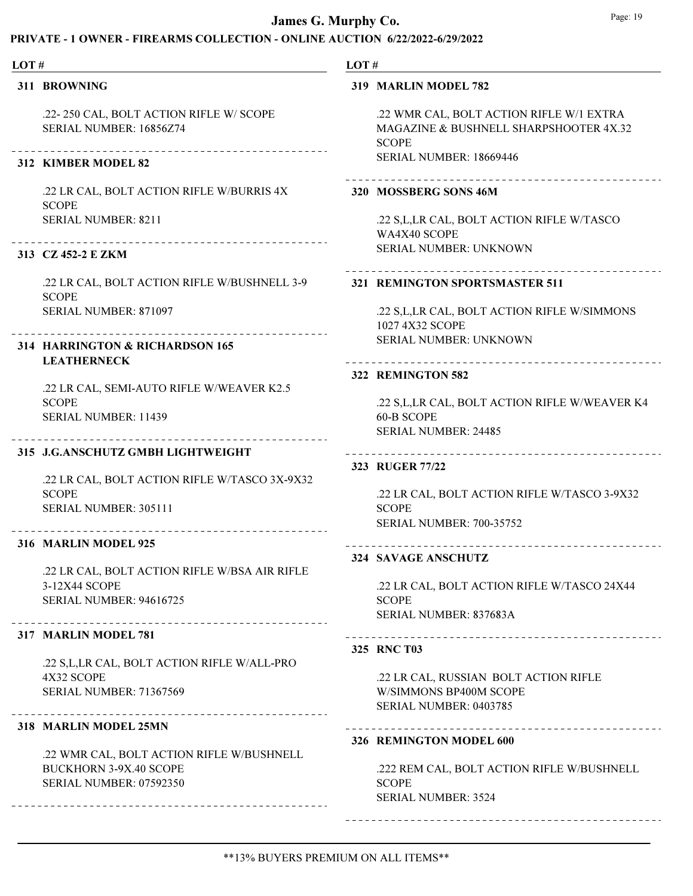# James G. Murphy Co.

## PRIVATE - 1 OWNER - FIREARMS COLLECTION - ONLINE AUCTION 6/22/2022-6/29/2022

LOT #

**311 BROWNING**

.22- 250 CAL, BOLT ACTION RIFLE W/ SCOPE
SERIAL NUMBER: 16856Z74

---

**312 KIMBER MODEL 82**

.22 LR CAL, BOLT ACTION RIFLE W/BURRIS 4X SCOPE
SERIAL NUMBER: 8211

---

**313 CZ 452-2 E ZKM**

.22 LR CAL, BOLT ACTION RIFLE W/BUSHNELL 3-9 SCOPE
SERIAL NUMBER: 871097

---

**314 HARRINGTON & RICHARDSON 165 LEATHERNECK**

.22 LR CAL, SEMI-AUTO RIFLE W/WEAVER K2.5 SCOPE
SERIAL NUMBER: 11439

---

**315 J.G.ANSCHUTZ GMBH LIGHTWEIGHT**

.22 LR CAL, BOLT ACTION RIFLE W/TASCO 3X-9X32 SCOPE
SERIAL NUMBER: 305111

---

**316 MARLIN MODEL 925**

.22 LR CAL, BOLT ACTION RIFLE W/BSA AIR RIFLE 3-12X44 SCOPE
SERIAL NUMBER: 94616725

---

**317 MARLIN MODEL 781**

.22 S,L,LR CAL, BOLT ACTION RIFLE W/ALL-PRO 4X32 SCOPE
SERIAL NUMBER: 71367569

---

**318 MARLIN MODEL 25MN**

.22 WMR CAL, BOLT ACTION RIFLE W/BUSHNELL BUCKHORN 3-9X.40 SCOPE
SERIAL NUMBER: 07592350

---

**319 MARLIN MODEL 782**

.22 WMR CAL, BOLT ACTION RIFLE W/1 EXTRA MAGAZINE & BUSHNELL SHARPSHOOTER 4X.32 SCOPE
SERIAL NUMBER: 18669446

---

**320 MOSSBERG SONS 46M**

.22 S,L,LR CAL, BOLT ACTION RIFLE W/TASCO WA4X40 SCOPE
SERIAL NUMBER: UNKNOWN

---

**321 REMINGTON SPORTSMASTER 511**

.22 S,L,LR CAL, BOLT ACTION RIFLE W/SIMMONS 1027 4X32 SCOPE
SERIAL NUMBER: UNKNOWN

---

**322 REMINGTON 582**

.22 S,L,LR CAL, BOLT ACTION RIFLE W/WEAVER K4 60-B SCOPE
SERIAL NUMBER: 24485

---

**323 RUGER 77/22**

.22 LR CAL, BOLT ACTION RIFLE W/TASCO 3-9X32 SCOPE
SERIAL NUMBER: 700-35752

---

**324 SAVAGE ANSCHUTZ**

.22 LR CAL, BOLT ACTION RIFLE W/TASCO 24X44 SCOPE
SERIAL NUMBER: 837683A

---

**325 RNC T03**

.22 LR CAL, RUSSIAN BOLT ACTION RIFLE W/SIMMONS BP400M SCOPE
SERIAL NUMBER: 0403785

---

**326 REMINGTON MODEL 600**

.222 REM CAL, BOLT ACTION RIFLE W/BUSHNELL SCOPE
SERIAL NUMBER: 3524

---

**13% BUYERS PREMIUM ON ALL ITEMS**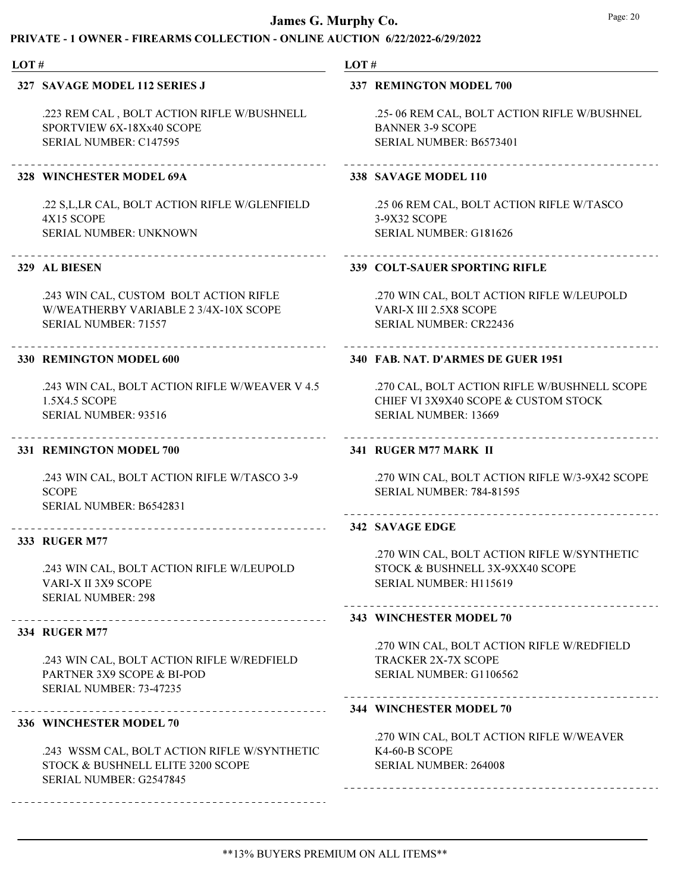# James G. Murphy Co.

## PRIVATE - 1 OWNER - FIREARMS COLLECTION - ONLINE AUCTION 6/22/2022-6/29/2022

**LOT #**

**327 SAVAGE MODEL 112 SERIES J**

.223 REM CAL , BOLT ACTION RIFLE W/BUSHNELL SPORTVIEW 6X-18Xx40 SCOPE
SERIAL NUMBER: C147595

---

**328 WINCHESTER MODEL 69A**

.22 S,L,LR CAL, BOLT ACTION RIFLE W/GLENFIELD 4X15 SCOPE
SERIAL NUMBER: UNKNOWN

---

**329 AL BIESEN**

.243 WIN CAL, CUSTOM BOLT ACTION RIFLE W/WEATHERBY VARIABLE 2 3/4X-10X SCOPE
SERIAL NUMBER: 71557

---

**330 REMINGTON MODEL 600**

.243 WIN CAL, BOLT ACTION RIFLE W/WEAVER V 4.5 1.5X4.5 SCOPE
SERIAL NUMBER: 93516

---

**331 REMINGTON MODEL 700**

.243 WIN CAL, BOLT ACTION RIFLE W/TASCO 3-9 SCOPE
SERIAL NUMBER: B6542831

---

**333 RUGER M77**

.243 WIN CAL, BOLT ACTION RIFLE W/LEUPOLD VARI-X II 3X9 SCOPE
SERIAL NUMBER: 298

---

**334 RUGER M77**

.243 WIN CAL, BOLT ACTION RIFLE W/REDFIELD PARTNER 3X9 SCOPE & BI-POD
SERIAL NUMBER: 73-47235

---

**336 WINCHESTER MODEL 70**

.243 WSSM CAL, BOLT ACTION RIFLE W/SYNTHETIC STOCK & BUSHNELL ELITE 3200 SCOPE
SERIAL NUMBER: G2547845

---

**337 REMINGTON MODEL 700**

.25- 06 REM CAL, BOLT ACTION RIFLE W/BUSHNEL BANNER 3-9 SCOPE
SERIAL NUMBER: B6573401

---

**338 SAVAGE MODEL 110**

.25 06 REM CAL, BOLT ACTION RIFLE W/TASCO 3-9X32 SCOPE
SERIAL NUMBER: G181626

---

**339 COLT-SAUER SPORTING RIFLE**

.270 WIN CAL, BOLT ACTION RIFLE W/LEUPOLD VARI-X III 2.5X8 SCOPE
SERIAL NUMBER: CR22436

---

**340 FAB. NAT. D'ARMES DE GUER 1951**

.270 CAL, BOLT ACTION RIFLE W/BUSHNELL SCOPE CHIEF VI 3X9X40 SCOPE & CUSTOM STOCK
SERIAL NUMBER: 13669

---

**341 RUGER M77 MARK II**

.270 WIN CAL, BOLT ACTION RIFLE W/3-9X42 SCOPE
SERIAL NUMBER: 784-81595

---

**342 SAVAGE EDGE**

.270 WIN CAL, BOLT ACTION RIFLE W/SYNTHETIC STOCK & BUSHNELL 3X-9XX40 SCOPE
SERIAL NUMBER: H115619

---

**343 WINCHESTER MODEL 70**

.270 WIN CAL, BOLT ACTION RIFLE W/REDFIELD TRACKER 2X-7X SCOPE
SERIAL NUMBER: G1106562

---

**344 WINCHESTER MODEL 70**

.270 WIN CAL, BOLT ACTION RIFLE W/WEAVER K4-60-B SCOPE
SERIAL NUMBER: 264008

---

**13% BUYERS PREMIUM ON ALL ITEMS**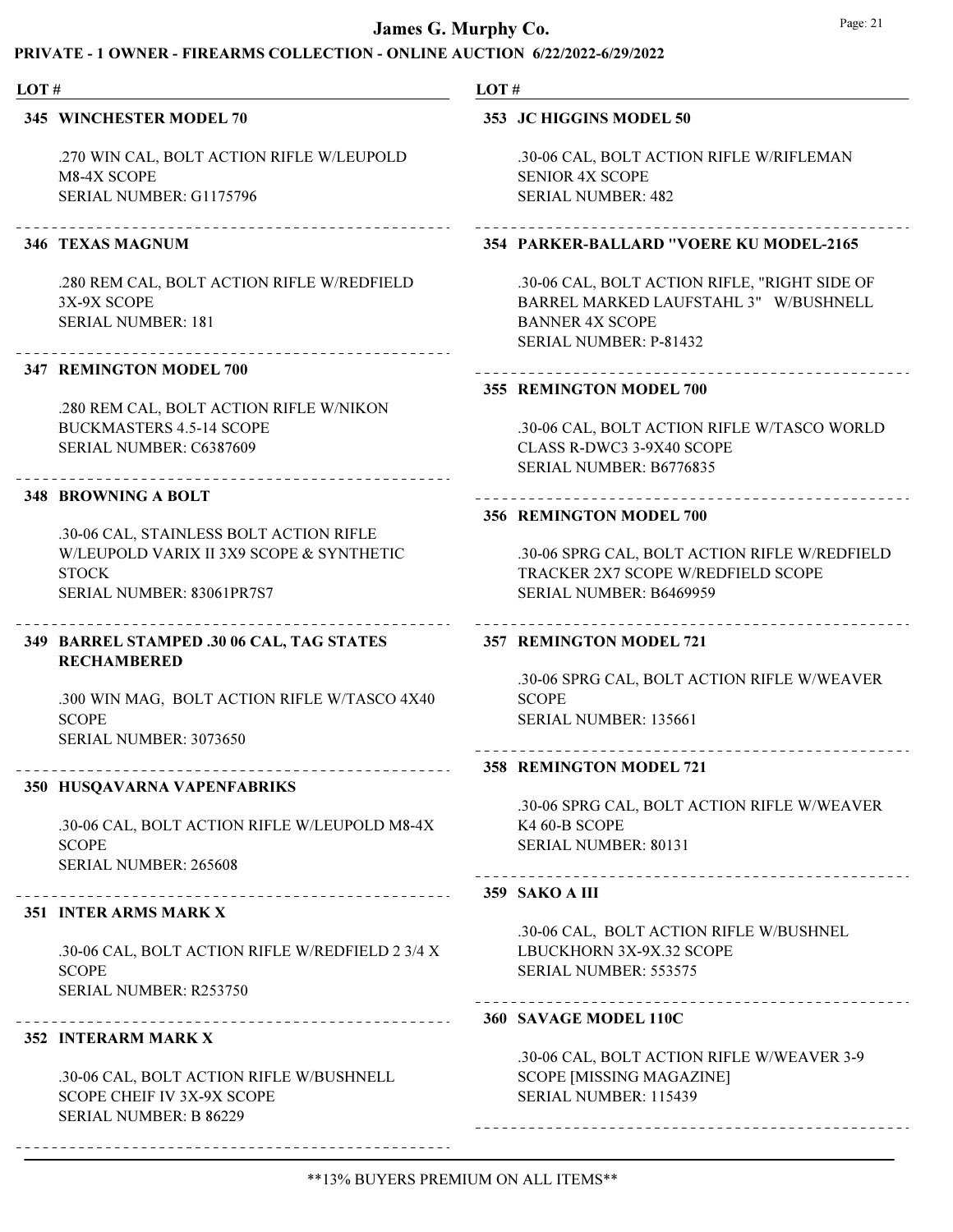# James G. Murphy Co.

## PRIVATE - 1 OWNER - FIREARMS COLLECTION - ONLINE AUCTION 6/22/2022-6/29/2022

**LOT #**

**345 WINCHESTER MODEL 70**

.270 WIN CAL, BOLT ACTION RIFLE W/LEUPOLD M8-4X SCOPE
SERIAL NUMBER: G1175796

---

**346 TEXAS MAGNUM**

.280 REM CAL, BOLT ACTION RIFLE W/REDFIELD 3X-9X SCOPE
SERIAL NUMBER: 181

---

**347 REMINGTON MODEL 700**

.280 REM CAL, BOLT ACTION RIFLE W/NIKON BUCKMASTERS 4.5-14 SCOPE
SERIAL NUMBER: C6387609

---

**348 BROWNING A BOLT**

.30-06 CAL, STAINLESS BOLT ACTION RIFLE W/LEUPOLD VARIX II 3X9 SCOPE & SYNTHETIC STOCK
SERIAL NUMBER: 83061PR7S7

---

**349 BARREL STAMPED .30 06 CAL, TAG STATES RECHAMBERED**

.300 WIN MAG, BOLT ACTION RIFLE W/TASCO 4X40 SCOPE
SERIAL NUMBER: 3073650

---

**350 HUSQAVARNA VAPENFABRIKS**

.30-06 CAL, BOLT ACTION RIFLE W/LEUPOLD M8-4X SCOPE
SERIAL NUMBER: 265608

---

**351 INTER ARMS MARK X**

.30-06 CAL, BOLT ACTION RIFLE W/REDFIELD 2 3/4 X SCOPE
SERIAL NUMBER: R253750

---

**352 INTERARM MARK X**

.30-06 CAL, BOLT ACTION RIFLE W/BUSHNELL SCOPE CHEIF IV 3X-9X SCOPE
SERIAL NUMBER: B 86229

---

**353 JC HIGGINS MODEL 50**

.30-06 CAL, BOLT ACTION RIFLE W/RIFLEMAN SENIOR 4X SCOPE
SERIAL NUMBER: 482

---

**354 PARKER-BALLARD "VOERE KU MODEL-2165**

.30-06 CAL, BOLT ACTION RIFLE, "RIGHT SIDE OF BARREL MARKED LAUFSTAHL 3" W/BUSHNELL BANNER 4X SCOPE
SERIAL NUMBER: P-81432

---

**355 REMINGTON MODEL 700**

.30-06 CAL, BOLT ACTION RIFLE W/TASCO WORLD CLASS R-DWC3 3-9X40 SCOPE
SERIAL NUMBER: B6776835

---

**356 REMINGTON MODEL 700**

.30-06 SPRG CAL, BOLT ACTION RIFLE W/REDFIELD TRACKER 2X7 SCOPE W/REDFIELD SCOPE
SERIAL NUMBER: B6469959

---

**357 REMINGTON MODEL 721**

.30-06 SPRG CAL, BOLT ACTION RIFLE W/WEAVER SCOPE
SERIAL NUMBER: 135661

---

**358 REMINGTON MODEL 721**

.30-06 SPRG CAL, BOLT ACTION RIFLE W/WEAVER K4 60-B SCOPE
SERIAL NUMBER: 80131

---

**359 SAKO A III**

.30-06 CAL, BOLT ACTION RIFLE W/BUSHNEL LBUCKHORN 3X-9X.32 SCOPE
SERIAL NUMBER: 553575

---

**360 SAVAGE MODEL 110C**

.30-06 CAL, BOLT ACTION RIFLE W/WEAVER 3-9 SCOPE [MISSING MAGAZINE]
SERIAL NUMBER: 115439

---

**13% BUYERS PREMIUM ON ALL ITEMS**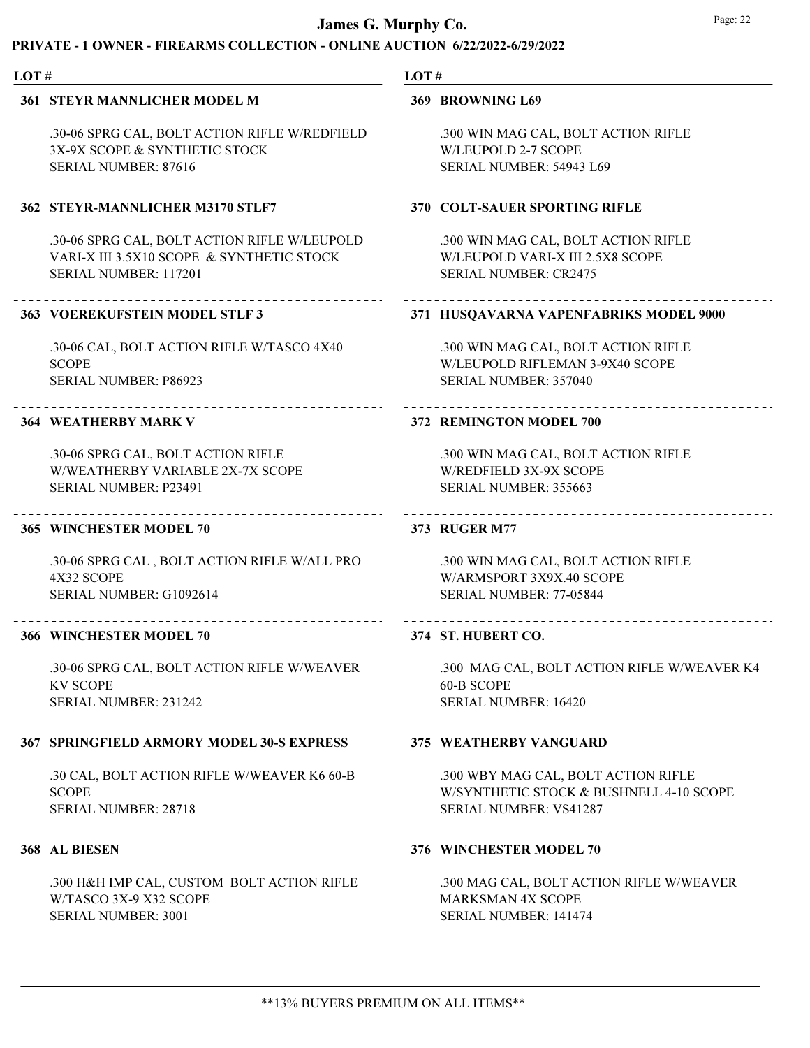# James G. Murphy Co.

## PRIVATE - 1 OWNER - FIREARMS COLLECTION - ONLINE AUCTION 6/22/2022-6/29/2022

LOT #

**361 STEYR MANNLICHER MODEL M**

.30-06 SPRG CAL, BOLT ACTION RIFLE W/REDFIELD 3X-9X SCOPE & SYNTHETIC STOCK
SERIAL NUMBER: 87616

---

**362 STEYR-MANNLICHER M3170 STLF7**

.30-06 SPRG CAL, BOLT ACTION RIFLE W/LEUPOLD VARI-X III 3.5X10 SCOPE & SYNTHETIC STOCK
SERIAL NUMBER: 117201

---

**363 VOEREKUFSTEIN MODEL STLF 3**

.30-06 CAL, BOLT ACTION RIFLE W/TASCO 4X40 SCOPE
SERIAL NUMBER: P86923

---

**364 WEATHERBY MARK V**

.30-06 SPRG CAL, BOLT ACTION RIFLE W/WEATHERBY VARIABLE 2X-7X SCOPE
SERIAL NUMBER: P23491

---

**365 WINCHESTER MODEL 70**

.30-06 SPRG CAL , BOLT ACTION RIFLE W/ALL PRO 4X32 SCOPE
SERIAL NUMBER: G1092614

---

**366 WINCHESTER MODEL 70**

.30-06 SPRG CAL, BOLT ACTION RIFLE W/WEAVER KV SCOPE
SERIAL NUMBER: 231242

---

**367 SPRINGFIELD ARMORY MODEL 30-S EXPRESS**

.30 CAL, BOLT ACTION RIFLE W/WEAVER K6 60-B SCOPE
SERIAL NUMBER: 28718

---

**368 AL BIESEN**

.300 H&H IMP CAL, CUSTOM BOLT ACTION RIFLE W/TASCO 3X-9 X32 SCOPE
SERIAL NUMBER: 3001

---

LOT #

**369 BROWNING L69**

.300 WIN MAG CAL, BOLT ACTION RIFLE W/LEUPOLD 2-7 SCOPE
SERIAL NUMBER: 54943 L69

---

**370 COLT-SAUER SPORTING RIFLE**

.300 WIN MAG CAL, BOLT ACTION RIFLE W/LEUPOLD VARI-X III 2.5X8 SCOPE
SERIAL NUMBER: CR2475

---

**371 HUSQAVARNA VAPENFABRIKS MODEL 9000**

.300 WIN MAG CAL, BOLT ACTION RIFLE W/LEUPOLD RIFLEMAN 3-9X40 SCOPE
SERIAL NUMBER: 357040

---

**372 REMINGTON MODEL 700**

.300 WIN MAG CAL, BOLT ACTION RIFLE W/REDFIELD 3X-9X SCOPE
SERIAL NUMBER: 355663

---

**373 RUGER M77**

.300 WIN MAG CAL, BOLT ACTION RIFLE W/ARMSPORT 3X9X.40 SCOPE
SERIAL NUMBER: 77-05844

---

**374 ST. HUBERT CO.**

.300 MAG CAL, BOLT ACTION RIFLE W/WEAVER K4 60-B SCOPE
SERIAL NUMBER: 16420

---

**375 WEATHERBY VANGUARD**

.300 WBY MAG CAL, BOLT ACTION RIFLE W/SYNTHETIC STOCK & BUSHNELL 4-10 SCOPE
SERIAL NUMBER: VS41287

---

**376 WINCHESTER MODEL 70**

.300 MAG CAL, BOLT ACTION RIFLE W/WEAVER MARKSMAN 4X SCOPE
SERIAL NUMBER: 141474

---

**13% BUYERS PREMIUM ON ALL ITEMS**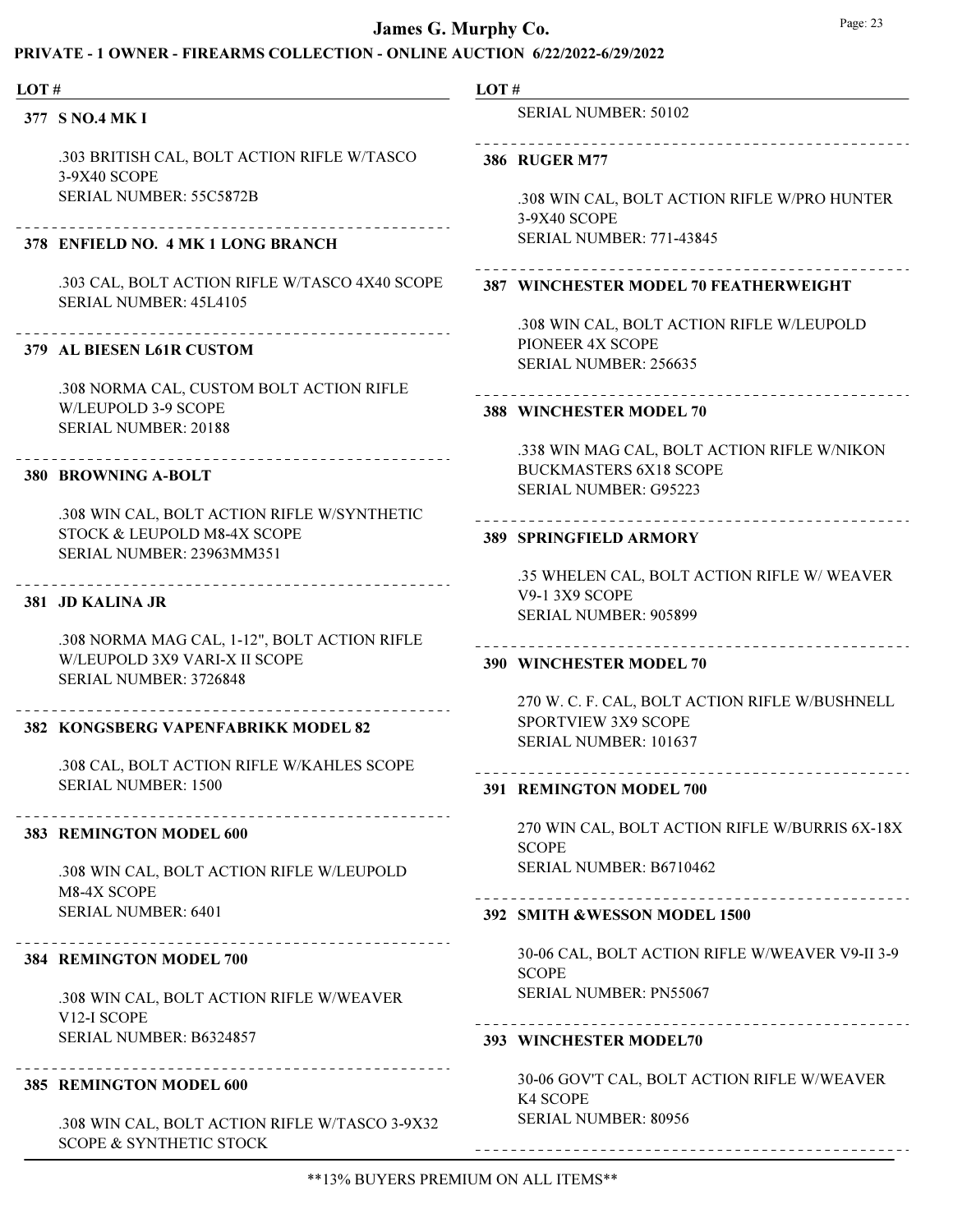| LOT # | |
|---|---|

**377 S NO.4 MK I**

.303 BRITISH CAL, BOLT ACTION RIFLE W/TASCO 3-9X40 SCOPE
SERIAL NUMBER: 55C5872B

**378 ENFIELD NO. 4 MK 1 LONG BRANCH**

.303 CAL, BOLT ACTION RIFLE W/TASCO 4X40 SCOPE
SERIAL NUMBER: 45L4105

**379 AL BIESEN L61R CUSTOM**

.308 NORMA CAL, CUSTOM BOLT ACTION RIFLE W/LEUPOLD 3-9 SCOPE
SERIAL NUMBER: 20188

**380 BROWNING A-BOLT**

.308 WIN CAL, BOLT ACTION RIFLE W/SYNTHETIC STOCK & LEUPOLD M8-4X SCOPE
SERIAL NUMBER: 23963MM351

**381 JD KALINA JR**

.308 NORMA MAG CAL, 1-12", BOLT ACTION RIFLE W/LEUPOLD 3X9 VARI-X II SCOPE
SERIAL NUMBER: 3726848

**382 KONGSBERG VAPENFABRIKK MODEL 82**

.308 CAL, BOLT ACTION RIFLE W/KAHLES SCOPE
SERIAL NUMBER: 1500

**383 REMINGTON MODEL 600**

.308 WIN CAL, BOLT ACTION RIFLE W/LEUPOLD M8-4X SCOPE
SERIAL NUMBER: 6401

**384 REMINGTON MODEL 700**

.308 WIN CAL, BOLT ACTION RIFLE W/WEAVER V12-I SCOPE
SERIAL NUMBER: B6324857

**385 REMINGTON MODEL 600**

.308 WIN CAL, BOLT ACTION RIFLE W/TASCO 3-9X32 SCOPE & SYNTHETIC STOCK
SERIAL NUMBER: 50102

**386 RUGER M77**

.308 WIN CAL, BOLT ACTION RIFLE W/PRO HUNTER 3-9X40 SCOPE
SERIAL NUMBER: 771-43845

**387 WINCHESTER MODEL 70 FEATHERWEIGHT**

.308 WIN CAL, BOLT ACTION RIFLE W/LEUPOLD PIONEER 4X SCOPE
SERIAL NUMBER: 256635

**388 WINCHESTER MODEL 70**

.338 WIN MAG CAL, BOLT ACTION RIFLE W/NIKON BUCKMASTERS 6X18 SCOPE
SERIAL NUMBER: G95223

**389 SPRINGFIELD ARMORY**

.35 WHELEN CAL, BOLT ACTION RIFLE W/ WEAVER V9-1 3X9 SCOPE
SERIAL NUMBER: 905899

**390 WINCHESTER MODEL 70**

270 W. C. F. CAL, BOLT ACTION RIFLE W/BUSHNELL SPORTVIEW 3X9 SCOPE
SERIAL NUMBER: 101637

**391 REMINGTON MODEL 700**

270 WIN CAL, BOLT ACTION RIFLE W/BURRIS 6X-18X SCOPE
SERIAL NUMBER: B6710462

**392 SMITH &WESSON MODEL 1500**

30-06 CAL, BOLT ACTION RIFLE W/WEAVER V9-II 3-9 SCOPE
SERIAL NUMBER: PN55067

**393 WINCHESTER MODEL70**

30-06 GOV'T CAL, BOLT ACTION RIFLE W/WEAVER K4 SCOPE
SERIAL NUMBER: 80956

**13% BUYERS PREMIUM ON ALL ITEMS**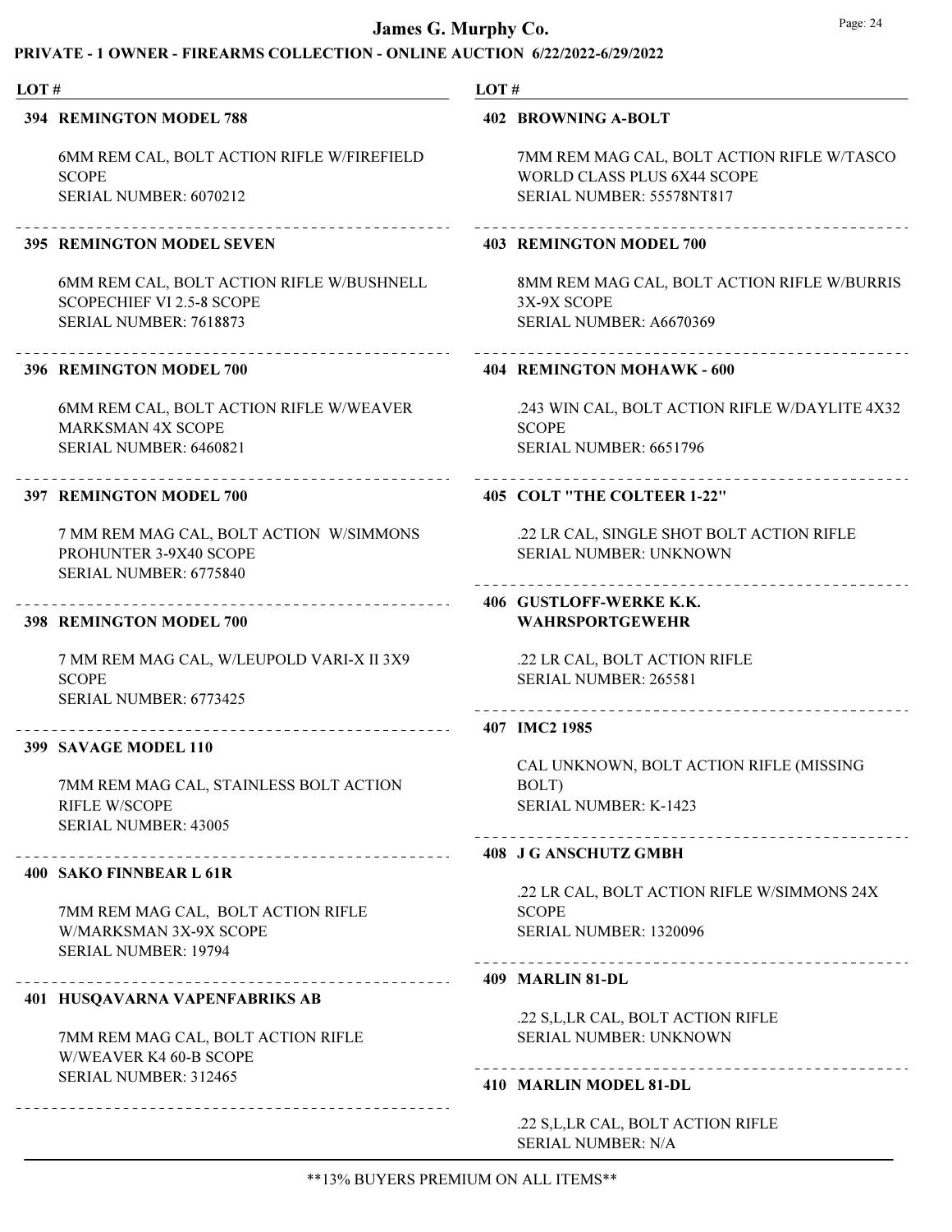## James G. Murphy Co.

### PRIVATE - 1 OWNER - FIREARMS COLLECTION - ONLINE AUCTION 6/22/2022-6/29/2022

LOT #

**394 REMINGTON MODEL 788**

6MM REM CAL, BOLT ACTION RIFLE W/FIREFIELD SCOPE
SERIAL NUMBER: 6070212

**395 REMINGTON MODEL SEVEN**

6MM REM CAL, BOLT ACTION RIFLE W/BUSHNELL SCOPECHIEF VI 2.5-8 SCOPE
SERIAL NUMBER: 7618873

**396 REMINGTON MODEL 700**

6MM REM CAL, BOLT ACTION RIFLE W/WEAVER MARKSMAN 4X SCOPE
SERIAL NUMBER: 6460821

**397 REMINGTON MODEL 700**

7 MM REM MAG CAL, BOLT ACTION W/SIMMONS PROHUNTER 3-9X40 SCOPE
SERIAL NUMBER: 6775840

**398 REMINGTON MODEL 700**

7 MM REM MAG CAL, W/LEUPOLD VARI-X II 3X9 SCOPE
SERIAL NUMBER: 6773425

**399 SAVAGE MODEL 110**

7MM REM MAG CAL, STAINLESS BOLT ACTION RIFLE W/SCOPE
SERIAL NUMBER: 43005

**400 SAKO FINNBEAR L 61R**

7MM REM MAG CAL, BOLT ACTION RIFLE W/MARKSMAN 3X-9X SCOPE
SERIAL NUMBER: 19794

**401 HUSQAVARNA VAPENFABRIKS AB**

7MM REM MAG CAL, BOLT ACTION RIFLE W/WEAVER K4 60-B SCOPE
SERIAL NUMBER: 312465

**402 BROWNING A-BOLT**

7MM REM MAG CAL, BOLT ACTION RIFLE W/TASCO WORLD CLASS PLUS 6X44 SCOPE
SERIAL NUMBER: 55578NT817

**403 REMINGTON MODEL 700**

8MM REM MAG CAL, BOLT ACTION RIFLE W/BURRIS 3X-9X SCOPE
SERIAL NUMBER: A6670369

**404 REMINGTON MOHAWK - 600**

.243 WIN CAL, BOLT ACTION RIFLE W/DAYLITE 4X32 SCOPE
SERIAL NUMBER: 6651796

**405 COLT "THE COLTEER 1-22"**

.22 LR CAL, SINGLE SHOT BOLT ACTION RIFLE
SERIAL NUMBER: UNKNOWN

**406 GUSTLOFF-WERKE K.K. WAHRSPORTGEWEHR**

.22 LR CAL, BOLT ACTION RIFLE
SERIAL NUMBER: 265581

**407 IMC2 1985**

CAL UNKNOWN, BOLT ACTION RIFLE (MISSING BOLT)
SERIAL NUMBER: K-1423

**408 J G ANSCHUTZ GMBH**

.22 LR CAL, BOLT ACTION RIFLE W/SIMMONS 24X SCOPE
SERIAL NUMBER: 1320096

**409 MARLIN 81-DL**

.22 S,L,LR CAL, BOLT ACTION RIFLE
SERIAL NUMBER: UNKNOWN

**410 MARLIN MODEL 81-DL**

.22 S,L,LR CAL, BOLT ACTION RIFLE
SERIAL NUMBER: N/A

**13% BUYERS PREMIUM ON ALL ITEMS**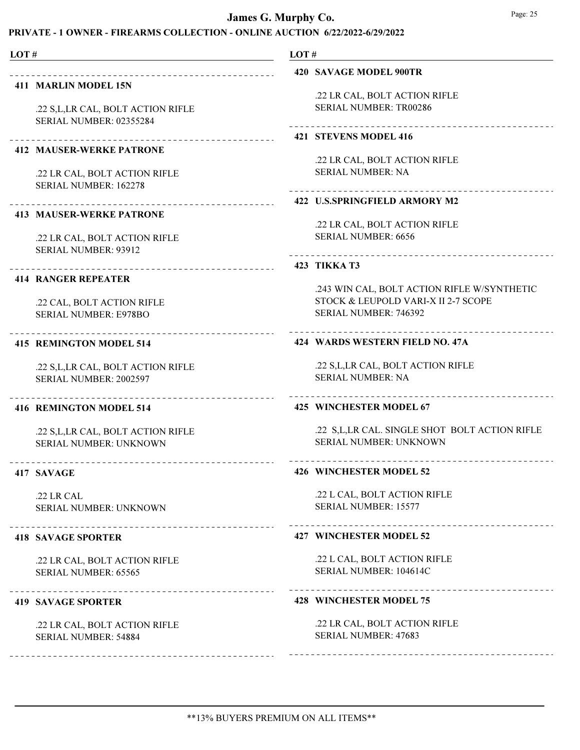**LOT #**

**411 MARLIN MODEL 15N**

.22 S,L,LR CAL, BOLT ACTION RIFLE
SERIAL NUMBER: 02355284

**412 MAUSER-WERKE PATRONE**

.22 LR CAL, BOLT ACTION RIFLE
SERIAL NUMBER: 162278

**413 MAUSER-WERKE PATRONE**

.22 LR CAL, BOLT ACTION RIFLE
SERIAL NUMBER: 93912

**414 RANGER REPEATER**

.22 CAL, BOLT ACTION RIFLE
SERIAL NUMBER: E978BO

**415 REMINGTON MODEL 514**

.22 S,L,LR CAL, BOLT ACTION RIFLE
SERIAL NUMBER: 2002597

**416 REMINGTON MODEL 514**

.22 S,L,LR CAL, BOLT ACTION RIFLE
SERIAL NUMBER: UNKNOWN

**417 SAVAGE**

.22 LR CAL
SERIAL NUMBER: UNKNOWN

**418 SAVAGE SPORTER**

.22 LR CAL, BOLT ACTION RIFLE
SERIAL NUMBER: 65565

**419 SAVAGE SPORTER**

.22 LR CAL, BOLT ACTION RIFLE
SERIAL NUMBER: 54884

**420 SAVAGE MODEL 900TR**

.22 LR CAL, BOLT ACTION RIFLE
SERIAL NUMBER: TR00286

**421 STEVENS MODEL 416**

.22 LR CAL, BOLT ACTION RIFLE
SERIAL NUMBER: NA

**422 U.S.SPRINGFIELD ARMORY M2**

.22 LR CAL, BOLT ACTION RIFLE
SERIAL NUMBER: 6656

**423 TIKKA T3**

.243 WIN CAL, BOLT ACTION RIFLE W/SYNTHETIC STOCK & LEUPOLD VARI-X II 2-7 SCOPE
SERIAL NUMBER: 746392

**424 WARDS WESTERN FIELD NO. 47A**

.22 S,L,LR CAL, BOLT ACTION RIFLE
SERIAL NUMBER: NA

**425 WINCHESTER MODEL 67**

.22 S,L,LR CAL. SINGLE SHOT BOLT ACTION RIFLE
SERIAL NUMBER: UNKNOWN

**426 WINCHESTER MODEL 52**

.22 L CAL, BOLT ACTION RIFLE
SERIAL NUMBER: 15577

**427 WINCHESTER MODEL 52**

.22 L CAL, BOLT ACTION RIFLE
SERIAL NUMBER: 104614C

**428 WINCHESTER MODEL 75**

.22 LR CAL, BOLT ACTION RIFLE
SERIAL NUMBER: 47683

**13% BUYERS PREMIUM ON ALL ITEMS**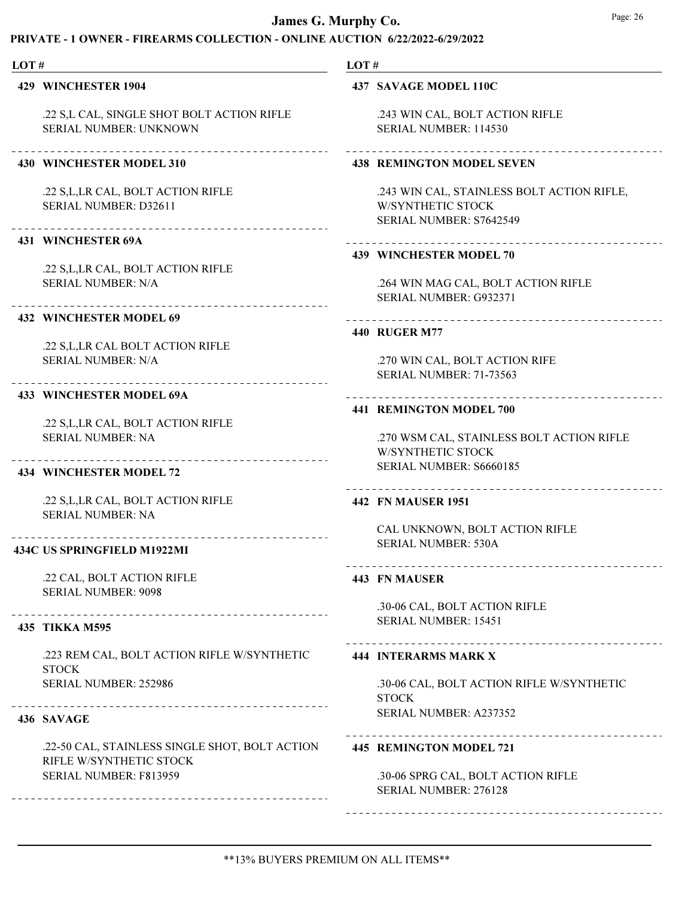**LOT #**

### 429 WINCHESTER 1904

.22 S,L CAL, SINGLE SHOT BOLT ACTION RIFLE
SERIAL NUMBER: UNKNOWN

---

### 430 WINCHESTER MODEL 310

.22 S,L,LR CAL, BOLT ACTION RIFLE
SERIAL NUMBER: D32611

---

### 431 WINCHESTER 69A

.22 S,L,LR CAL, BOLT ACTION RIFLE
SERIAL NUMBER: N/A

---

### 432 WINCHESTER MODEL 69

.22 S,L,LR CAL BOLT ACTION RIFLE
SERIAL NUMBER: N/A

---

### 433 WINCHESTER MODEL 69A

.22 S,L,LR CAL, BOLT ACTION RIFLE
SERIAL NUMBER: NA

---

### 434 WINCHESTER MODEL 72

.22 S,L,LR CAL, BOLT ACTION RIFLE
SERIAL NUMBER: NA

---

### 434C US SPRINGFIELD M1922MI

.22 CAL, BOLT ACTION RIFLE
SERIAL NUMBER: 9098

---

### 435 TIKKA M595

.223 REM CAL, BOLT ACTION RIFLE W/SYNTHETIC STOCK
SERIAL NUMBER: 252986

---

### 436 SAVAGE

.22-50 CAL, STAINLESS SINGLE SHOT, BOLT ACTION RIFLE W/SYNTHETIC STOCK
SERIAL NUMBER: F813959

---

### 437 SAVAGE MODEL 110C

.243 WIN CAL, BOLT ACTION RIFLE
SERIAL NUMBER: 114530

---

### 438 REMINGTON MODEL SEVEN

.243 WIN CAL, STAINLESS BOLT ACTION RIFLE, W/SYNTHETIC STOCK
SERIAL NUMBER: S7642549

---

### 439 WINCHESTER MODEL 70

.264 WIN MAG CAL, BOLT ACTION RIFLE
SERIAL NUMBER: G932371

---

### 440 RUGER M77

.270 WIN CAL, BOLT ACTION RIFE
SERIAL NUMBER: 71-73563

---

### 441 REMINGTON MODEL 700

.270 WSM CAL, STAINLESS BOLT ACTION RIFLE W/SYNTHETIC STOCK
SERIAL NUMBER: S6660185

---

### 442 FN MAUSER 1951

CAL UNKNOWN, BOLT ACTION RIFLE
SERIAL NUMBER: 530A

---

### 443 FN MAUSER

.30-06 CAL, BOLT ACTION RIFLE
SERIAL NUMBER: 15451

---

### 444 INTERARMS MARK X

.30-06 CAL, BOLT ACTION RIFLE W/SYNTHETIC STOCK
SERIAL NUMBER: A237352

---

### 445 REMINGTON MODEL 721

.30-06 SPRG CAL, BOLT ACTION RIFLE
SERIAL NUMBER: 276128

---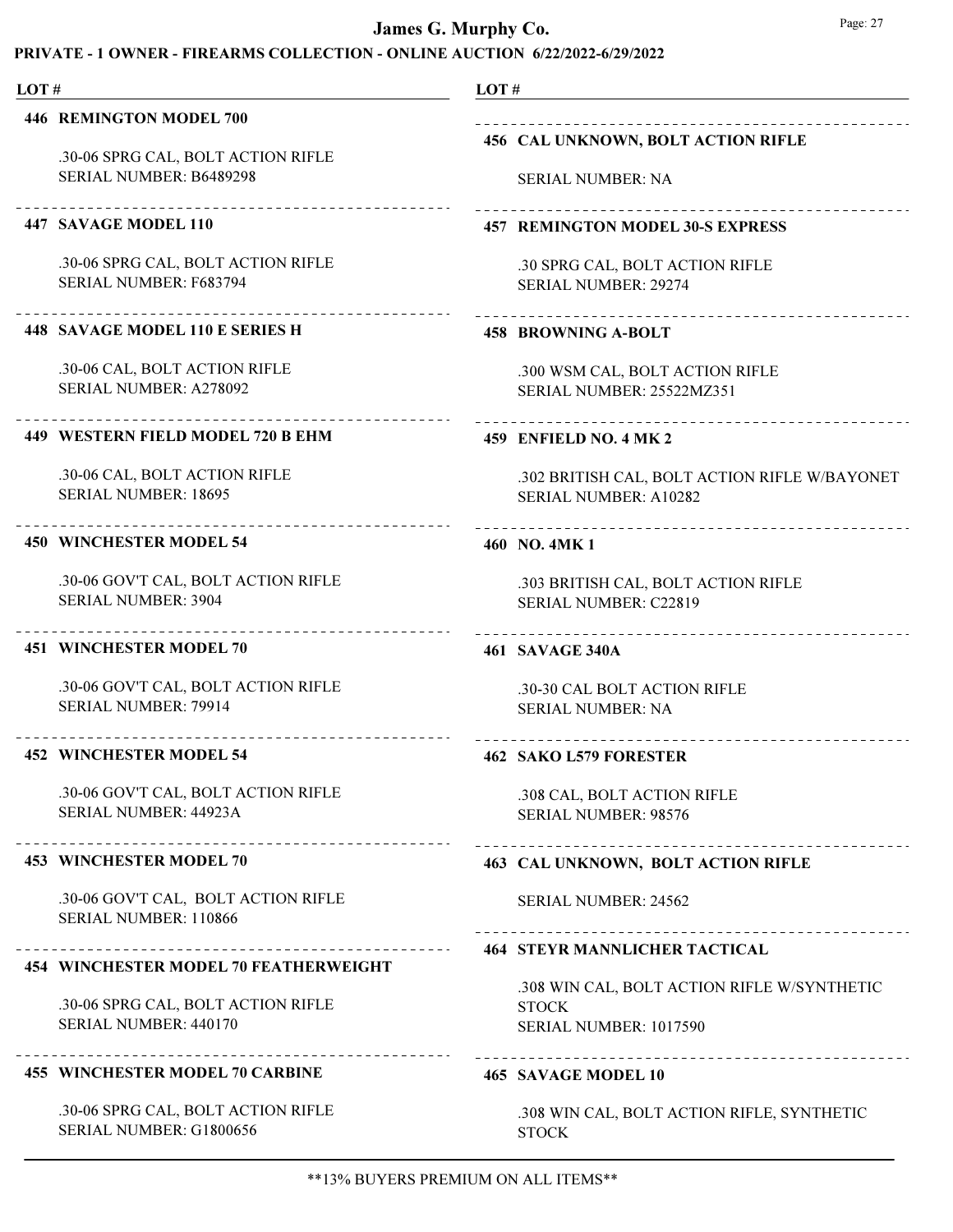# James G. Murphy Co.

## PRIVATE - 1 OWNER - FIREARMS COLLECTION - ONLINE AUCTION 6/22/2022-6/29/2022

LOT #

**446 REMINGTON MODEL 700**

.30-06 SPRG CAL, BOLT ACTION RIFLE
SERIAL NUMBER: B6489298

**447 SAVAGE MODEL 110**

.30-06 SPRG CAL, BOLT ACTION RIFLE
SERIAL NUMBER: F683794

**448 SAVAGE MODEL 110 E SERIES H**

.30-06 CAL, BOLT ACTION RIFLE
SERIAL NUMBER: A278092

**449 WESTERN FIELD MODEL 720 B EHM**

.30-06 CAL, BOLT ACTION RIFLE
SERIAL NUMBER: 18695

**450 WINCHESTER MODEL 54**

.30-06 GOV'T CAL, BOLT ACTION RIFLE
SERIAL NUMBER: 3904

**451 WINCHESTER MODEL 70**

.30-06 GOV'T CAL, BOLT ACTION RIFLE
SERIAL NUMBER: 79914

**452 WINCHESTER MODEL 54**

.30-06 GOV'T CAL, BOLT ACTION RIFLE
SERIAL NUMBER: 44923A

**453 WINCHESTER MODEL 70**

.30-06 GOV'T CAL, BOLT ACTION RIFLE
SERIAL NUMBER: 110866

**454 WINCHESTER MODEL 70 FEATHERWEIGHT**

.30-06 SPRG CAL, BOLT ACTION RIFLE
SERIAL NUMBER: 440170

**455 WINCHESTER MODEL 70 CARBINE**

.30-06 SPRG CAL, BOLT ACTION RIFLE
SERIAL NUMBER: G1800656

**456 CAL UNKNOWN, BOLT ACTION RIFLE**

SERIAL NUMBER: NA

**457 REMINGTON MODEL 30-S EXPRESS**

.30 SPRG CAL, BOLT ACTION RIFLE
SERIAL NUMBER: 29274

**458 BROWNING A-BOLT**

.300 WSM CAL, BOLT ACTION RIFLE
SERIAL NUMBER: 25522MZ351

**459 ENFIELD NO. 4 MK 2**

.302 BRITISH CAL, BOLT ACTION RIFLE W/BAYONET
SERIAL NUMBER: A10282

**460 NO. 4MK 1**

.303 BRITISH CAL, BOLT ACTION RIFLE
SERIAL NUMBER: C22819

**461 SAVAGE 340A**

.30-30 CAL BOLT ACTION RIFLE
SERIAL NUMBER: NA

**462 SAKO L579 FORESTER**

.308 CAL, BOLT ACTION RIFLE
SERIAL NUMBER: 98576

**463 CAL UNKNOWN, BOLT ACTION RIFLE**

SERIAL NUMBER: 24562

**464 STEYR MANNLICHER TACTICAL**

.308 WIN CAL, BOLT ACTION RIFLE W/SYNTHETIC STOCK
SERIAL NUMBER: 1017590

**465 SAVAGE MODEL 10**

.308 WIN CAL, BOLT ACTION RIFLE, SYNTHETIC STOCK

**13% BUYERS PREMIUM ON ALL ITEMS**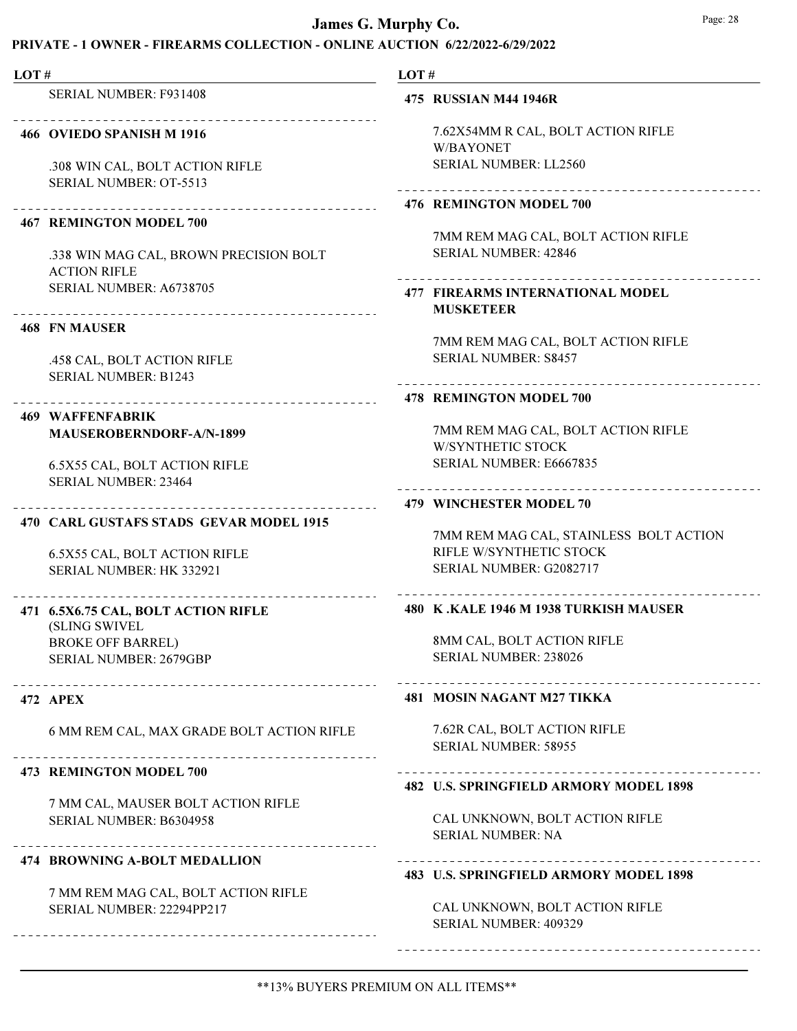SERIAL NUMBER: F931408

**466 OVIEDO SPANISH M 1916**

.308 WIN CAL, BOLT ACTION RIFLE
SERIAL NUMBER: OT-5513

**467 REMINGTON MODEL 700**

.338 WIN MAG CAL, BROWN PRECISION BOLT ACTION RIFLE
SERIAL NUMBER: A6738705

**468 FN MAUSER**

.458 CAL, BOLT ACTION RIFLE
SERIAL NUMBER: B1243

**469 WAFFENFABRIK MAUSEROBERNDORF-A/N-1899**

6.5X55 CAL, BOLT ACTION RIFLE
SERIAL NUMBER: 23464

**470 CARL GUSTAFS STADS GEVAR MODEL 1915**

6.5X55 CAL, BOLT ACTION RIFLE
SERIAL NUMBER: HK 332921

**471 6.5X6.75 CAL, BOLT ACTION RIFLE**

(SLING SWIVEL
BROKE OFF BARREL)
SERIAL NUMBER: 2679GBP

**472 APEX**

6 MM REM CAL, MAX GRADE BOLT ACTION RIFLE

**473 REMINGTON MODEL 700**

7 MM CAL, MAUSER BOLT ACTION RIFLE
SERIAL NUMBER: B6304958

**474 BROWNING A-BOLT MEDALLION**

7 MM REM MAG CAL, BOLT ACTION RIFLE
SERIAL NUMBER: 22294PP217

**475 RUSSIAN M44 1946R**

7.62X54MM R CAL, BOLT ACTION RIFLE W/BAYONET
SERIAL NUMBER: LL2560

**476 REMINGTON MODEL 700**

7MM REM MAG CAL, BOLT ACTION RIFLE
SERIAL NUMBER: 42846

**477 FIREARMS INTERNATIONAL MODEL MUSKETEER**

7MM REM MAG CAL, BOLT ACTION RIFLE
SERIAL NUMBER: S8457

**478 REMINGTON MODEL 700**

7MM REM MAG CAL, BOLT ACTION RIFLE W/SYNTHETIC STOCK
SERIAL NUMBER: E6667835

**479 WINCHESTER MODEL 70**

7MM REM MAG CAL, STAINLESS BOLT ACTION RIFLE W/SYNTHETIC STOCK
SERIAL NUMBER: G2082717

**480 K .KALE 1946 M 1938 TURKISH MAUSER**

8MM CAL, BOLT ACTION RIFLE
SERIAL NUMBER: 238026

**481 MOSIN NAGANT M27 TIKKA**

7.62R CAL, BOLT ACTION RIFLE
SERIAL NUMBER: 58955

**482 U.S. SPRINGFIELD ARMORY MODEL 1898**

CAL UNKNOWN, BOLT ACTION RIFLE
SERIAL NUMBER: NA

**483 U.S. SPRINGFIELD ARMORY MODEL 1898**

CAL UNKNOWN, BOLT ACTION RIFLE
SERIAL NUMBER: 409329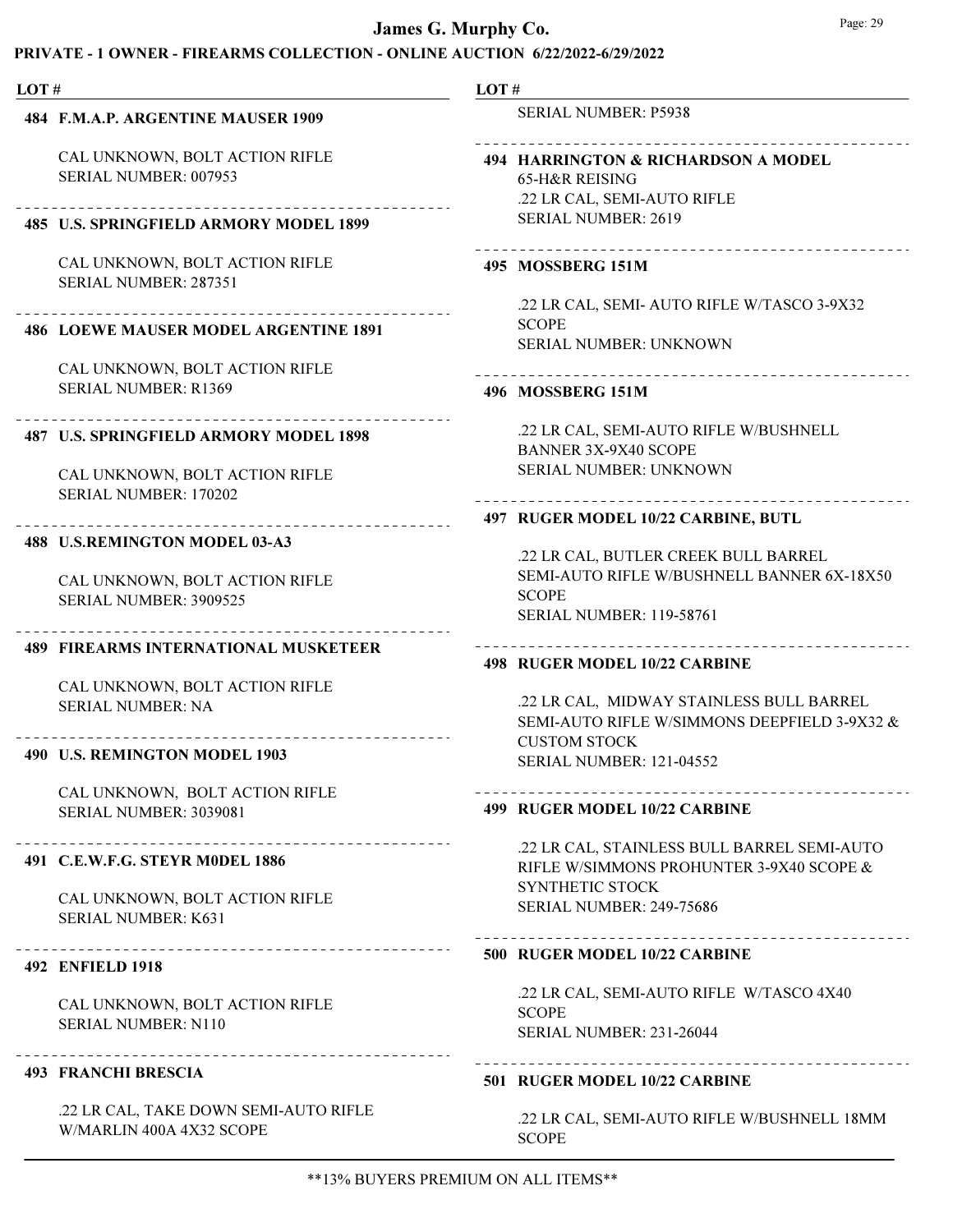LOT #

**484 F.M.A.P. ARGENTINE MAUSER 1909**

CAL UNKNOWN, BOLT ACTION RIFLE
SERIAL NUMBER: 007953

**485 U.S. SPRINGFIELD ARMORY MODEL 1899**

CAL UNKNOWN, BOLT ACTION RIFLE
SERIAL NUMBER: 287351

**486 LOEWE MAUSER MODEL ARGENTINE 1891**

CAL UNKNOWN, BOLT ACTION RIFLE
SERIAL NUMBER: R1369

**487 U.S. SPRINGFIELD ARMORY MODEL 1898**

CAL UNKNOWN, BOLT ACTION RIFLE
SERIAL NUMBER: 170202

**488 U.S.REMINGTON MODEL 03-A3**

CAL UNKNOWN, BOLT ACTION RIFLE
SERIAL NUMBER: 3909525

**489 FIREARMS INTERNATIONAL MUSKETEER**

CAL UNKNOWN, BOLT ACTION RIFLE
SERIAL NUMBER: NA

**490 U.S. REMINGTON MODEL 1903**

CAL UNKNOWN, BOLT ACTION RIFLE
SERIAL NUMBER: 3039081

**491 C.E.W.F.G. STEYR M0DEL 1886**

CAL UNKNOWN, BOLT ACTION RIFLE
SERIAL NUMBER: K631

**492 ENFIELD 1918**

CAL UNKNOWN, BOLT ACTION RIFLE
SERIAL NUMBER: N110

**493 FRANCHI BRESCIA**

.22 LR CAL, TAKE DOWN SEMI-AUTO RIFLE
W/MARLIN 400A 4X32 SCOPE
SERIAL NUMBER: P5938

**494 HARRINGTON & RICHARDSON A MODEL 65-H&R REISING**
.22 LR CAL, SEMI-AUTO RIFLE
SERIAL NUMBER: 2619

**495 MOSSBERG 151M**

.22 LR CAL, SEMI- AUTO RIFLE W/TASCO 3-9X32 SCOPE
SERIAL NUMBER: UNKNOWN

**496 MOSSBERG 151M**

.22 LR CAL, SEMI-AUTO RIFLE W/BUSHNELL BANNER 3X-9X40 SCOPE
SERIAL NUMBER: UNKNOWN

**497 RUGER MODEL 10/22 CARBINE, BUTL**

.22 LR CAL, BUTLER CREEK BULL BARREL SEMI-AUTO RIFLE W/BUSHNELL BANNER 6X-18X50 SCOPE
SERIAL NUMBER: 119-58761

**498 RUGER MODEL 10/22 CARBINE**

.22 LR CAL, MIDWAY STAINLESS BULL BARREL SEMI-AUTO RIFLE W/SIMMONS DEEPFIELD 3-9X32 & CUSTOM STOCK
SERIAL NUMBER: 121-04552

**499 RUGER MODEL 10/22 CARBINE**

.22 LR CAL, STAINLESS BULL BARREL SEMI-AUTO RIFLE W/SIMMONS PROHUNTER 3-9X40 SCOPE & SYNTHETIC STOCK
SERIAL NUMBER: 249-75686

**500 RUGER MODEL 10/22 CARBINE**

.22 LR CAL, SEMI-AUTO RIFLE W/TASCO 4X40 SCOPE
SERIAL NUMBER: 231-26044

**501 RUGER MODEL 10/22 CARBINE**

.22 LR CAL, SEMI-AUTO RIFLE W/BUSHNELL 18MM SCOPE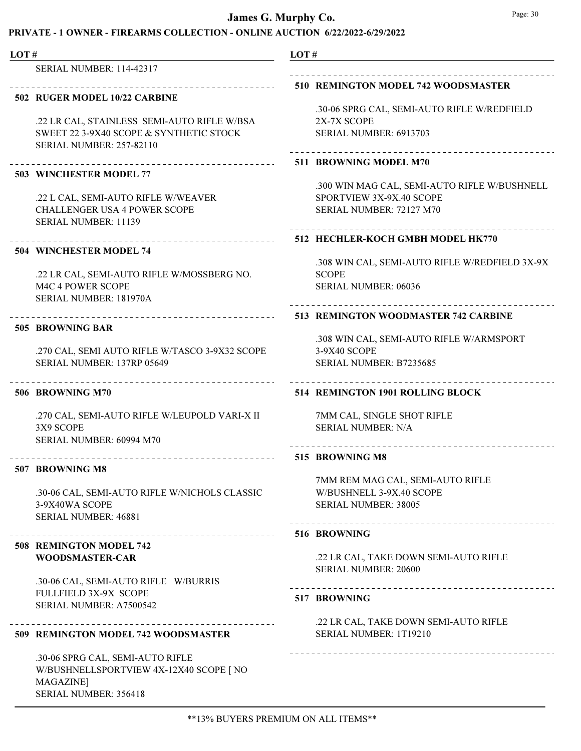SERIAL NUMBER: 114-42317

---

**502 RUGER MODEL 10/22 CARBINE**

.22 LR CAL, STAINLESS SEMI-AUTO RIFLE W/BSA SWEET 22 3-9X40 SCOPE & SYNTHETIC STOCK
SERIAL NUMBER: 257-82110

---

**503 WINCHESTER MODEL 77**

.22 L CAL, SEMI-AUTO RIFLE W/WEAVER CHALLENGER USA 4 POWER SCOPE
SERIAL NUMBER: 11139

---

**504 WINCHESTER MODEL 74**

.22 LR CAL, SEMI-AUTO RIFLE W/MOSSBERG NO. M4C 4 POWER SCOPE
SERIAL NUMBER: 181970A

---

**505 BROWNING BAR**

.270 CAL, SEMI AUTO RIFLE W/TASCO 3-9X32 SCOPE
SERIAL NUMBER: 137RP 05649

---

**506 BROWNING M70**

.270 CAL, SEMI-AUTO RIFLE W/LEUPOLD VARI-X II 3X9 SCOPE
SERIAL NUMBER: 60994 M70

---

**507 BROWNING M8**

.30-06 CAL, SEMI-AUTO RIFLE W/NICHOLS CLASSIC 3-9X40WA SCOPE
SERIAL NUMBER: 46881

---

**508 REMINGTON MODEL 742 WOODSMASTER-CAR**

.30-06 CAL, SEMI-AUTO RIFLE W/BURRIS FULLFIELD 3X-9X SCOPE
SERIAL NUMBER: A7500542

---

**509 REMINGTON MODEL 742 WOODSMASTER**

.30-06 SPRG CAL, SEMI-AUTO RIFLE W/BUSHNELLSPORTVIEW 4X-12X40 SCOPE [ NO MAGAZINE]
SERIAL NUMBER: 356418

---

**510 REMINGTON MODEL 742 WOODSMASTER**

.30-06 SPRG CAL, SEMI-AUTO RIFLE W/REDFIELD 2X-7X SCOPE
SERIAL NUMBER: 6913703

---

**511 BROWNING MODEL M70**

.300 WIN MAG CAL, SEMI-AUTO RIFLE W/BUSHNELL SPORTVIEW 3X-9X.40 SCOPE
SERIAL NUMBER: 72127 M70

---

**512 HECHLER-KOCH GMBH MODEL HK770**

.308 WIN CAL, SEMI-AUTO RIFLE W/REDFIELD 3X-9X SCOPE
SERIAL NUMBER: 06036

---

**513 REMINGTON WOODMASTER 742 CARBINE**

.308 WIN CAL, SEMI-AUTO RIFLE W/ARMSPORT 3-9X40 SCOPE
SERIAL NUMBER: B7235685

---

**514 REMINGTON 1901 ROLLING BLOCK**

7MM CAL, SINGLE SHOT RIFLE
SERIAL NUMBER: N/A

---

**515 BROWNING M8**

7MM REM MAG CAL, SEMI-AUTO RIFLE W/BUSHNELL 3-9X.40 SCOPE
SERIAL NUMBER: 38005

---

**516 BROWNING**

.22 LR CAL, TAKE DOWN SEMI-AUTO RIFLE
SERIAL NUMBER: 20600

---

**517 BROWNING**

.22 LR CAL, TAKE DOWN SEMI-AUTO RIFLE
SERIAL NUMBER: 1T19210

---

**13% BUYERS PREMIUM ON ALL ITEMS**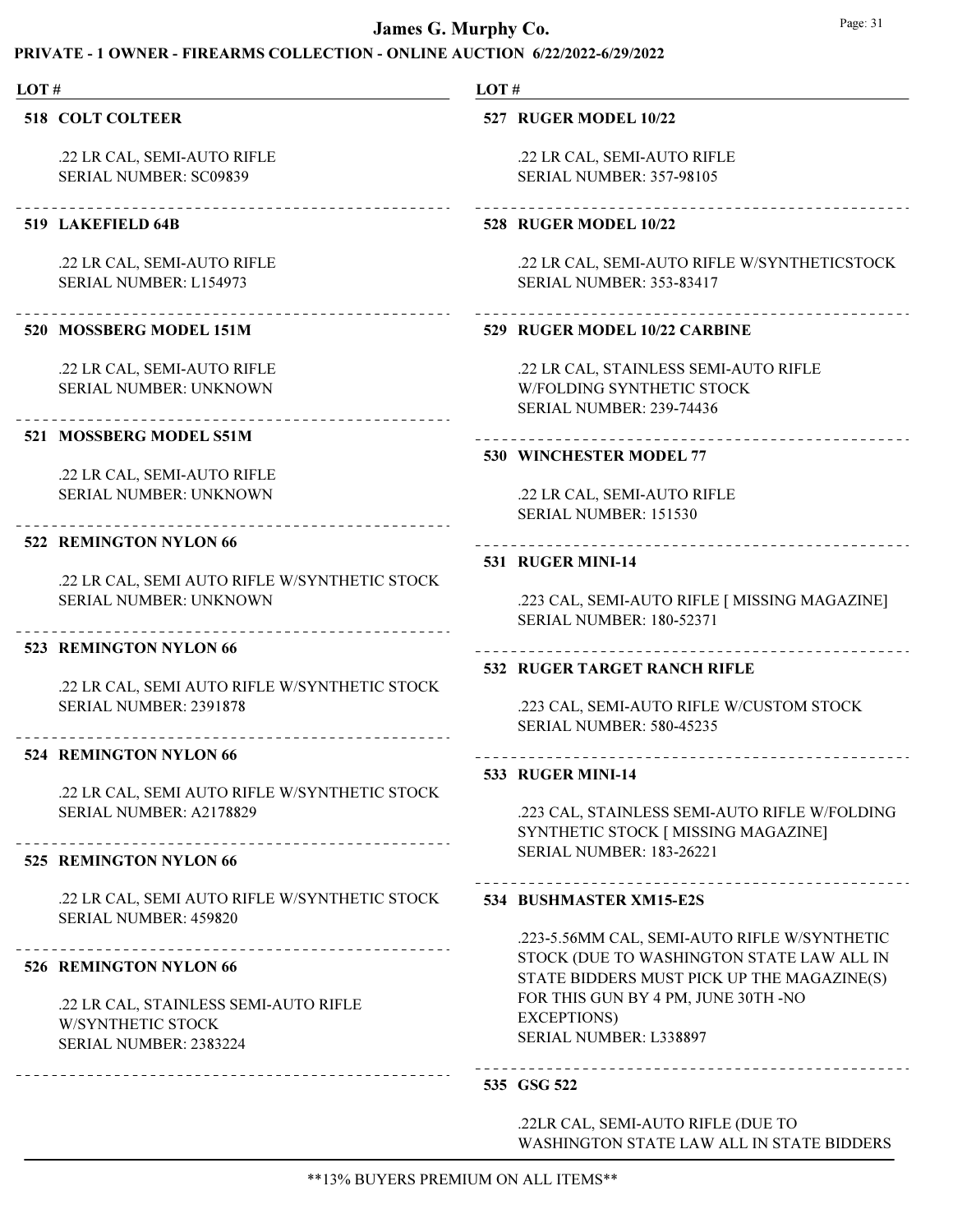### 518 COLT COLTEER

.22 LR CAL, SEMI-AUTO RIFLE
SERIAL NUMBER: SC09839

---

### 519 LAKEFIELD 64B

.22 LR CAL, SEMI-AUTO RIFLE
SERIAL NUMBER: L154973

---

### 520 MOSSBERG MODEL 151M

.22 LR CAL, SEMI-AUTO RIFLE
SERIAL NUMBER: UNKNOWN

---

### 521 MOSSBERG MODEL S51M

.22 LR CAL, SEMI-AUTO RIFLE
SERIAL NUMBER: UNKNOWN

---

### 522 REMINGTON NYLON 66

.22 LR CAL, SEMI AUTO RIFLE W/SYNTHETIC STOCK
SERIAL NUMBER: UNKNOWN

---

### 523 REMINGTON NYLON 66

.22 LR CAL, SEMI AUTO RIFLE W/SYNTHETIC STOCK
SERIAL NUMBER: 2391878

---

### 524 REMINGTON NYLON 66

.22 LR CAL, SEMI AUTO RIFLE W/SYNTHETIC STOCK
SERIAL NUMBER: A2178829

---

### 525 REMINGTON NYLON 66

.22 LR CAL, SEMI AUTO RIFLE W/SYNTHETIC STOCK
SERIAL NUMBER: 459820

---

### 526 REMINGTON NYLON 66

.22 LR CAL, STAINLESS SEMI-AUTO RIFLE
W/SYNTHETIC STOCK
SERIAL NUMBER: 2383224

---

### 527 RUGER MODEL 10/22

.22 LR CAL, SEMI-AUTO RIFLE
SERIAL NUMBER: 357-98105

---

### 528 RUGER MODEL 10/22

.22 LR CAL, SEMI-AUTO RIFLE W/SYNTHETICSTOCK
SERIAL NUMBER: 353-83417

---

### 529 RUGER MODEL 10/22 CARBINE

.22 LR CAL, STAINLESS SEMI-AUTO RIFLE
W/FOLDING SYNTHETIC STOCK
SERIAL NUMBER: 239-74436

---

### 530 WINCHESTER MODEL 77

.22 LR CAL, SEMI-AUTO RIFLE
SERIAL NUMBER: 151530

---

### 531 RUGER MINI-14

.223 CAL, SEMI-AUTO RIFLE [ MISSING MAGAZINE]
SERIAL NUMBER: 180-52371

---

### 532 RUGER TARGET RANCH RIFLE

.223 CAL, SEMI-AUTO RIFLE W/CUSTOM STOCK
SERIAL NUMBER: 580-45235

---

### 533 RUGER MINI-14

.223 CAL, STAINLESS SEMI-AUTO RIFLE W/FOLDING
SYNTHETIC STOCK [ MISSING MAGAZINE]
SERIAL NUMBER: 183-26221

---

### 534 BUSHMASTER XM15-E2S

.223-5.56MM CAL, SEMI-AUTO RIFLE W/SYNTHETIC
STOCK (DUE TO WASHINGTON STATE LAW ALL IN
STATE BIDDERS MUST PICK UP THE MAGAZINE(S)
FOR THIS GUN BY 4 PM, JUNE 30TH -NO
EXCEPTIONS)
SERIAL NUMBER: L338897

---

### 535 GSG 522

.22LR CAL, SEMI-AUTO RIFLE (DUE TO
WASHINGTON STATE LAW ALL IN STATE BIDDERS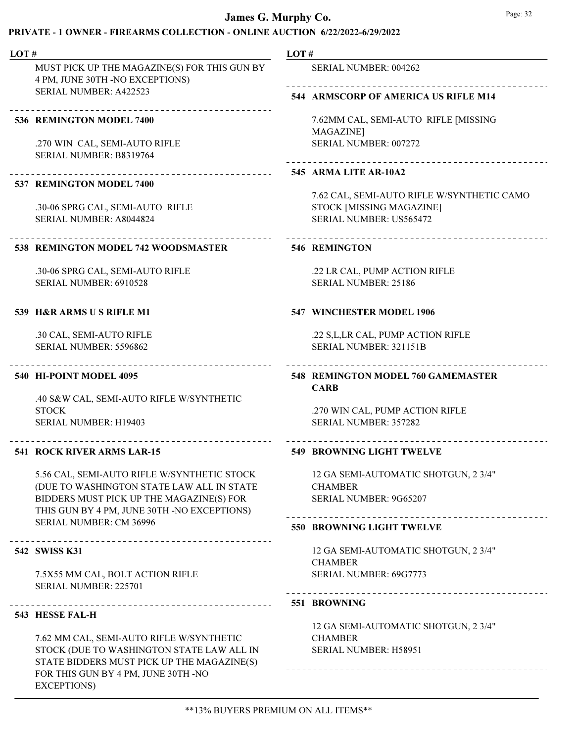MUST PICK UP THE MAGAZINE(S) FOR THIS GUN BY 4 PM, JUNE 30TH -NO EXCEPTIONS)
SERIAL NUMBER: A422523

---

**536 REMINGTON MODEL 7400**

.270 WIN CAL, SEMI-AUTO RIFLE
SERIAL NUMBER: B8319764

---

**537 REMINGTON MODEL 7400**

.30-06 SPRG CAL, SEMI-AUTO RIFLE
SERIAL NUMBER: A8044824

---

**538 REMINGTON MODEL 742 WOODSMASTER**

.30-06 SPRG CAL, SEMI-AUTO RIFLE
SERIAL NUMBER: 6910528

---

**539 H&R ARMS U S RIFLE M1**

.30 CAL, SEMI-AUTO RIFLE
SERIAL NUMBER: 5596862

---

**540 HI-POINT MODEL 4095**

.40 S&W CAL, SEMI-AUTO RIFLE W/SYNTHETIC STOCK
SERIAL NUMBER: H19403

---

**541 ROCK RIVER ARMS LAR-15**

5.56 CAL, SEMI-AUTO RIFLE W/SYNTHETIC STOCK (DUE TO WASHINGTON STATE LAW ALL IN STATE BIDDERS MUST PICK UP THE MAGAZINE(S) FOR THIS GUN BY 4 PM, JUNE 30TH -NO EXCEPTIONS)
SERIAL NUMBER: CM 36996

---

**542 SWISS K31**

7.5X55 MM CAL, BOLT ACTION RIFLE
SERIAL NUMBER: 225701

---

**543 HESSE FAL-H**

7.62 MM CAL, SEMI-AUTO RIFLE W/SYNTHETIC STOCK (DUE TO WASHINGTON STATE LAW ALL IN STATE BIDDERS MUST PICK UP THE MAGAZINE(S) FOR THIS GUN BY 4 PM, JUNE 30TH -NO EXCEPTIONS)
SERIAL NUMBER: 004262

---

**544 ARMSCORP OF AMERICA US RIFLE M14**

7.62MM CAL, SEMI-AUTO RIFLE [MISSING MAGAZINE]
SERIAL NUMBER: 007272

---

**545 ARMA LITE AR-10A2**

7.62 CAL, SEMI-AUTO RIFLE W/SYNTHETIC CAMO STOCK [MISSING MAGAZINE]
SERIAL NUMBER: US565472

---

**546 REMINGTON**

.22 LR CAL, PUMP ACTION RIFLE
SERIAL NUMBER: 25186

---

**547 WINCHESTER MODEL 1906**

.22 S,L,LR CAL, PUMP ACTION RIFLE
SERIAL NUMBER: 321151B

---

**548 REMINGTON MODEL 760 GAMEMASTER CARB**

.270 WIN CAL, PUMP ACTION RIFLE
SERIAL NUMBER: 357282

---

**549 BROWNING LIGHT TWELVE**

12 GA SEMI-AUTOMATIC SHOTGUN, 2 3/4" CHAMBER
SERIAL NUMBER: 9G65207

---

**550 BROWNING LIGHT TWELVE**

12 GA SEMI-AUTOMATIC SHOTGUN, 2 3/4" CHAMBER
SERIAL NUMBER: 69G7773

---

**551 BROWNING**

12 GA SEMI-AUTOMATIC SHOTGUN, 2 3/4" CHAMBER
SERIAL NUMBER: H58951

---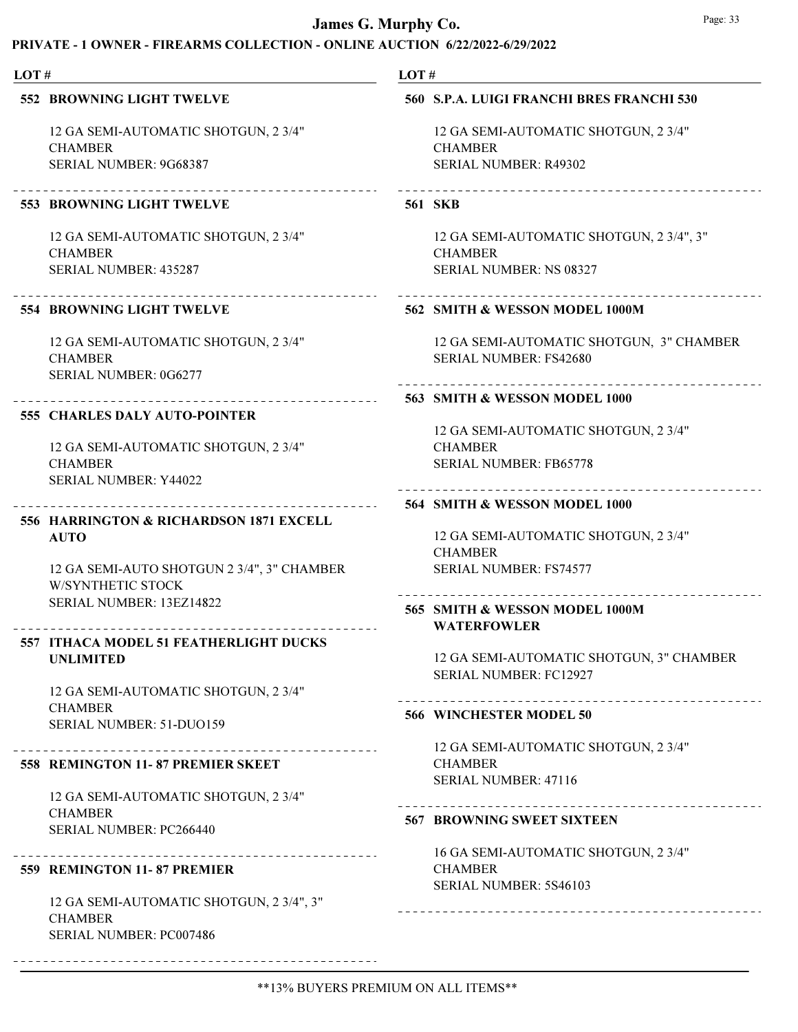| LOT # | |
|---|---|
| **552 BROWNING LIGHT TWELVE** | |

**552 BROWNING LIGHT TWELVE**

12 GA SEMI-AUTOMATIC SHOTGUN, 2 3/4" CHAMBER
SERIAL NUMBER: 9G68387

**553 BROWNING LIGHT TWELVE**

12 GA SEMI-AUTOMATIC SHOTGUN, 2 3/4" CHAMBER
SERIAL NUMBER: 435287

**554 BROWNING LIGHT TWELVE**

12 GA SEMI-AUTOMATIC SHOTGUN, 2 3/4" CHAMBER
SERIAL NUMBER: 0G6277

**555 CHARLES DALY AUTO-POINTER**

12 GA SEMI-AUTOMATIC SHOTGUN, 2 3/4" CHAMBER
SERIAL NUMBER: Y44022

**556 HARRINGTON & RICHARDSON 1871 EXCELL AUTO**

12 GA SEMI-AUTO SHOTGUN 2 3/4", 3" CHAMBER W/SYNTHETIC STOCK
SERIAL NUMBER: 13EZ14822

**557 ITHACA MODEL 51 FEATHERLIGHT DUCKS UNLIMITED**

12 GA SEMI-AUTOMATIC SHOTGUN, 2 3/4" CHAMBER
SERIAL NUMBER: 51-DUO159

**558 REMINGTON 11- 87 PREMIER SKEET**

12 GA SEMI-AUTOMATIC SHOTGUN, 2 3/4" CHAMBER
SERIAL NUMBER: PC266440

**559 REMINGTON 11- 87 PREMIER**

12 GA SEMI-AUTOMATIC SHOTGUN, 2 3/4", 3" CHAMBER
SERIAL NUMBER: PC007486

**560 S.P.A. LUIGI FRANCHI BRES FRANCHI 530**

12 GA SEMI-AUTOMATIC SHOTGUN, 2 3/4" CHAMBER
SERIAL NUMBER: R49302

**561 SKB**

12 GA SEMI-AUTOMATIC SHOTGUN, 2 3/4", 3" CHAMBER
SERIAL NUMBER: NS 08327

**562 SMITH & WESSON MODEL 1000M**

12 GA SEMI-AUTOMATIC SHOTGUN, 3" CHAMBER
SERIAL NUMBER: FS42680

**563 SMITH & WESSON MODEL 1000**

12 GA SEMI-AUTOMATIC SHOTGUN, 2 3/4" CHAMBER
SERIAL NUMBER: FB65778

**564 SMITH & WESSON MODEL 1000**

12 GA SEMI-AUTOMATIC SHOTGUN, 2 3/4" CHAMBER
SERIAL NUMBER: FS74577

**565 SMITH & WESSON MODEL 1000M WATERFOWLER**

12 GA SEMI-AUTOMATIC SHOTGUN, 3" CHAMBER
SERIAL NUMBER: FC12927

**566 WINCHESTER MODEL 50**

12 GA SEMI-AUTOMATIC SHOTGUN, 2 3/4" CHAMBER
SERIAL NUMBER: 47116

**567 BROWNING SWEET SIXTEEN**

16 GA SEMI-AUTOMATIC SHOTGUN, 2 3/4" CHAMBER
SERIAL NUMBER: 5S46103

**13% BUYERS PREMIUM ON ALL ITEMS**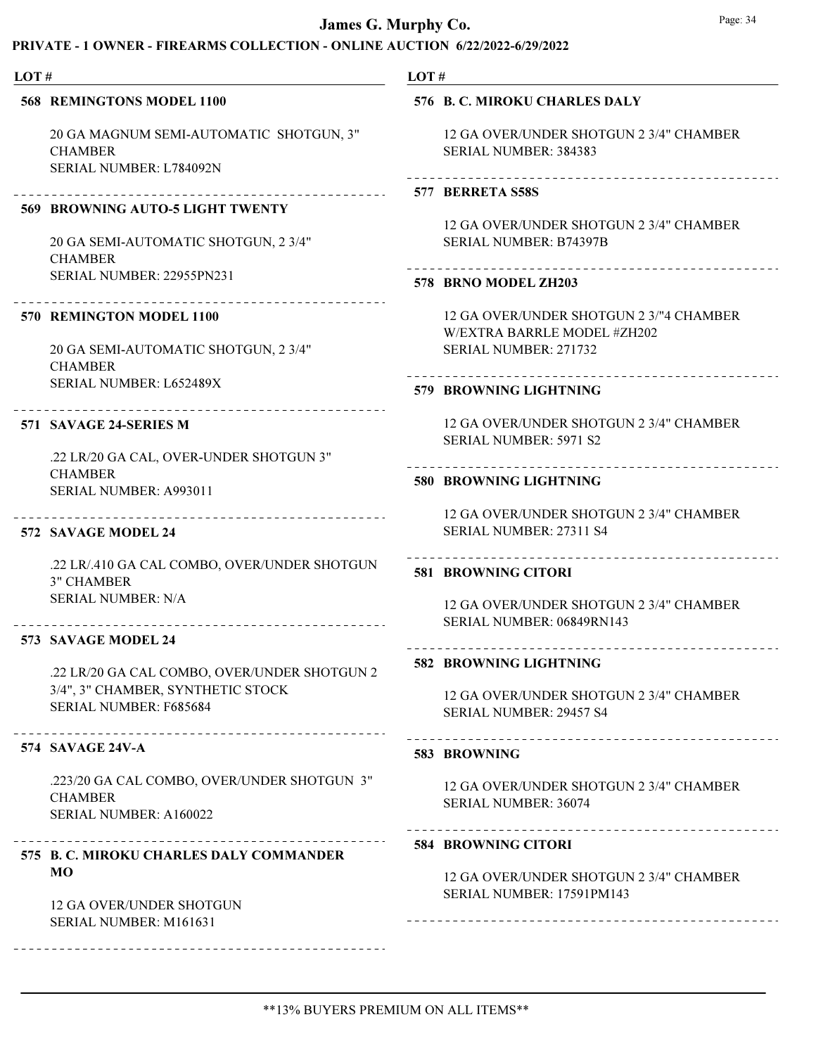# James G. Murphy Co.

## PRIVATE - 1 OWNER - FIREARMS COLLECTION - ONLINE AUCTION 6/22/2022-6/29/2022

**LOT #**

**568 REMINGTONS MODEL 1100**

20 GA MAGNUM SEMI-AUTOMATIC SHOTGUN, 3" CHAMBER
SERIAL NUMBER: L784092N

---

**569 BROWNING AUTO-5 LIGHT TWENTY**

20 GA SEMI-AUTOMATIC SHOTGUN, 2 3/4" CHAMBER
SERIAL NUMBER: 22955PN231

---

**570 REMINGTON MODEL 1100**

20 GA SEMI-AUTOMATIC SHOTGUN, 2 3/4" CHAMBER
SERIAL NUMBER: L652489X

---

**571 SAVAGE 24-SERIES M**

.22 LR/20 GA CAL, OVER-UNDER SHOTGUN 3" CHAMBER
SERIAL NUMBER: A993011

---

**572 SAVAGE MODEL 24**

.22 LR/.410 GA CAL COMBO, OVER/UNDER SHOTGUN 3" CHAMBER
SERIAL NUMBER: N/A

---

**573 SAVAGE MODEL 24**

.22 LR/20 GA CAL COMBO, OVER/UNDER SHOTGUN 2 3/4", 3" CHAMBER, SYNTHETIC STOCK
SERIAL NUMBER: F685684

---

**574 SAVAGE 24V-A**

.223/20 GA CAL COMBO, OVER/UNDER SHOTGUN 3" CHAMBER
SERIAL NUMBER: A160022

---

**575 B. C. MIROKU CHARLES DALY COMMANDER MO**

12 GA OVER/UNDER SHOTGUN
SERIAL NUMBER: M161631

---

**576 B. C. MIROKU CHARLES DALY**

12 GA OVER/UNDER SHOTGUN 2 3/4" CHAMBER
SERIAL NUMBER: 384383

---

**577 BERRETA S58S**

12 GA OVER/UNDER SHOTGUN 2 3/4" CHAMBER
SERIAL NUMBER: B74397B

---

**578 BRNO MODEL ZH203**

12 GA OVER/UNDER SHOTGUN 2 3/"4 CHAMBER W/EXTRA BARRLE MODEL #ZH202
SERIAL NUMBER: 271732

---

**579 BROWNING LIGHTNING**

12 GA OVER/UNDER SHOTGUN 2 3/4" CHAMBER
SERIAL NUMBER: 5971 S2

---

**580 BROWNING LIGHTNING**

12 GA OVER/UNDER SHOTGUN 2 3/4" CHAMBER
SERIAL NUMBER: 27311 S4

---

**581 BROWNING CITORI**

12 GA OVER/UNDER SHOTGUN 2 3/4" CHAMBER
SERIAL NUMBER: 06849RN143

---

**582 BROWNING LIGHTNING**

12 GA OVER/UNDER SHOTGUN 2 3/4" CHAMBER
SERIAL NUMBER: 29457 S4

---

**583 BROWNING**

12 GA OVER/UNDER SHOTGUN 2 3/4" CHAMBER
SERIAL NUMBER: 36074

---

**584 BROWNING CITORI**

12 GA OVER/UNDER SHOTGUN 2 3/4" CHAMBER
SERIAL NUMBER: 17591PM143

---

\*\*13% BUYERS PREMIUM ON ALL ITEMS\*\*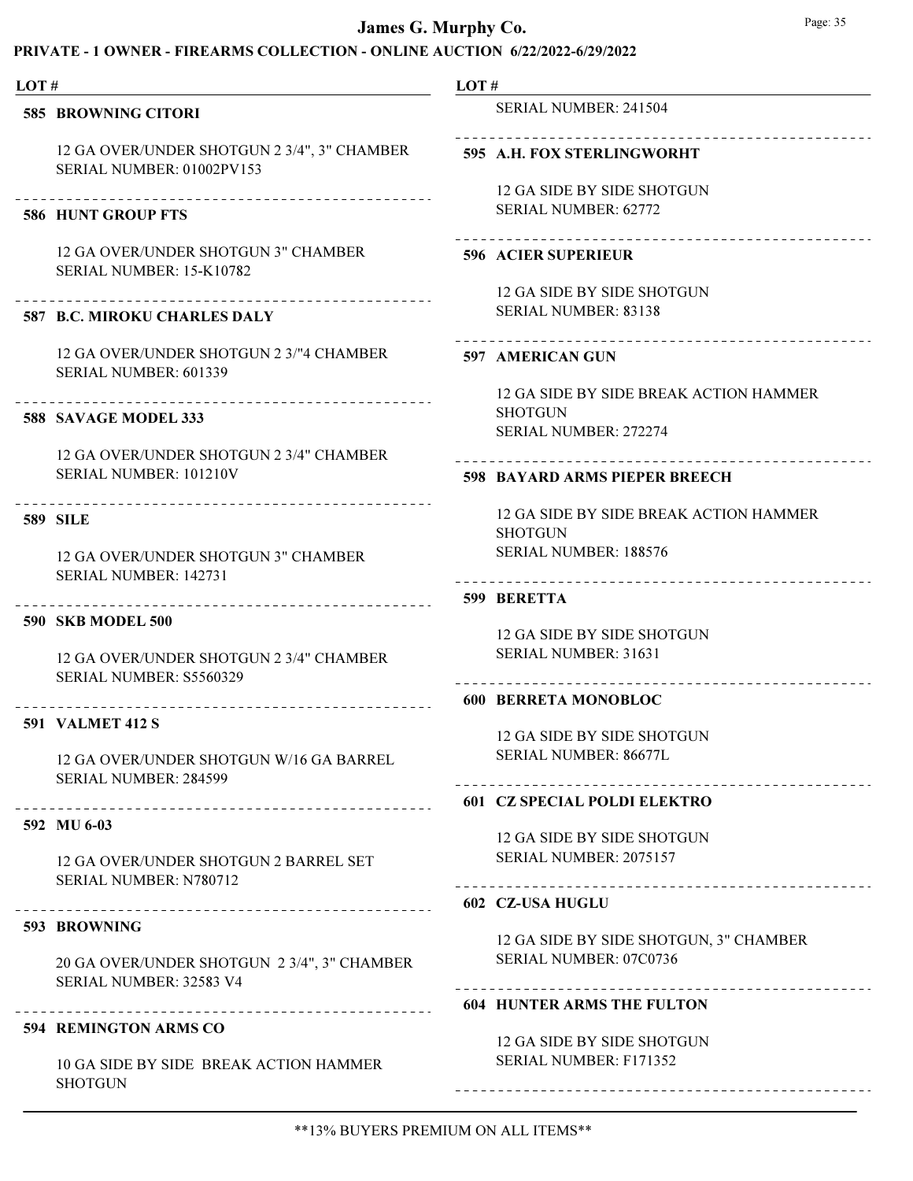# James G. Murphy Co.

## PRIVATE - 1 OWNER - FIREARMS COLLECTION - ONLINE AUCTION 6/22/2022-6/29/2022

LOT #

**585 BROWNING CITORI**

12 GA OVER/UNDER SHOTGUN 2 3/4", 3" CHAMBER
SERIAL NUMBER: 01002PV153

**586 HUNT GROUP FTS**

12 GA OVER/UNDER SHOTGUN 3" CHAMBER
SERIAL NUMBER: 15-K10782

**587 B.C. MIROKU CHARLES DALY**

12 GA OVER/UNDER SHOTGUN 2 3/"4 CHAMBER
SERIAL NUMBER: 601339

**588 SAVAGE MODEL 333**

12 GA OVER/UNDER SHOTGUN 2 3/4" CHAMBER
SERIAL NUMBER: 101210V

**589 SILE**

12 GA OVER/UNDER SHOTGUN 3" CHAMBER
SERIAL NUMBER: 142731

**590 SKB MODEL 500**

12 GA OVER/UNDER SHOTGUN 2 3/4" CHAMBER
SERIAL NUMBER: S5560329

**591 VALMET 412 S**

12 GA OVER/UNDER SHOTGUN W/16 GA BARREL
SERIAL NUMBER: 284599

**592 MU 6-03**

12 GA OVER/UNDER SHOTGUN 2 BARREL SET
SERIAL NUMBER: N780712

**593 BROWNING**

20 GA OVER/UNDER SHOTGUN 2 3/4", 3" CHAMBER
SERIAL NUMBER: 32583 V4

**594 REMINGTON ARMS CO**

10 GA SIDE BY SIDE BREAK ACTION HAMMER SHOTGUN
SERIAL NUMBER: 241504

**595 A.H. FOX STERLINGWORHT**

12 GA SIDE BY SIDE SHOTGUN
SERIAL NUMBER: 62772

**596 ACIER SUPERIEUR**

12 GA SIDE BY SIDE SHOTGUN
SERIAL NUMBER: 83138

**597 AMERICAN GUN**

12 GA SIDE BY SIDE BREAK ACTION HAMMER SHOTGUN
SERIAL NUMBER: 272274

**598 BAYARD ARMS PIEPER BREECH**

12 GA SIDE BY SIDE BREAK ACTION HAMMER SHOTGUN
SERIAL NUMBER: 188576

**599 BERETTA**

12 GA SIDE BY SIDE SHOTGUN
SERIAL NUMBER: 31631

**600 BERRETA MONOBLOC**

12 GA SIDE BY SIDE SHOTGUN
SERIAL NUMBER: 86677L

**601 CZ SPECIAL POLDI ELEKTRO**

12 GA SIDE BY SIDE SHOTGUN
SERIAL NUMBER: 2075157

**602 CZ-USA HUGLU**

12 GA SIDE BY SIDE SHOTGUN, 3" CHAMBER
SERIAL NUMBER: 07C0736

**604 HUNTER ARMS THE FULTON**

12 GA SIDE BY SIDE SHOTGUN
SERIAL NUMBER: F171352

**13% BUYERS PREMIUM ON ALL ITEMS**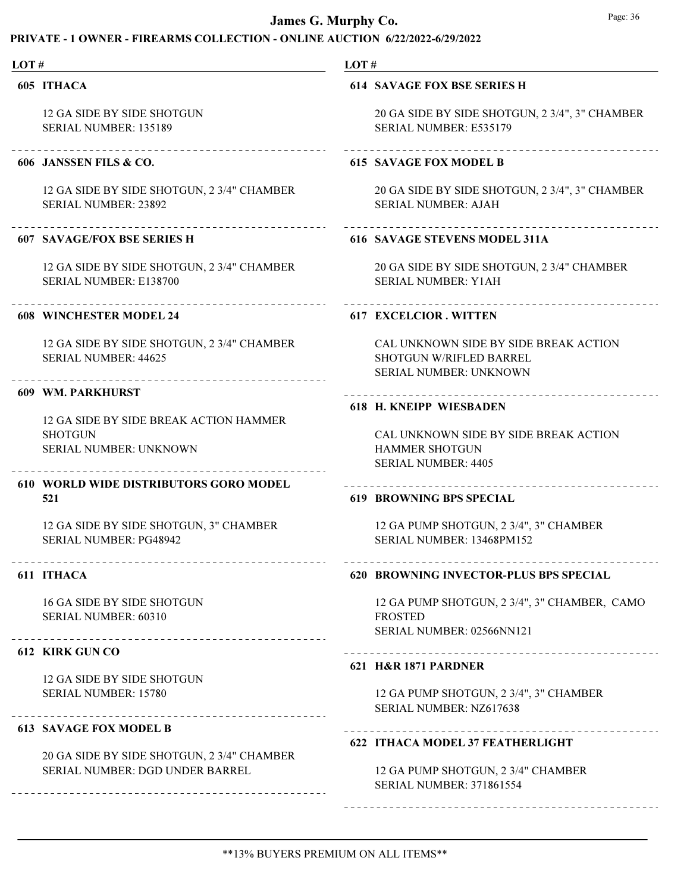**LOT #**

**605 ITHACA**

12 GA SIDE BY SIDE SHOTGUN
SERIAL NUMBER: 135189

**606 JANSSEN FILS & CO.**

12 GA SIDE BY SIDE SHOTGUN, 2 3/4" CHAMBER
SERIAL NUMBER: 23892

**607 SAVAGE/FOX BSE SERIES H**

12 GA SIDE BY SIDE SHOTGUN, 2 3/4" CHAMBER
SERIAL NUMBER: E138700

**608 WINCHESTER MODEL 24**

12 GA SIDE BY SIDE SHOTGUN, 2 3/4" CHAMBER
SERIAL NUMBER: 44625

**609 WM. PARKHURST**

12 GA SIDE BY SIDE BREAK ACTION HAMMER SHOTGUN
SERIAL NUMBER: UNKNOWN

**610 WORLD WIDE DISTRIBUTORS GORO MODEL 521**

12 GA SIDE BY SIDE SHOTGUN, 3" CHAMBER
SERIAL NUMBER: PG48942

**611 ITHACA**

16 GA SIDE BY SIDE SHOTGUN
SERIAL NUMBER: 60310

**612 KIRK GUN CO**

12 GA SIDE BY SIDE SHOTGUN
SERIAL NUMBER: 15780

**613 SAVAGE FOX MODEL B**

20 GA SIDE BY SIDE SHOTGUN, 2 3/4" CHAMBER
SERIAL NUMBER: DGD UNDER BARREL

**614 SAVAGE FOX BSE SERIES H**

20 GA SIDE BY SIDE SHOTGUN, 2 3/4", 3" CHAMBER
SERIAL NUMBER: E535179

**615 SAVAGE FOX MODEL B**

20 GA SIDE BY SIDE SHOTGUN, 2 3/4", 3" CHAMBER
SERIAL NUMBER: AJAH

**616 SAVAGE STEVENS MODEL 311A**

20 GA SIDE BY SIDE SHOTGUN, 2 3/4" CHAMBER
SERIAL NUMBER: Y1AH

**617 EXCELCIOR . WITTEN**

CAL UNKNOWN SIDE BY SIDE BREAK ACTION SHOTGUN W/RIFLED BARREL
SERIAL NUMBER: UNKNOWN

**618 H. KNEIPP WIESBADEN**

CAL UNKNOWN SIDE BY SIDE BREAK ACTION HAMMER SHOTGUN
SERIAL NUMBER: 4405

**619 BROWNING BPS SPECIAL**

12 GA PUMP SHOTGUN, 2 3/4", 3" CHAMBER
SERIAL NUMBER: 13468PM152

**620 BROWNING INVECTOR-PLUS BPS SPECIAL**

12 GA PUMP SHOTGUN, 2 3/4", 3" CHAMBER, CAMO FROSTED
SERIAL NUMBER: 02566NN121

**621 H&R 1871 PARDNER**

12 GA PUMP SHOTGUN, 2 3/4", 3" CHAMBER
SERIAL NUMBER: NZ617638

**622 ITHACA MODEL 37 FEATHERLIGHT**

12 GA PUMP SHOTGUN, 2 3/4" CHAMBER
SERIAL NUMBER: 371861554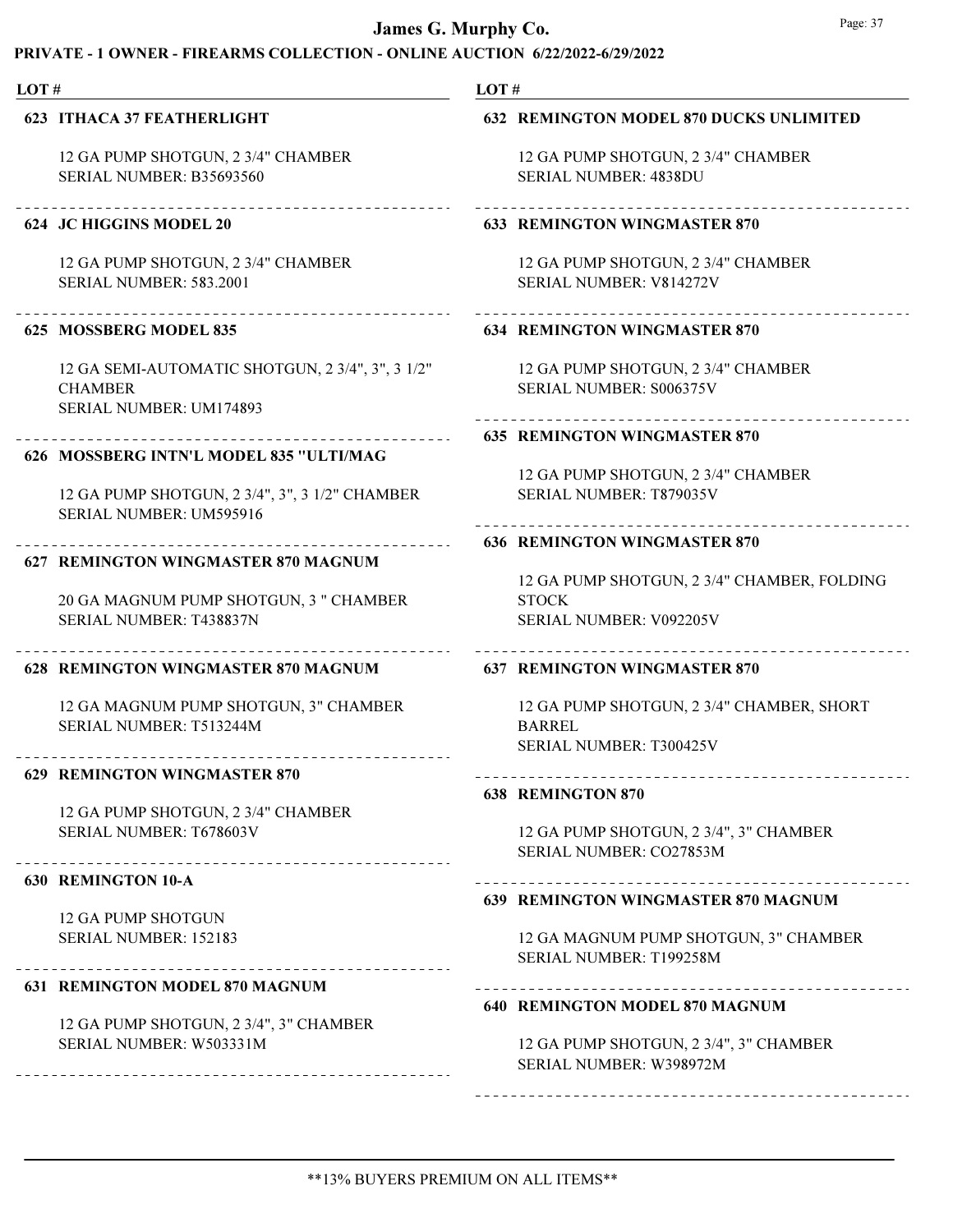**LOT #**

**623 ITHACA 37 FEATHERLIGHT**

12 GA PUMP SHOTGUN, 2 3/4" CHAMBER
SERIAL NUMBER: B35693560

**624 JC HIGGINS MODEL 20**

12 GA PUMP SHOTGUN, 2 3/4" CHAMBER
SERIAL NUMBER: 583.2001

**625 MOSSBERG MODEL 835**

12 GA SEMI-AUTOMATIC SHOTGUN, 2 3/4", 3", 3 1/2" CHAMBER
SERIAL NUMBER: UM174893

**626 MOSSBERG INTN'L MODEL 835 "ULTI/MAG**

12 GA PUMP SHOTGUN, 2 3/4", 3", 3 1/2" CHAMBER
SERIAL NUMBER: UM595916

**627 REMINGTON WINGMASTER 870 MAGNUM**

20 GA MAGNUM PUMP SHOTGUN, 3 " CHAMBER
SERIAL NUMBER: T438837N

**628 REMINGTON WINGMASTER 870 MAGNUM**

12 GA MAGNUM PUMP SHOTGUN, 3" CHAMBER
SERIAL NUMBER: T513244M

**629 REMINGTON WINGMASTER 870**

12 GA PUMP SHOTGUN, 2 3/4" CHAMBER
SERIAL NUMBER: T678603V

**630 REMINGTON 10-A**

12 GA PUMP SHOTGUN
SERIAL NUMBER: 152183

**631 REMINGTON MODEL 870 MAGNUM**

12 GA PUMP SHOTGUN, 2 3/4", 3" CHAMBER
SERIAL NUMBER: W503331M

**632 REMINGTON MODEL 870 DUCKS UNLIMITED**

12 GA PUMP SHOTGUN, 2 3/4" CHAMBER
SERIAL NUMBER: 4838DU

**633 REMINGTON WINGMASTER 870**

12 GA PUMP SHOTGUN, 2 3/4" CHAMBER
SERIAL NUMBER: V814272V

**634 REMINGTON WINGMASTER 870**

12 GA PUMP SHOTGUN, 2 3/4" CHAMBER
SERIAL NUMBER: S006375V

**635 REMINGTON WINGMASTER 870**

12 GA PUMP SHOTGUN, 2 3/4" CHAMBER
SERIAL NUMBER: T879035V

**636 REMINGTON WINGMASTER 870**

12 GA PUMP SHOTGUN, 2 3/4" CHAMBER, FOLDING STOCK
SERIAL NUMBER: V092205V

**637 REMINGTON WINGMASTER 870**

12 GA PUMP SHOTGUN, 2 3/4" CHAMBER, SHORT BARREL
SERIAL NUMBER: T300425V

**638 REMINGTON 870**

12 GA PUMP SHOTGUN, 2 3/4", 3" CHAMBER
SERIAL NUMBER: CO27853M

**639 REMINGTON WINGMASTER 870 MAGNUM**

12 GA MAGNUM PUMP SHOTGUN, 3" CHAMBER
SERIAL NUMBER: T199258M

**640 REMINGTON MODEL 870 MAGNUM**

12 GA PUMP SHOTGUN, 2 3/4", 3" CHAMBER
SERIAL NUMBER: W398972M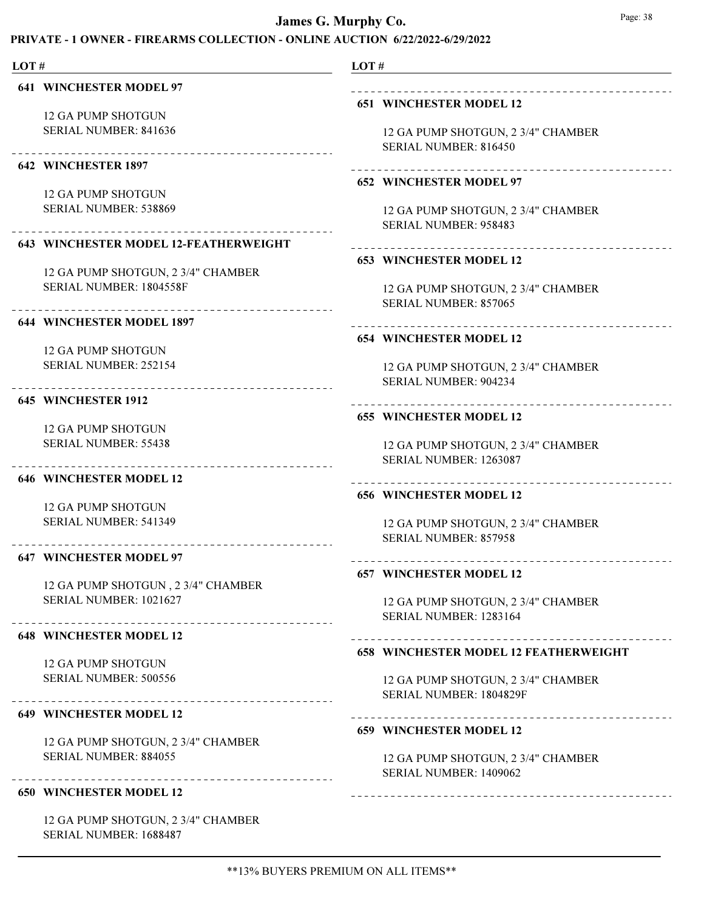# James G. Murphy Co.

## PRIVATE - 1 OWNER - FIREARMS COLLECTION - ONLINE AUCTION 6/22/2022-6/29/2022

LOT #

**641 WINCHESTER MODEL 97**

12 GA PUMP SHOTGUN
SERIAL NUMBER: 841636

**642 WINCHESTER 1897**

12 GA PUMP SHOTGUN
SERIAL NUMBER: 538869

**643 WINCHESTER MODEL 12-FEATHERWEIGHT**

12 GA PUMP SHOTGUN, 2 3/4" CHAMBER
SERIAL NUMBER: 1804558F

**644 WINCHESTER MODEL 1897**

12 GA PUMP SHOTGUN
SERIAL NUMBER: 252154

**645 WINCHESTER 1912**

12 GA PUMP SHOTGUN
SERIAL NUMBER: 55438

**646 WINCHESTER MODEL 12**

12 GA PUMP SHOTGUN
SERIAL NUMBER: 541349

**647 WINCHESTER MODEL 97**

12 GA PUMP SHOTGUN , 2 3/4" CHAMBER
SERIAL NUMBER: 1021627

**648 WINCHESTER MODEL 12**

12 GA PUMP SHOTGUN
SERIAL NUMBER: 500556

**649 WINCHESTER MODEL 12**

12 GA PUMP SHOTGUN, 2 3/4" CHAMBER
SERIAL NUMBER: 884055

**650 WINCHESTER MODEL 12**

12 GA PUMP SHOTGUN, 2 3/4" CHAMBER
SERIAL NUMBER: 1688487

**651 WINCHESTER MODEL 12**

12 GA PUMP SHOTGUN, 2 3/4" CHAMBER
SERIAL NUMBER: 816450

**652 WINCHESTER MODEL 97**

12 GA PUMP SHOTGUN, 2 3/4" CHAMBER
SERIAL NUMBER: 958483

**653 WINCHESTER MODEL 12**

12 GA PUMP SHOTGUN, 2 3/4" CHAMBER
SERIAL NUMBER: 857065

**654 WINCHESTER MODEL 12**

12 GA PUMP SHOTGUN, 2 3/4" CHAMBER
SERIAL NUMBER: 904234

**655 WINCHESTER MODEL 12**

12 GA PUMP SHOTGUN, 2 3/4" CHAMBER
SERIAL NUMBER: 1263087

**656 WINCHESTER MODEL 12**

12 GA PUMP SHOTGUN, 2 3/4" CHAMBER
SERIAL NUMBER: 857958

**657 WINCHESTER MODEL 12**

12 GA PUMP SHOTGUN, 2 3/4" CHAMBER
SERIAL NUMBER: 1283164

**658 WINCHESTER MODEL 12 FEATHERWEIGHT**

12 GA PUMP SHOTGUN, 2 3/4" CHAMBER
SERIAL NUMBER: 1804829F

**659 WINCHESTER MODEL 12**

12 GA PUMP SHOTGUN, 2 3/4" CHAMBER
SERIAL NUMBER: 1409062

**13% BUYERS PREMIUM ON ALL ITEMS**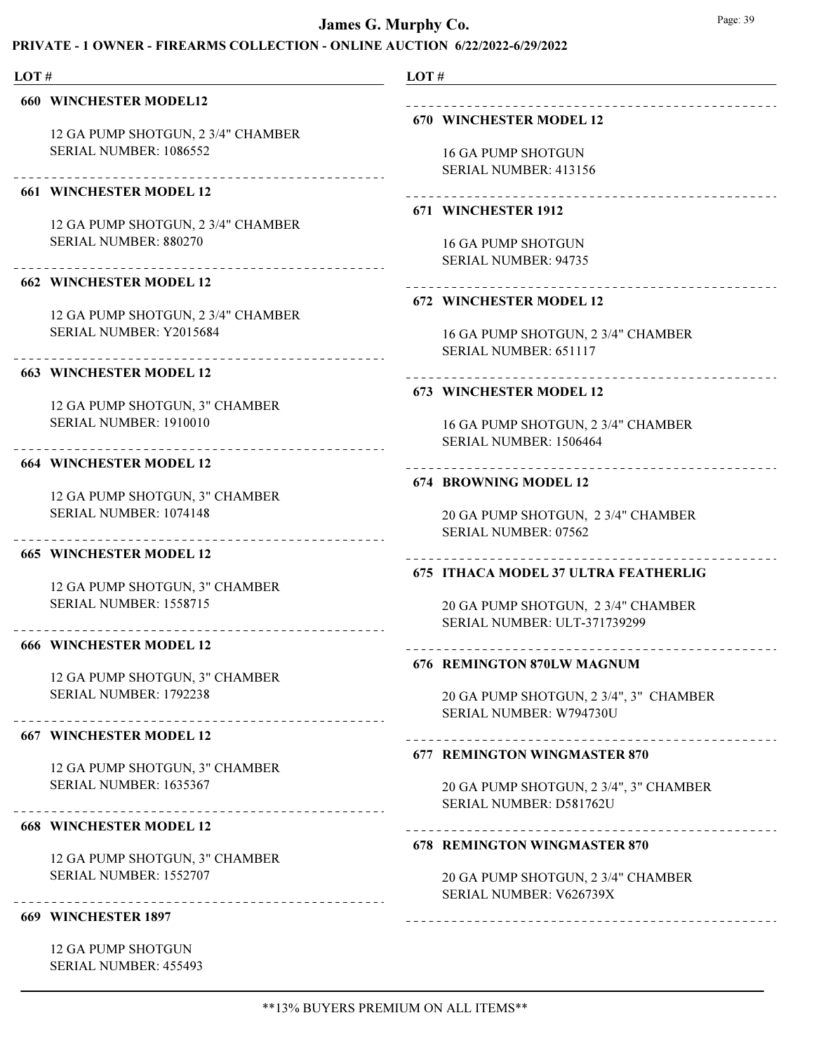# James G. Murphy Co.

## PRIVATE - 1 OWNER - FIREARMS COLLECTION - ONLINE AUCTION 6/22/2022-6/29/2022

LOT #

**660 WINCHESTER MODEL12**

12 GA PUMP SHOTGUN, 2 3/4" CHAMBER
SERIAL NUMBER: 1086552

**661 WINCHESTER MODEL 12**

12 GA PUMP SHOTGUN, 2 3/4" CHAMBER
SERIAL NUMBER: 880270

**662 WINCHESTER MODEL 12**

12 GA PUMP SHOTGUN, 2 3/4" CHAMBER
SERIAL NUMBER: Y2015684

**663 WINCHESTER MODEL 12**

12 GA PUMP SHOTGUN, 3" CHAMBER
SERIAL NUMBER: 1910010

**664 WINCHESTER MODEL 12**

12 GA PUMP SHOTGUN, 3" CHAMBER
SERIAL NUMBER: 1074148

**665 WINCHESTER MODEL 12**

12 GA PUMP SHOTGUN, 3" CHAMBER
SERIAL NUMBER: 1558715

**666 WINCHESTER MODEL 12**

12 GA PUMP SHOTGUN, 3" CHAMBER
SERIAL NUMBER: 1792238

**667 WINCHESTER MODEL 12**

12 GA PUMP SHOTGUN, 3" CHAMBER
SERIAL NUMBER: 1635367

**668 WINCHESTER MODEL 12**

12 GA PUMP SHOTGUN, 3" CHAMBER
SERIAL NUMBER: 1552707

**669 WINCHESTER 1897**

12 GA PUMP SHOTGUN
SERIAL NUMBER: 455493

**670 WINCHESTER MODEL 12**

16 GA PUMP SHOTGUN
SERIAL NUMBER: 413156

**671 WINCHESTER 1912**

16 GA PUMP SHOTGUN
SERIAL NUMBER: 94735

**672 WINCHESTER MODEL 12**

16 GA PUMP SHOTGUN, 2 3/4" CHAMBER
SERIAL NUMBER: 651117

**673 WINCHESTER MODEL 12**

16 GA PUMP SHOTGUN, 2 3/4" CHAMBER
SERIAL NUMBER: 1506464

**674 BROWNING MODEL 12**

20 GA PUMP SHOTGUN, 2 3/4" CHAMBER
SERIAL NUMBER: 07562

**675 ITHACA MODEL 37 ULTRA FEATHERLIG**

20 GA PUMP SHOTGUN, 2 3/4" CHAMBER
SERIAL NUMBER: ULT-371739299

**676 REMINGTON 870LW MAGNUM**

20 GA PUMP SHOTGUN, 2 3/4", 3" CHAMBER
SERIAL NUMBER: W794730U

**677 REMINGTON WINGMASTER 870**

20 GA PUMP SHOTGUN, 2 3/4", 3" CHAMBER
SERIAL NUMBER: D581762U

**678 REMINGTON WINGMASTER 870**

20 GA PUMP SHOTGUN, 2 3/4" CHAMBER
SERIAL NUMBER: V626739X

\*\*13% BUYERS PREMIUM ON ALL ITEMS\*\*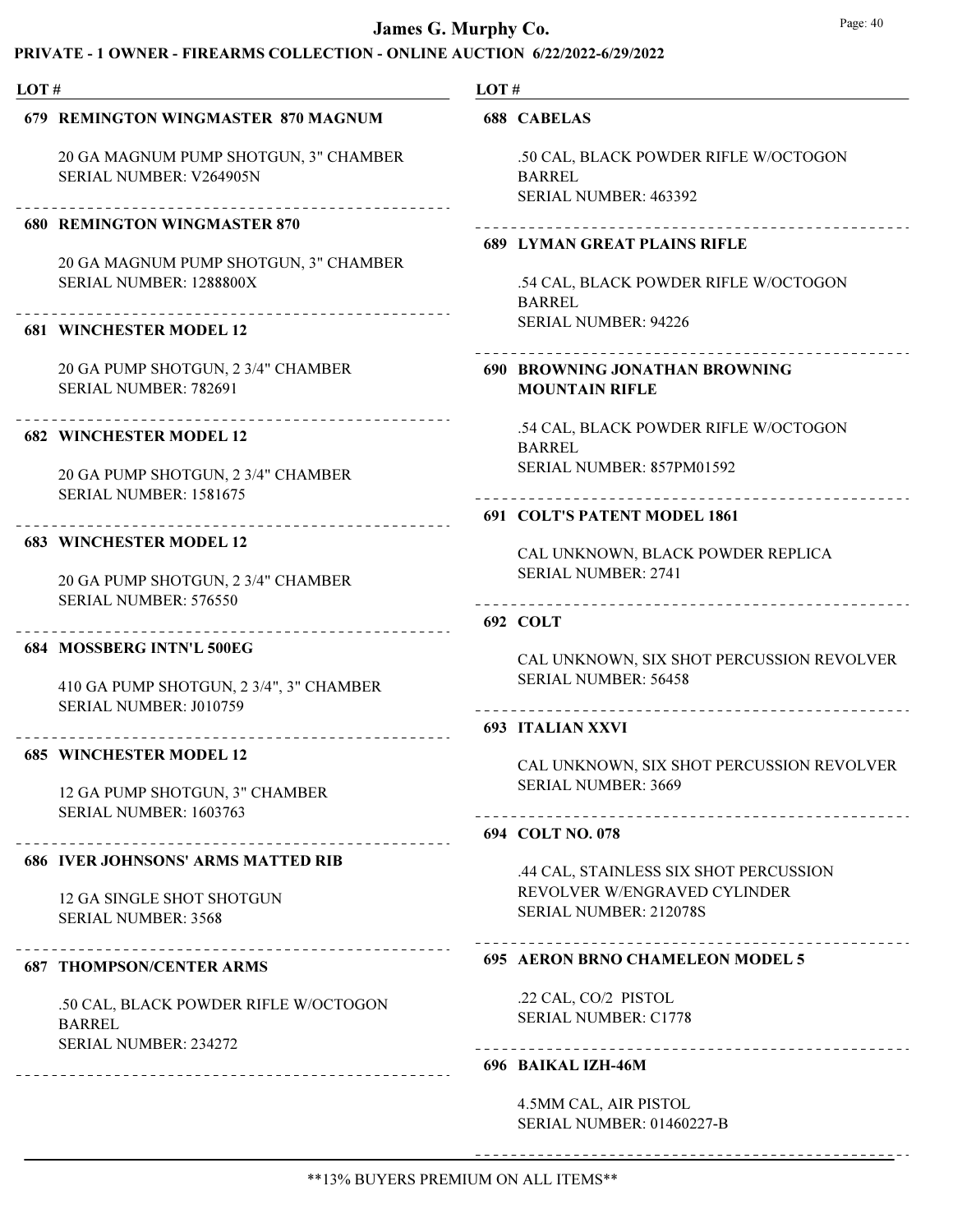# James G. Murphy Co.

## PRIVATE - 1 OWNER - FIREARMS COLLECTION - ONLINE AUCTION 6/22/2022-6/29/2022

LOT #

**679 REMINGTON WINGMASTER 870 MAGNUM**

20 GA MAGNUM PUMP SHOTGUN, 3" CHAMBER
SERIAL NUMBER: V264905N

**680 REMINGTON WINGMASTER 870**

20 GA MAGNUM PUMP SHOTGUN, 3" CHAMBER
SERIAL NUMBER: 1288800X

**681 WINCHESTER MODEL 12**

20 GA PUMP SHOTGUN, 2 3/4" CHAMBER
SERIAL NUMBER: 782691

**682 WINCHESTER MODEL 12**

20 GA PUMP SHOTGUN, 2 3/4" CHAMBER
SERIAL NUMBER: 1581675

**683 WINCHESTER MODEL 12**

20 GA PUMP SHOTGUN, 2 3/4" CHAMBER
SERIAL NUMBER: 576550

**684 MOSSBERG INTN'L 500EG**

410 GA PUMP SHOTGUN, 2 3/4", 3" CHAMBER
SERIAL NUMBER: J010759

**685 WINCHESTER MODEL 12**

12 GA PUMP SHOTGUN, 3" CHAMBER
SERIAL NUMBER: 1603763

**686 IVER JOHNSONS' ARMS MATTED RIB**

12 GA SINGLE SHOT SHOTGUN
SERIAL NUMBER: 3568

**687 THOMPSON/CENTER ARMS**

.50 CAL, BLACK POWDER RIFLE W/OCTOGON BARREL
SERIAL NUMBER: 234272

**688 CABELAS**

.50 CAL, BLACK POWDER RIFLE W/OCTOGON BARREL
SERIAL NUMBER: 463392

**689 LYMAN GREAT PLAINS RIFLE**

.54 CAL, BLACK POWDER RIFLE W/OCTOGON BARREL
SERIAL NUMBER: 94226

**690 BROWNING JONATHAN BROWNING MOUNTAIN RIFLE**

.54 CAL, BLACK POWDER RIFLE W/OCTOGON BARREL
SERIAL NUMBER: 857PM01592

**691 COLT'S PATENT MODEL 1861**

CAL UNKNOWN, BLACK POWDER REPLICA
SERIAL NUMBER: 2741

**692 COLT**

CAL UNKNOWN, SIX SHOT PERCUSSION REVOLVER
SERIAL NUMBER: 56458

**693 ITALIAN XXVI**

CAL UNKNOWN, SIX SHOT PERCUSSION REVOLVER
SERIAL NUMBER: 3669

**694 COLT NO. 078**

.44 CAL, STAINLESS SIX SHOT PERCUSSION REVOLVER W/ENGRAVED CYLINDER
SERIAL NUMBER: 212078S

**695 AERON BRNO CHAMELEON MODEL 5**

.22 CAL, CO/2 PISTOL
SERIAL NUMBER: C1778

**696 BAIKAL IZH-46M**

4.5MM CAL, AIR PISTOL
SERIAL NUMBER: 01460227-B

**13% BUYERS PREMIUM ON ALL ITEMS**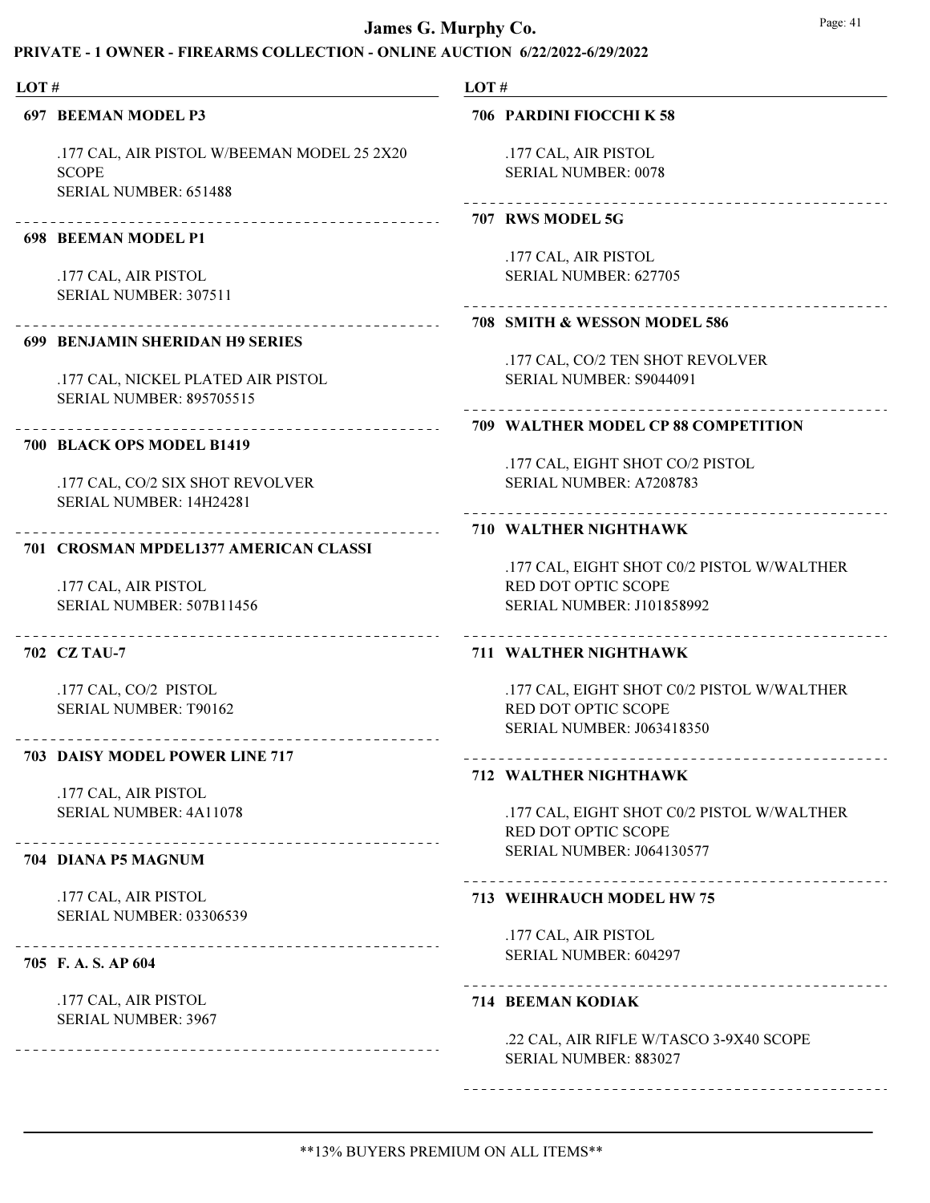# James G. Murphy Co.

## PRIVATE - 1 OWNER - FIREARMS COLLECTION - ONLINE AUCTION 6/22/2022-6/29/2022

LOT #

**697 BEEMAN MODEL P3**

.177 CAL, AIR PISTOL W/BEEMAN MODEL 25 2X20 SCOPE
SERIAL NUMBER: 651488

---

**698 BEEMAN MODEL P1**

.177 CAL, AIR PISTOL
SERIAL NUMBER: 307511

---

**699 BENJAMIN SHERIDAN H9 SERIES**

.177 CAL, NICKEL PLATED AIR PISTOL
SERIAL NUMBER: 895705515

---

**700 BLACK OPS MODEL B1419**

.177 CAL, CO/2 SIX SHOT REVOLVER
SERIAL NUMBER: 14H24281

---

**701 CROSMAN MPDEL1377 AMERICAN CLASSI**

.177 CAL, AIR PISTOL
SERIAL NUMBER: 507B11456

---

**702 CZ TAU-7**

.177 CAL, CO/2 PISTOL
SERIAL NUMBER: T90162

---

**703 DAISY MODEL POWER LINE 717**

.177 CAL, AIR PISTOL
SERIAL NUMBER: 4A11078

---

**704 DIANA P5 MAGNUM**

.177 CAL, AIR PISTOL
SERIAL NUMBER: 03306539

---

**705 F. A. S. AP 604**

.177 CAL, AIR PISTOL
SERIAL NUMBER: 3967

---

**706 PARDINI FIOCCHI K 58**

.177 CAL, AIR PISTOL
SERIAL NUMBER: 0078

---

**707 RWS MODEL 5G**

.177 CAL, AIR PISTOL
SERIAL NUMBER: 627705

---

**708 SMITH & WESSON MODEL 586**

.177 CAL, CO/2 TEN SHOT REVOLVER
SERIAL NUMBER: S9044091

---

**709 WALTHER MODEL CP 88 COMPETITION**

.177 CAL, EIGHT SHOT CO/2 PISTOL
SERIAL NUMBER: A7208783

---

**710 WALTHER NIGHTHAWK**

.177 CAL, EIGHT SHOT C0/2 PISTOL W/WALTHER RED DOT OPTIC SCOPE
SERIAL NUMBER: J101858992

---

**711 WALTHER NIGHTHAWK**

.177 CAL, EIGHT SHOT C0/2 PISTOL W/WALTHER RED DOT OPTIC SCOPE
SERIAL NUMBER: J063418350

---

**712 WALTHER NIGHTHAWK**

.177 CAL, EIGHT SHOT C0/2 PISTOL W/WALTHER RED DOT OPTIC SCOPE
SERIAL NUMBER: J064130577

---

**713 WEIHRAUCH MODEL HW 75**

.177 CAL, AIR PISTOL
SERIAL NUMBER: 604297

---

**714 BEEMAN KODIAK**

.22 CAL, AIR RIFLE W/TASCO 3-9X40 SCOPE
SERIAL NUMBER: 883027

---

**13% BUYERS PREMIUM ON ALL ITEMS**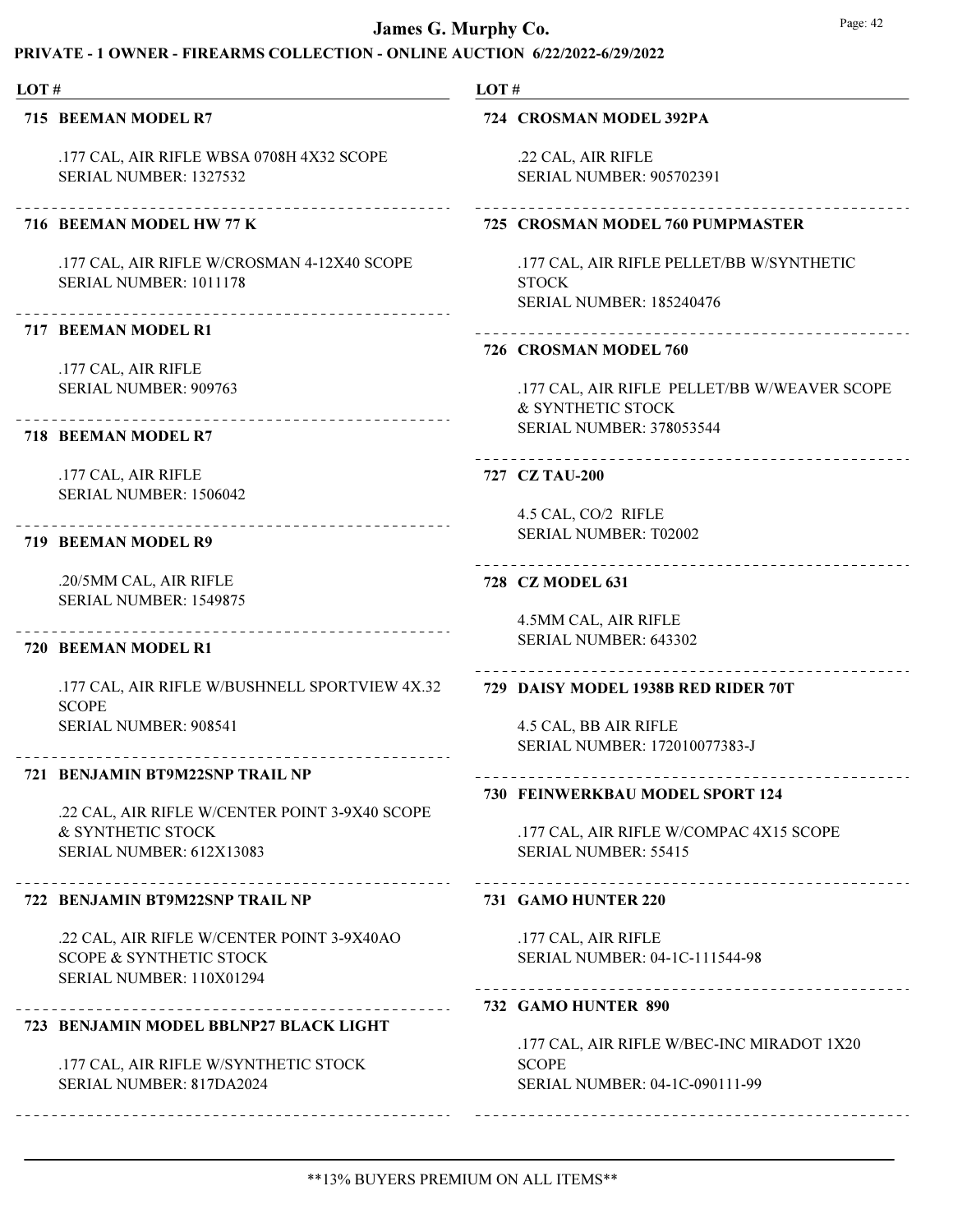**PRIVATE - 1 OWNER - FIREARMS COLLECTION - ONLINE AUCTION 6/22/2022-6/29/2022**

LOT #

**715 BEEMAN MODEL R7**

.177 CAL, AIR RIFLE WBSA 0708H 4X32 SCOPE
SERIAL NUMBER: 1327532

**716 BEEMAN MODEL HW 77 K**

.177 CAL, AIR RIFLE W/CROSMAN 4-12X40 SCOPE
SERIAL NUMBER: 1011178

**717 BEEMAN MODEL R1**

.177 CAL, AIR RIFLE
SERIAL NUMBER: 909763

**718 BEEMAN MODEL R7**

.177 CAL, AIR RIFLE
SERIAL NUMBER: 1506042

**719 BEEMAN MODEL R9**

.20/5MM CAL, AIR RIFLE
SERIAL NUMBER: 1549875

**720 BEEMAN MODEL R1**

.177 CAL, AIR RIFLE W/BUSHNELL SPORTVIEW 4X.32 SCOPE
SERIAL NUMBER: 908541

**721 BENJAMIN BT9M22SNP TRAIL NP**

.22 CAL, AIR RIFLE W/CENTER POINT 3-9X40 SCOPE & SYNTHETIC STOCK
SERIAL NUMBER: 612X13083

**722 BENJAMIN BT9M22SNP TRAIL NP**

.22 CAL, AIR RIFLE W/CENTER POINT 3-9X40AO SCOPE & SYNTHETIC STOCK
SERIAL NUMBER: 110X01294

**723 BENJAMIN MODEL BBLNP27 BLACK LIGHT**

.177 CAL, AIR RIFLE W/SYNTHETIC STOCK
SERIAL NUMBER: 817DA2024

**724 CROSMAN MODEL 392PA**

.22 CAL, AIR RIFLE
SERIAL NUMBER: 905702391

**725 CROSMAN MODEL 760 PUMPMASTER**

.177 CAL, AIR RIFLE PELLET/BB W/SYNTHETIC STOCK
SERIAL NUMBER: 185240476

**726 CROSMAN MODEL 760**

.177 CAL, AIR RIFLE PELLET/BB W/WEAVER SCOPE & SYNTHETIC STOCK
SERIAL NUMBER: 378053544

**727 CZ TAU-200**

4.5 CAL, CO/2 RIFLE
SERIAL NUMBER: T02002

**728 CZ MODEL 631**

4.5MM CAL, AIR RIFLE
SERIAL NUMBER: 643302

**729 DAISY MODEL 1938B RED RIDER 70T**

4.5 CAL, BB AIR RIFLE
SERIAL NUMBER: 172010077383-J

**730 FEINWERKBAU MODEL SPORT 124**

.177 CAL, AIR RIFLE W/COMPAC 4X15 SCOPE
SERIAL NUMBER: 55415

**731 GAMO HUNTER 220**

.177 CAL, AIR RIFLE
SERIAL NUMBER: 04-1C-111544-98

**732 GAMO HUNTER 890**

.177 CAL, AIR RIFLE W/BEC-INC MIRADOT 1X20 SCOPE
SERIAL NUMBER: 04-1C-090111-99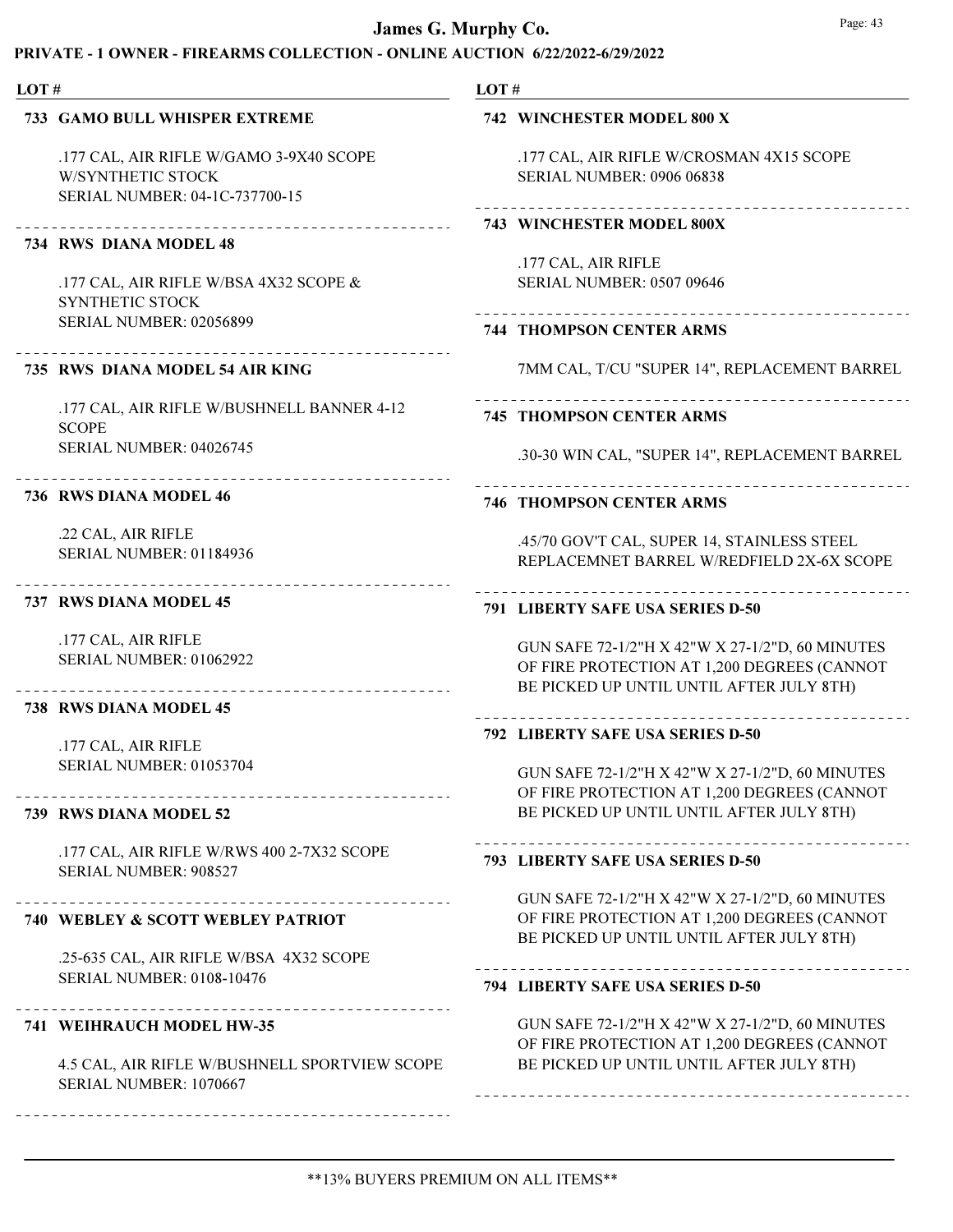## James G. Murphy Co.

### PRIVATE - 1 OWNER - FIREARMS COLLECTION - ONLINE AUCTION 6/22/2022-6/29/2022

LOT #

**733 GAMO BULL WHISPER EXTREME**

.177 CAL, AIR RIFLE W/GAMO 3-9X40 SCOPE W/SYNTHETIC STOCK
SERIAL NUMBER: 04-1C-737700-15

---

**734 RWS DIANA MODEL 48**

.177 CAL, AIR RIFLE W/BSA 4X32 SCOPE & SYNTHETIC STOCK
SERIAL NUMBER: 02056899

---

**735 RWS DIANA MODEL 54 AIR KING**

.177 CAL, AIR RIFLE W/BUSHNELL BANNER 4-12 SCOPE
SERIAL NUMBER: 04026745

---

**736 RWS DIANA MODEL 46**

.22 CAL, AIR RIFLE
SERIAL NUMBER: 01184936

---

**737 RWS DIANA MODEL 45**

.177 CAL, AIR RIFLE
SERIAL NUMBER: 01062922

---

**738 RWS DIANA MODEL 45**

.177 CAL, AIR RIFLE
SERIAL NUMBER: 01053704

---

**739 RWS DIANA MODEL 52**

.177 CAL, AIR RIFLE W/RWS 400 2-7X32 SCOPE
SERIAL NUMBER: 908527

---

**740 WEBLEY & SCOTT WEBLEY PATRIOT**

.25-635 CAL, AIR RIFLE W/BSA 4X32 SCOPE
SERIAL NUMBER: 0108-10476

---

**741 WEIHRAUCH MODEL HW-35**

4.5 CAL, AIR RIFLE W/BUSHNELL SPORTVIEW SCOPE
SERIAL NUMBER: 1070667

---

**742 WINCHESTER MODEL 800 X**

.177 CAL, AIR RIFLE W/CROSMAN 4X15 SCOPE
SERIAL NUMBER: 0906 06838

---

**743 WINCHESTER MODEL 800X**

.177 CAL, AIR RIFLE
SERIAL NUMBER: 0507 09646

---

**744 THOMPSON CENTER ARMS**

7MM CAL, T/CU "SUPER 14", REPLACEMENT BARREL

---

**745 THOMPSON CENTER ARMS**

.30-30 WIN CAL, "SUPER 14", REPLACEMENT BARREL

---

**746 THOMPSON CENTER ARMS**

.45/70 GOV'T CAL, SUPER 14, STAINLESS STEEL REPLACEMNET BARREL W/REDFIELD 2X-6X SCOPE

---

**791 LIBERTY SAFE USA SERIES D-50**

GUN SAFE 72-1/2"H X 42"W X 27-1/2"D, 60 MINUTES OF FIRE PROTECTION AT 1,200 DEGREES (CANNOT BE PICKED UP UNTIL UNTIL AFTER JULY 8TH)

---

**792 LIBERTY SAFE USA SERIES D-50**

GUN SAFE 72-1/2"H X 42"W X 27-1/2"D, 60 MINUTES OF FIRE PROTECTION AT 1,200 DEGREES (CANNOT BE PICKED UP UNTIL UNTIL AFTER JULY 8TH)

---

**793 LIBERTY SAFE USA SERIES D-50**

GUN SAFE 72-1/2"H X 42"W X 27-1/2"D, 60 MINUTES OF FIRE PROTECTION AT 1,200 DEGREES (CANNOT BE PICKED UP UNTIL UNTIL AFTER JULY 8TH)

---

**794 LIBERTY SAFE USA SERIES D-50**

GUN SAFE 72-1/2"H X 42"W X 27-1/2"D, 60 MINUTES OF FIRE PROTECTION AT 1,200 DEGREES (CANNOT BE PICKED UP UNTIL UNTIL AFTER JULY 8TH)

---

**13% BUYERS PREMIUM ON ALL ITEMS**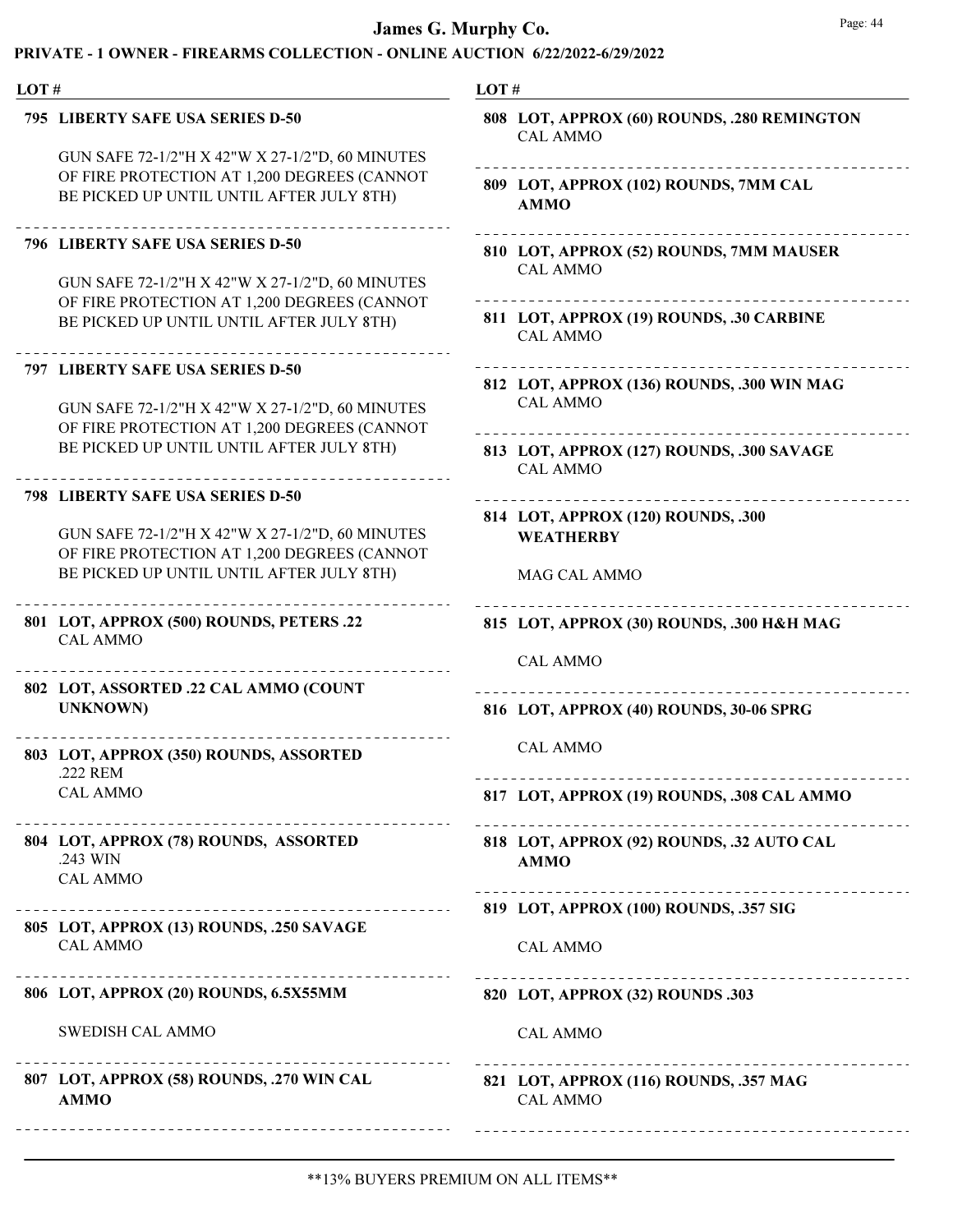# James G. Murphy Co.

## PRIVATE - 1 OWNER - FIREARMS COLLECTION - ONLINE AUCTION 6/22/2022-6/29/2022

| LOT # | |
|---|---|

**795 LIBERTY SAFE USA SERIES D-50**

GUN SAFE 72-1/2"H X 42"W X 27-1/2"D, 60 MINUTES OF FIRE PROTECTION AT 1,200 DEGREES (CANNOT BE PICKED UP UNTIL UNTIL AFTER JULY 8TH)

---

**796 LIBERTY SAFE USA SERIES D-50**

GUN SAFE 72-1/2"H X 42"W X 27-1/2"D, 60 MINUTES OF FIRE PROTECTION AT 1,200 DEGREES (CANNOT BE PICKED UP UNTIL UNTIL AFTER JULY 8TH)

---

**797 LIBERTY SAFE USA SERIES D-50**

GUN SAFE 72-1/2"H X 42"W X 27-1/2"D, 60 MINUTES OF FIRE PROTECTION AT 1,200 DEGREES (CANNOT BE PICKED UP UNTIL UNTIL AFTER JULY 8TH)

---

**798 LIBERTY SAFE USA SERIES D-50**

GUN SAFE 72-1/2"H X 42"W X 27-1/2"D, 60 MINUTES OF FIRE PROTECTION AT 1,200 DEGREES (CANNOT BE PICKED UP UNTIL UNTIL AFTER JULY 8TH)

---

**801 LOT, APPROX (500) ROUNDS, PETERS .22**
CAL AMMO

---

**802 LOT, ASSORTED .22 CAL AMMO (COUNT UNKNOWN)**

---

**803 LOT, APPROX (350) ROUNDS, ASSORTED**
.222 REM
CAL AMMO

---

**804 LOT, APPROX (78) ROUNDS, ASSORTED**
.243 WIN
CAL AMMO

---

**805 LOT, APPROX (13) ROUNDS, .250 SAVAGE**
CAL AMMO

---

**806 LOT, APPROX (20) ROUNDS, 6.5X55MM**

SWEDISH CAL AMMO

---

**807 LOT, APPROX (58) ROUNDS, .270 WIN CAL AMMO**

---

**808 LOT, APPROX (60) ROUNDS, .280 REMINGTON**
CAL AMMO

---

**809 LOT, APPROX (102) ROUNDS, 7MM CAL AMMO**

---

**810 LOT, APPROX (52) ROUNDS, 7MM MAUSER**
CAL AMMO

---

**811 LOT, APPROX (19) ROUNDS, .30 CARBINE**
CAL AMMO

---

**812 LOT, APPROX (136) ROUNDS, .300 WIN MAG**
CAL AMMO

---

**813 LOT, APPROX (127) ROUNDS, .300 SAVAGE**
CAL AMMO

---

**814 LOT, APPROX (120) ROUNDS, .300 WEATHERBY**

MAG CAL AMMO

---

**815 LOT, APPROX (30) ROUNDS, .300 H&H MAG**

CAL AMMO

---

**816 LOT, APPROX (40) ROUNDS, 30-06 SPRG**

CAL AMMO

---

**817 LOT, APPROX (19) ROUNDS, .308 CAL AMMO**

---

**818 LOT, APPROX (92) ROUNDS, .32 AUTO CAL AMMO**

---

**819 LOT, APPROX (100) ROUNDS, .357 SIG**

CAL AMMO

---

**820 LOT, APPROX (32) ROUNDS .303**

CAL AMMO

---

**821 LOT, APPROX (116) ROUNDS, .357 MAG**
CAL AMMO

---

**13% BUYERS PREMIUM ON ALL ITEMS**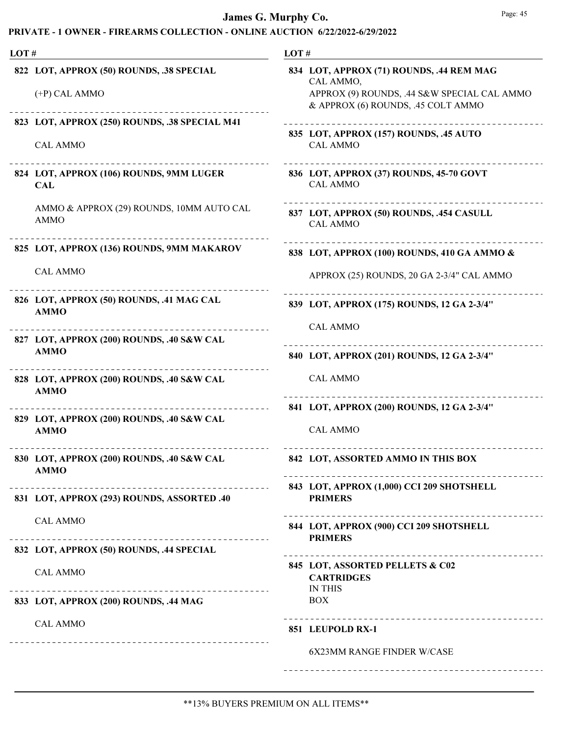# James G. Murphy Co.

## PRIVATE - 1 OWNER - FIREARMS COLLECTION - ONLINE AUCTION 6/22/2022-6/29/2022

**LOT #**

**822 LOT, APPROX (50) ROUNDS, .38 SPECIAL**

(+P) CAL AMMO

---

**823 LOT, APPROX (250) ROUNDS, .38 SPECIAL M41**

CAL AMMO

---

**824 LOT, APPROX (106) ROUNDS, 9MM LUGER CAL**

AMMO & APPROX (29) ROUNDS, 10MM AUTO CAL AMMO

---

**825 LOT, APPROX (136) ROUNDS, 9MM MAKAROV**

CAL AMMO

---

**826 LOT, APPROX (50) ROUNDS, .41 MAG CAL AMMO**

---

**827 LOT, APPROX (200) ROUNDS, .40 S&W CAL AMMO**

---

**828 LOT, APPROX (200) ROUNDS, .40 S&W CAL AMMO**

---

**829 LOT, APPROX (200) ROUNDS, .40 S&W CAL AMMO**

---

**830 LOT, APPROX (200) ROUNDS, .40 S&W CAL AMMO**

---

**831 LOT, APPROX (293) ROUNDS, ASSORTED .40**

CAL AMMO

---

**832 LOT, APPROX (50) ROUNDS, .44 SPECIAL**

CAL AMMO

---

**833 LOT, APPROX (200) ROUNDS, .44 MAG**

CAL AMMO

---

**834 LOT, APPROX (71) ROUNDS, .44 REM MAG**
CAL AMMO,
APPROX (9) ROUNDS, .44 S&W SPECIAL CAL AMMO & APPROX (6) ROUNDS, .45 COLT AMMO

---

**835 LOT, APPROX (157) ROUNDS, .45 AUTO**
CAL AMMO

---

**836 LOT, APPROX (37) ROUNDS, 45-70 GOVT**
CAL AMMO

---

**837 LOT, APPROX (50) ROUNDS, .454 CASULL**
CAL AMMO

---

**838 LOT, APPROX (100) ROUNDS, 410 GA AMMO &**

APPROX (25) ROUNDS, 20 GA 2-3/4" CAL AMMO

---

**839 LOT, APPROX (175) ROUNDS, 12 GA 2-3/4"**

CAL AMMO

---

**840 LOT, APPROX (201) ROUNDS, 12 GA 2-3/4"**

CAL AMMO

---

**841 LOT, APPROX (200) ROUNDS, 12 GA 2-3/4"**

CAL AMMO

---

**842 LOT, ASSORTED AMMO IN THIS BOX**

---

**843 LOT, APPROX (1,000) CCI 209 SHOTSHELL PRIMERS**

---

**844 LOT, APPROX (900) CCI 209 SHOTSHELL PRIMERS**

---

**845 LOT, ASSORTED PELLETS & C02 CARTRIDGES**
IN THIS
BOX

---

**851 LEUPOLD RX-1**

6X23MM RANGE FINDER W/CASE

---

**13% BUYERS PREMIUM ON ALL ITEMS**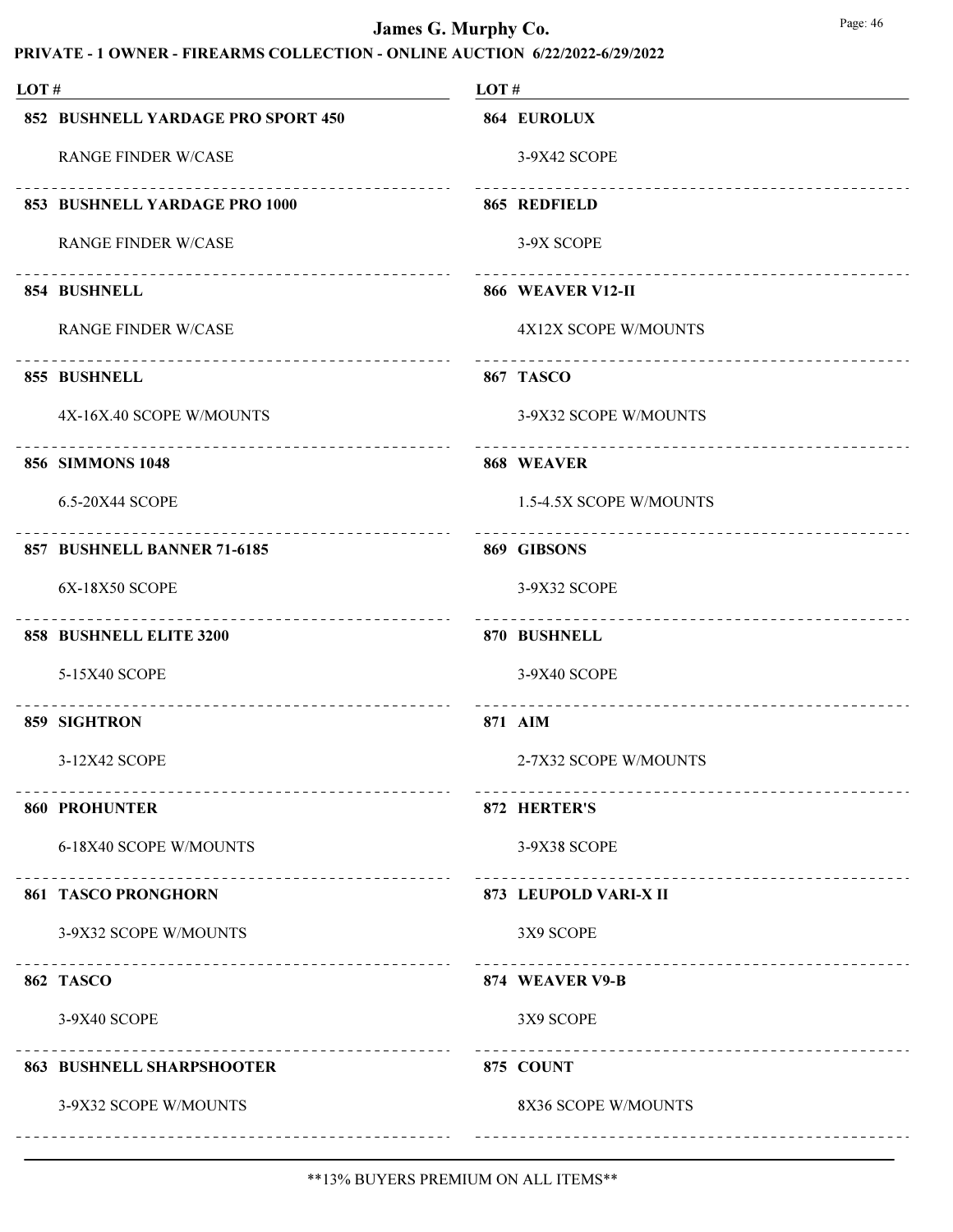# James G. Murphy Co.

## PRIVATE - 1 OWNER - FIREARMS COLLECTION - ONLINE AUCTION 6/22/2022-6/29/2022

| LOT # | |
|---|---|
| **852 BUSHNELL YARDAGE PRO SPORT 450** | RANGE FINDER W/CASE |
| **853 BUSHNELL YARDAGE PRO 1000** | RANGE FINDER W/CASE |
| **854 BUSHNELL** | RANGE FINDER W/CASE |
| **855 BUSHNELL** | 4X-16X.40 SCOPE W/MOUNTS |
| **856 SIMMONS 1048** | 6.5-20X44 SCOPE |
| **857 BUSHNELL BANNER 71-6185** | 6X-18X50 SCOPE |
| **858 BUSHNELL ELITE 3200** | 5-15X40 SCOPE |
| **859 SIGHTRON** | 3-12X42 SCOPE |
| **860 PROHUNTER** | 6-18X40 SCOPE W/MOUNTS |
| **861 TASCO PRONGHORN** | 3-9X32 SCOPE W/MOUNTS |
| **862 TASCO** | 3-9X40 SCOPE |
| **863 BUSHNELL SHARPSHOOTER** | 3-9X32 SCOPE W/MOUNTS |
| **864 EUROLUX** | 3-9X42 SCOPE |
| **865 REDFIELD** | 3-9X SCOPE |
| **866 WEAVER V12-II** | 4X12X SCOPE W/MOUNTS |
| **867 TASCO** | 3-9X32 SCOPE W/MOUNTS |
| **868 WEAVER** | 1.5-4.5X SCOPE W/MOUNTS |
| **869 GIBSONS** | 3-9X32 SCOPE |
| **870 BUSHNELL** | 3-9X40 SCOPE |
| **871 AIM** | 2-7X32 SCOPE W/MOUNTS |
| **872 HERTER'S** | 3-9X38 SCOPE |
| **873 LEUPOLD VARI-X II** | 3X9 SCOPE |
| **874 WEAVER V9-B** | 3X9 SCOPE |
| **875 COUNT** | 8X36 SCOPE W/MOUNTS |

**13% BUYERS PREMIUM ON ALL ITEMS**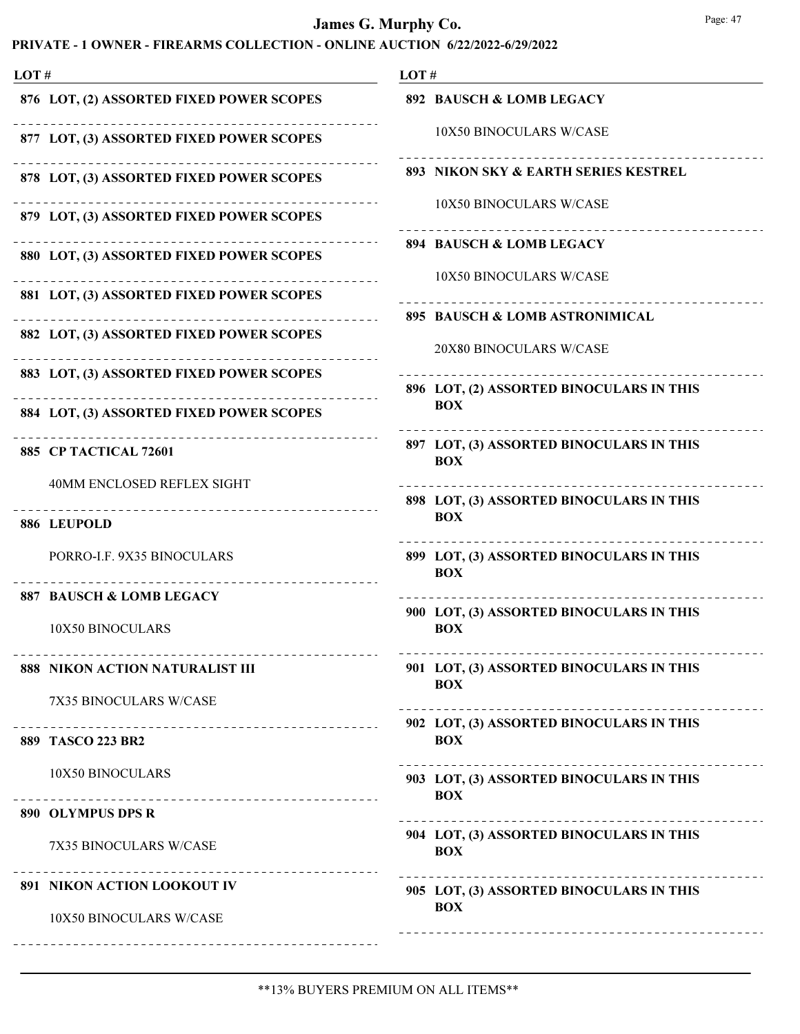# James G. Murphy Co.

## PRIVATE - 1 OWNER - FIREARMS COLLECTION - ONLINE AUCTION 6/22/2022-6/29/2022

| LOT # | |
|---|---|
| 876 | **LOT, (2) ASSORTED FIXED POWER SCOPES** |
| 877 | **LOT, (3) ASSORTED FIXED POWER SCOPES** |
| 878 | **LOT, (3) ASSORTED FIXED POWER SCOPES** |
| 879 | **LOT, (3) ASSORTED FIXED POWER SCOPES** |
| 880 | **LOT, (3) ASSORTED FIXED POWER SCOPES** |
| 881 | **LOT, (3) ASSORTED FIXED POWER SCOPES** |
| 882 | **LOT, (3) ASSORTED FIXED POWER SCOPES** |
| 883 | **LOT, (3) ASSORTED FIXED POWER SCOPES** |
| 884 | **LOT, (3) ASSORTED FIXED POWER SCOPES** |
| 885 | **CP TACTICAL 72601**<br>40MM ENCLOSED REFLEX SIGHT |
| 886 | **LEUPOLD**<br>PORRO-I.F. 9X35 BINOCULARS |
| 887 | **BAUSCH & LOMB LEGACY**<br>10X50 BINOCULARS |
| 888 | **NIKON ACTION NATURALIST III**<br>7X35 BINOCULARS W/CASE |
| 889 | **TASCO 223 BR2**<br>10X50 BINOCULARS |
| 890 | **OLYMPUS DPS R**<br>7X35 BINOCULARS W/CASE |
| 891 | **NIKON ACTION LOOKOUT IV**<br>10X50 BINOCULARS W/CASE |
| 892 | **BAUSCH & LOMB LEGACY**<br>10X50 BINOCULARS W/CASE |
| 893 | **NIKON SKY & EARTH SERIES KESTREL**<br>10X50 BINOCULARS W/CASE |
| 894 | **BAUSCH & LOMB LEGACY**<br>10X50 BINOCULARS W/CASE |
| 895 | **BAUSCH & LOMB ASTRONIMICAL**<br>20X80 BINOCULARS W/CASE |
| 896 | **LOT, (2) ASSORTED BINOCULARS IN THIS BOX** |
| 897 | **LOT, (3) ASSORTED BINOCULARS IN THIS BOX** |
| 898 | **LOT, (3) ASSORTED BINOCULARS IN THIS BOX** |
| 899 | **LOT, (3) ASSORTED BINOCULARS IN THIS BOX** |
| 900 | **LOT, (3) ASSORTED BINOCULARS IN THIS BOX** |
| 901 | **LOT, (3) ASSORTED BINOCULARS IN THIS BOX** |
| 902 | **LOT, (3) ASSORTED BINOCULARS IN THIS BOX** |
| 903 | **LOT, (3) ASSORTED BINOCULARS IN THIS BOX** |
| 904 | **LOT, (3) ASSORTED BINOCULARS IN THIS BOX** |
| 905 | **LOT, (3) ASSORTED BINOCULARS IN THIS BOX** |

**13% BUYERS PREMIUM ON ALL ITEMS**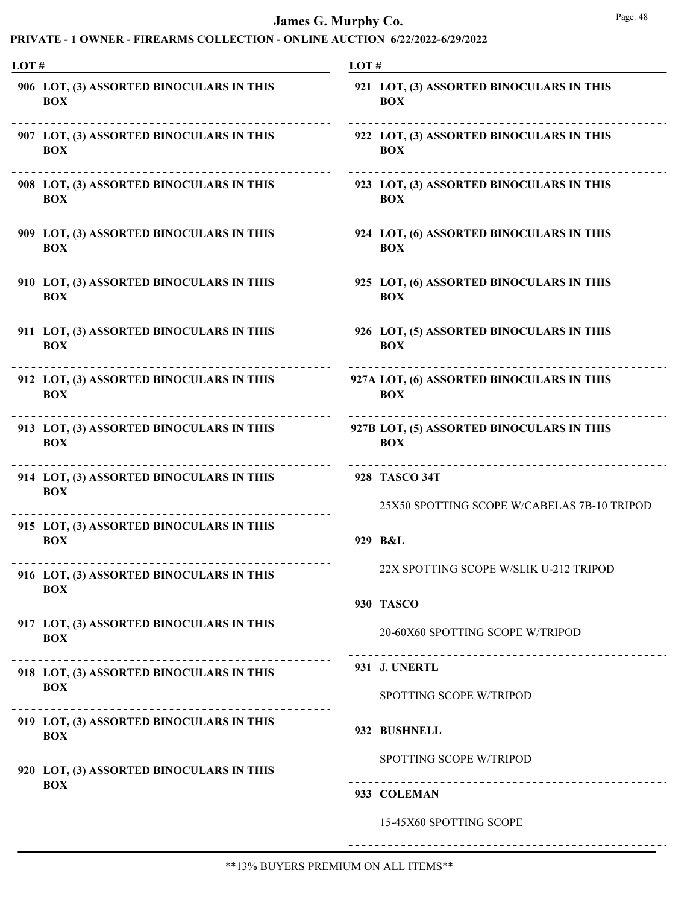# James G. Murphy Co.

## PRIVATE - 1 OWNER - FIREARMS COLLECTION - ONLINE AUCTION 6/22/2022-6/29/2022

| LOT # | |
|---|---|
| 906 | LOT, (3) ASSORTED BINOCULARS IN THIS BOX |
| 907 | LOT, (3) ASSORTED BINOCULARS IN THIS BOX |
| 908 | LOT, (3) ASSORTED BINOCULARS IN THIS BOX |
| 909 | LOT, (3) ASSORTED BINOCULARS IN THIS BOX |
| 910 | LOT, (3) ASSORTED BINOCULARS IN THIS BOX |
| 911 | LOT, (3) ASSORTED BINOCULARS IN THIS BOX |
| 912 | LOT, (3) ASSORTED BINOCULARS IN THIS BOX |
| 913 | LOT, (3) ASSORTED BINOCULARS IN THIS BOX |
| 914 | LOT, (3) ASSORTED BINOCULARS IN THIS BOX |
| 915 | LOT, (3) ASSORTED BINOCULARS IN THIS BOX |
| 916 | LOT, (3) ASSORTED BINOCULARS IN THIS BOX |
| 917 | LOT, (3) ASSORTED BINOCULARS IN THIS BOX |
| 918 | LOT, (3) ASSORTED BINOCULARS IN THIS BOX |
| 919 | LOT, (3) ASSORTED BINOCULARS IN THIS BOX |
| 920 | LOT, (3) ASSORTED BINOCULARS IN THIS BOX |
| 921 | LOT, (3) ASSORTED BINOCULARS IN THIS BOX |
| 922 | LOT, (3) ASSORTED BINOCULARS IN THIS BOX |
| 923 | LOT, (3) ASSORTED BINOCULARS IN THIS BOX |
| 924 | LOT, (6) ASSORTED BINOCULARS IN THIS BOX |
| 925 | LOT, (6) ASSORTED BINOCULARS IN THIS BOX |
| 926 | LOT, (5) ASSORTED BINOCULARS IN THIS BOX |
| 927A | LOT, (6) ASSORTED BINOCULARS IN THIS BOX |
| 927B | LOT, (5) ASSORTED BINOCULARS IN THIS BOX |
| 928 | TASCO 34T<br>25X50 SPOTTING SCOPE W/CABELAS 7B-10 TRIPOD |
| 929 | B&L<br>22X SPOTTING SCOPE W/SLIK U-212 TRIPOD |
| 930 | TASCO<br>20-60X60 SPOTTING SCOPE W/TRIPOD |
| 931 | J. UNERTL<br>SPOTTING SCOPE W/TRIPOD |
| 932 | BUSHNELL<br>SPOTTING SCOPE W/TRIPOD |
| 933 | COLEMAN<br>15-45X60 SPOTTING SCOPE |

**13% BUYERS PREMIUM ON ALL ITEMS**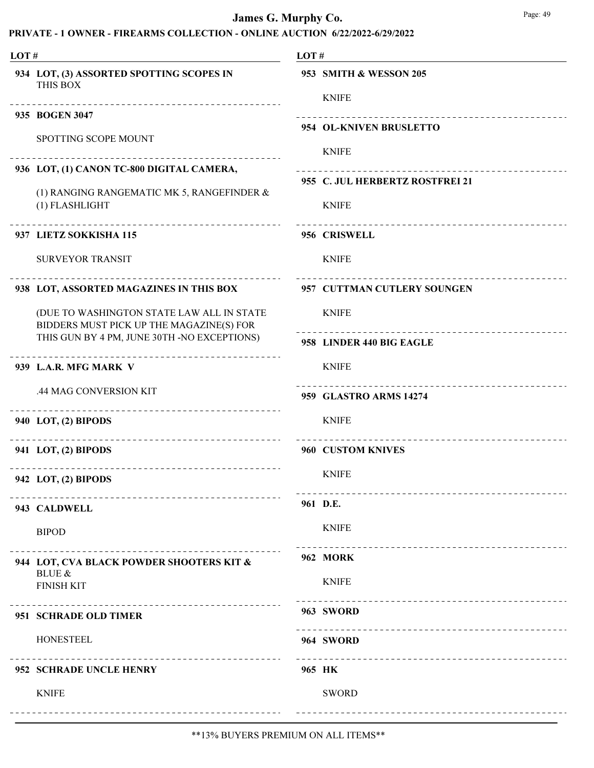# James G. Murphy Co.

## PRIVATE - 1 OWNER - FIREARMS COLLECTION - ONLINE AUCTION 6/22/2022-6/29/2022

| LOT # | |
|---|---|
| 934 | **LOT, (3) ASSORTED SPOTTING SCOPES IN** THIS BOX |
| 935 | **BOGEN 3047**<br>SPOTTING SCOPE MOUNT |
| 936 | **LOT, (1) CANON TC-800 DIGITAL CAMERA,**<br>(1) RANGING RANGEMATIC MK 5, RANGEFINDER & (1) FLASHLIGHT |
| 937 | **LIETZ SOKKISHA 115**<br>SURVEYOR TRANSIT |
| 938 | **LOT, ASSORTED MAGAZINES IN THIS BOX**<br>(DUE TO WASHINGTON STATE LAW ALL IN STATE BIDDERS MUST PICK UP THE MAGAZINE(S) FOR THIS GUN BY 4 PM, JUNE 30TH -NO EXCEPTIONS) |
| 939 | **L.A.R. MFG MARK V**<br>.44 MAG CONVERSION KIT |
| 940 | **LOT, (2) BIPODS** |
| 941 | **LOT, (2) BIPODS** |
| 942 | **LOT, (2) BIPODS** |
| 943 | **CALDWELL**<br>BIPOD |
| 944 | **LOT, CVA BLACK POWDER SHOOTERS KIT &** BLUE & FINISH KIT |
| 951 | **SCHRADE OLD TIMER**<br>HONESTEEL |
| 952 | **SCHRADE UNCLE HENRY**<br>KNIFE |
| 953 | **SMITH & WESSON 205**<br>KNIFE |
| 954 | **OL-KNIVEN BRUSLETTO**<br>KNIFE |
| 955 | **C. JUL HERBERTZ ROSTFREI 21**<br>KNIFE |
| 956 | **CRISWELL**<br>KNIFE |
| 957 | **CUTTMAN CUTLERY SOUNGEN**<br>KNIFE |
| 958 | **LINDER 440 BIG EAGLE**<br>KNIFE |
| 959 | **GLASTRO ARMS 14274**<br>KNIFE |
| 960 | **CUSTOM KNIVES**<br>KNIFE |
| 961 | **D.E.**<br>KNIFE |
| 962 | **MORK**<br>KNIFE |
| 963 | **SWORD** |
| 964 | **SWORD** |
| 965 | **HK**<br>SWORD |

**13% BUYERS PREMIUM ON ALL ITEMS**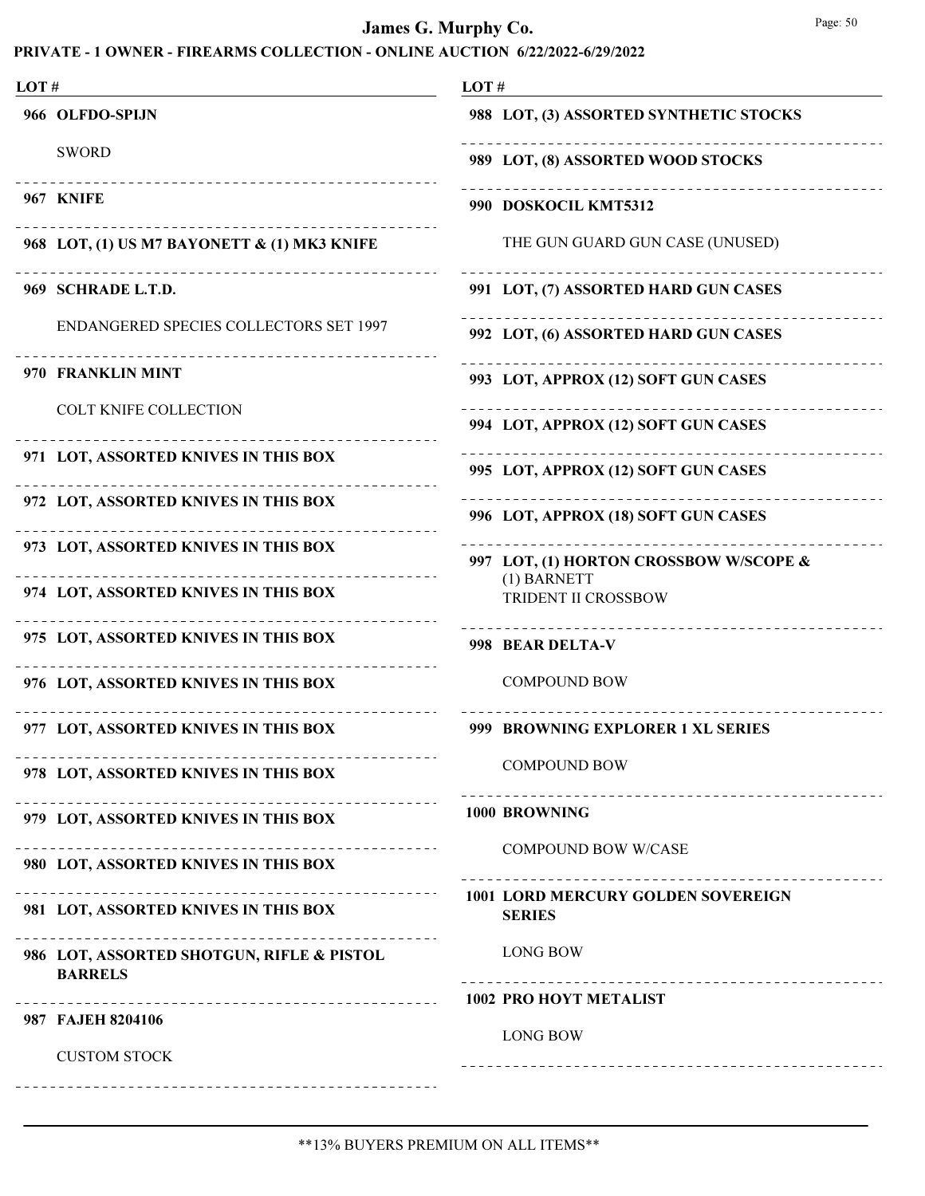# James G. Murphy Co.

## PRIVATE - 1 OWNER - FIREARMS COLLECTION - ONLINE AUCTION 6/22/2022-6/29/2022

| LOT # | |
|---|---|
| 966 | **OLFDO-SPIJN**<br>SWORD |
| 967 | **KNIFE** |
| 968 | **LOT, (1) US M7 BAYONETT & (1) MK3 KNIFE** |
| 969 | **SCHRADE L.T.D.**<br>ENDANGERED SPECIES COLLECTORS SET 1997 |
| 970 | **FRANKLIN MINT**<br>COLT KNIFE COLLECTION |
| 971 | **LOT, ASSORTED KNIVES IN THIS BOX** |
| 972 | **LOT, ASSORTED KNIVES IN THIS BOX** |
| 973 | **LOT, ASSORTED KNIVES IN THIS BOX** |
| 974 | **LOT, ASSORTED KNIVES IN THIS BOX** |
| 975 | **LOT, ASSORTED KNIVES IN THIS BOX** |
| 976 | **LOT, ASSORTED KNIVES IN THIS BOX** |
| 977 | **LOT, ASSORTED KNIVES IN THIS BOX** |
| 978 | **LOT, ASSORTED KNIVES IN THIS BOX** |
| 979 | **LOT, ASSORTED KNIVES IN THIS BOX** |
| 980 | **LOT, ASSORTED KNIVES IN THIS BOX** |
| 981 | **LOT, ASSORTED KNIVES IN THIS BOX** |
| 986 | **LOT, ASSORTED SHOTGUN, RIFLE & PISTOL BARRELS** |
| 987 | **FAJEH 8204106**<br>CUSTOM STOCK |
| 988 | **LOT, (3) ASSORTED SYNTHETIC STOCKS** |
| 989 | **LOT, (8) ASSORTED WOOD STOCKS** |
| 990 | **DOSKOCIL KMT5312**<br>THE GUN GUARD GUN CASE (UNUSED) |
| 991 | **LOT, (7) ASSORTED HARD GUN CASES** |
| 992 | **LOT, (6) ASSORTED HARD GUN CASES** |
| 993 | **LOT, APPROX (12) SOFT GUN CASES** |
| 994 | **LOT, APPROX (12) SOFT GUN CASES** |
| 995 | **LOT, APPROX (12) SOFT GUN CASES** |
| 996 | **LOT, APPROX (18) SOFT GUN CASES** |
| 997 | **LOT, (1) HORTON CROSSBOW W/SCOPE &**<br>(1) BARNETT<br>TRIDENT II CROSSBOW |
| 998 | **BEAR DELTA-V**<br>COMPOUND BOW |
| 999 | **BROWNING EXPLORER 1 XL SERIES**<br>COMPOUND BOW |
| 1000 | **BROWNING**<br>COMPOUND BOW W/CASE |
| 1001 | **LORD MERCURY GOLDEN SOVEREIGN SERIES**<br>LONG BOW |
| 1002 | **PRO HOYT METALIST**<br>LONG BOW |

**13% BUYERS PREMIUM ON ALL ITEMS**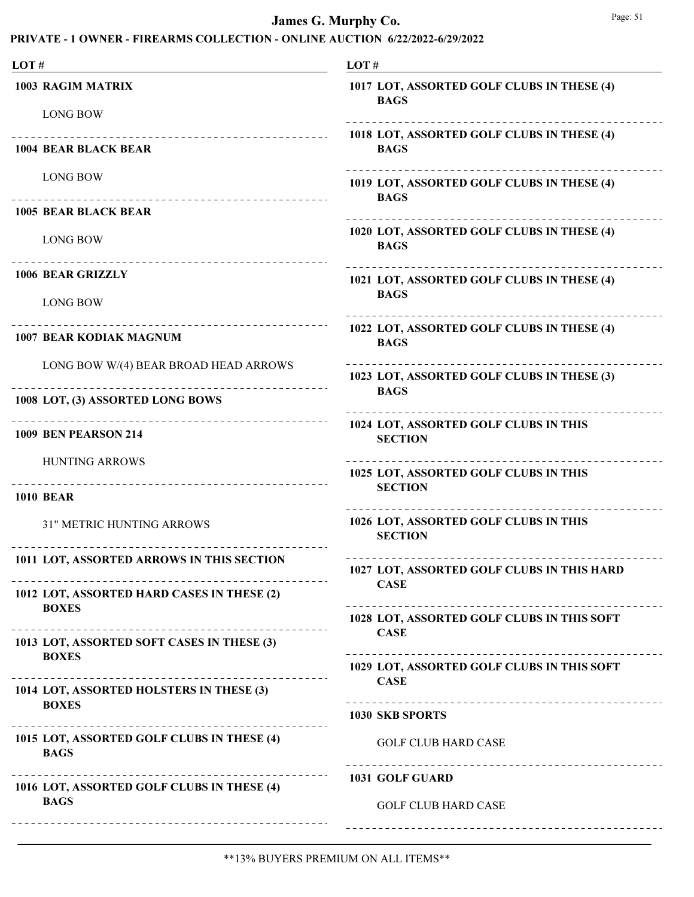| LOT # | |
|---|---|
| **1003 RAGIM MATRIX** | LONG BOW |
| **1004 BEAR BLACK BEAR** | LONG BOW |
| **1005 BEAR BLACK BEAR** | LONG BOW |
| **1006 BEAR GRIZZLY** | LONG BOW |
| **1007 BEAR KODIAK MAGNUM** | LONG BOW W/(4) BEAR BROAD HEAD ARROWS |
| **1008 LOT, (3) ASSORTED LONG BOWS** | |
| **1009 BEN PEARSON 214** | HUNTING ARROWS |
| **1010 BEAR** | 31" METRIC HUNTING ARROWS |
| **1011 LOT, ASSORTED ARROWS IN THIS SECTION** | |
| **1012 LOT, ASSORTED HARD CASES IN THESE (2) BOXES** | |
| **1013 LOT, ASSORTED SOFT CASES IN THESE (3) BOXES** | |
| **1014 LOT, ASSORTED HOLSTERS IN THESE (3) BOXES** | |
| **1015 LOT, ASSORTED GOLF CLUBS IN THESE (4) BAGS** | |
| **1016 LOT, ASSORTED GOLF CLUBS IN THESE (4) BAGS** | |
| **1017 LOT, ASSORTED GOLF CLUBS IN THESE (4) BAGS** | |
| **1018 LOT, ASSORTED GOLF CLUBS IN THESE (4) BAGS** | |
| **1019 LOT, ASSORTED GOLF CLUBS IN THESE (4) BAGS** | |
| **1020 LOT, ASSORTED GOLF CLUBS IN THESE (4) BAGS** | |
| **1021 LOT, ASSORTED GOLF CLUBS IN THESE (4) BAGS** | |
| **1022 LOT, ASSORTED GOLF CLUBS IN THESE (4) BAGS** | |
| **1023 LOT, ASSORTED GOLF CLUBS IN THESE (3) BAGS** | |
| **1024 LOT, ASSORTED GOLF CLUBS IN THIS SECTION** | |
| **1025 LOT, ASSORTED GOLF CLUBS IN THIS SECTION** | |
| **1026 LOT, ASSORTED GOLF CLUBS IN THIS SECTION** | |
| **1027 LOT, ASSORTED GOLF CLUBS IN THIS HARD CASE** | |
| **1028 LOT, ASSORTED GOLF CLUBS IN THIS SOFT CASE** | |
| **1029 LOT, ASSORTED GOLF CLUBS IN THIS SOFT CASE** | |
| **1030 SKB SPORTS** | GOLF CLUB HARD CASE |
| **1031 GOLF GUARD** | GOLF CLUB HARD CASE |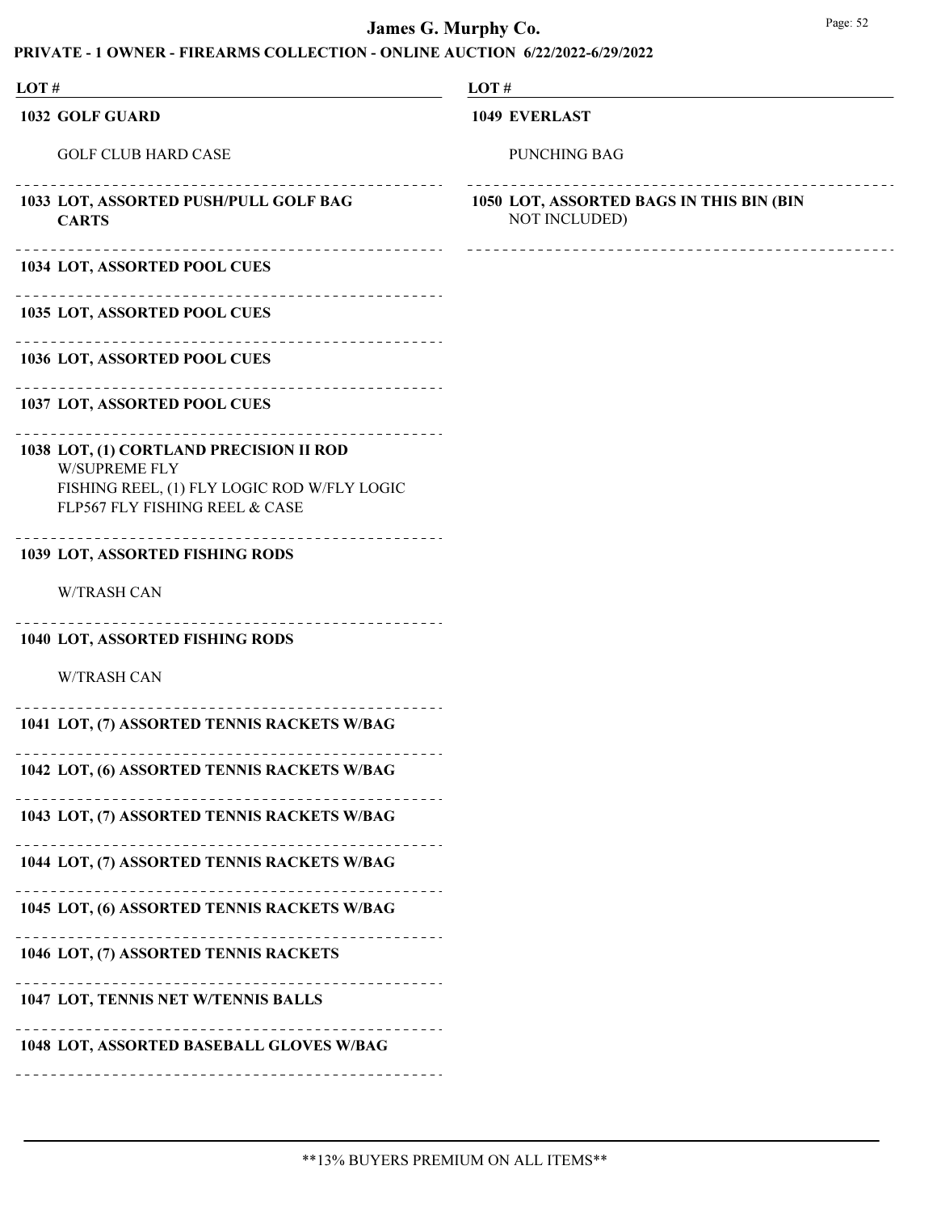**LOT #**

**1032 GOLF GUARD**

GOLF CLUB HARD CASE

**1033 LOT, ASSORTED PUSH/PULL GOLF BAG CARTS**

**1034 LOT, ASSORTED POOL CUES**

**1035 LOT, ASSORTED POOL CUES**

**1036 LOT, ASSORTED POOL CUES**

**1037 LOT, ASSORTED POOL CUES**

**1038 LOT, (1) CORTLAND PRECISION II ROD** W/SUPREME FLY FISHING REEL, (1) FLY LOGIC ROD W/FLY LOGIC FLP567 FLY FISHING REEL & CASE

**1039 LOT, ASSORTED FISHING RODS**

W/TRASH CAN

**1040 LOT, ASSORTED FISHING RODS**

W/TRASH CAN

**1041 LOT, (7) ASSORTED TENNIS RACKETS W/BAG**

**1042 LOT, (6) ASSORTED TENNIS RACKETS W/BAG**

**1043 LOT, (7) ASSORTED TENNIS RACKETS W/BAG**

**1044 LOT, (7) ASSORTED TENNIS RACKETS W/BAG**

**1045 LOT, (6) ASSORTED TENNIS RACKETS W/BAG**

**1046 LOT, (7) ASSORTED TENNIS RACKETS**

**1047 LOT, TENNIS NET W/TENNIS BALLS**

**1048 LOT, ASSORTED BASEBALL GLOVES W/BAG**

**1049 EVERLAST**

PUNCHING BAG

**1050 LOT, ASSORTED BAGS IN THIS BIN (BIN** NOT INCLUDED)